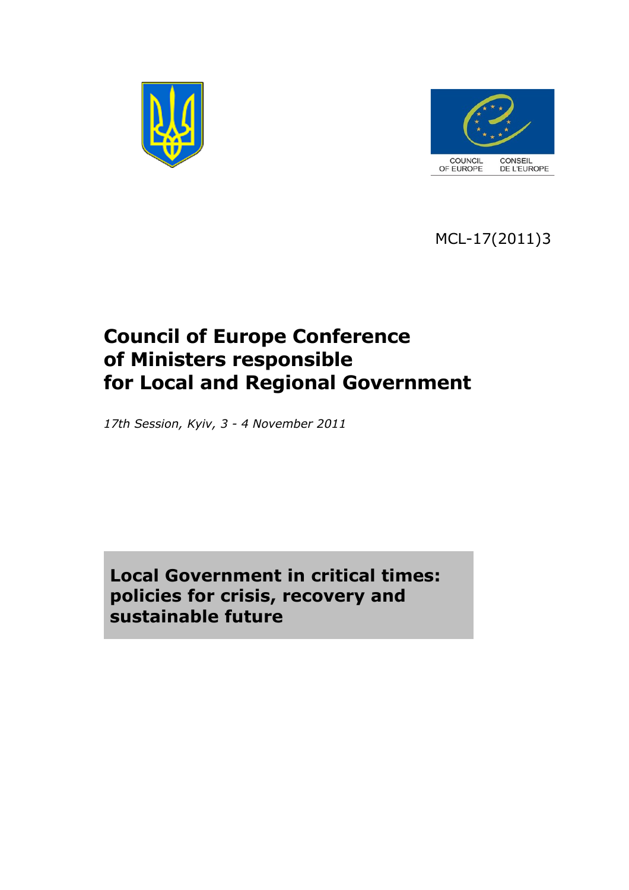COUNCIL OF EUROPE CONSEIL DE L'EUROPE

MCL-17(2011)3

# Council of Europe Conference of Ministers responsible for Local and Regional Government

*17th Session, Kyiv, 3 - 4 November 2011*

## Local Government in critical times: policies for crisis, recovery and sustainable future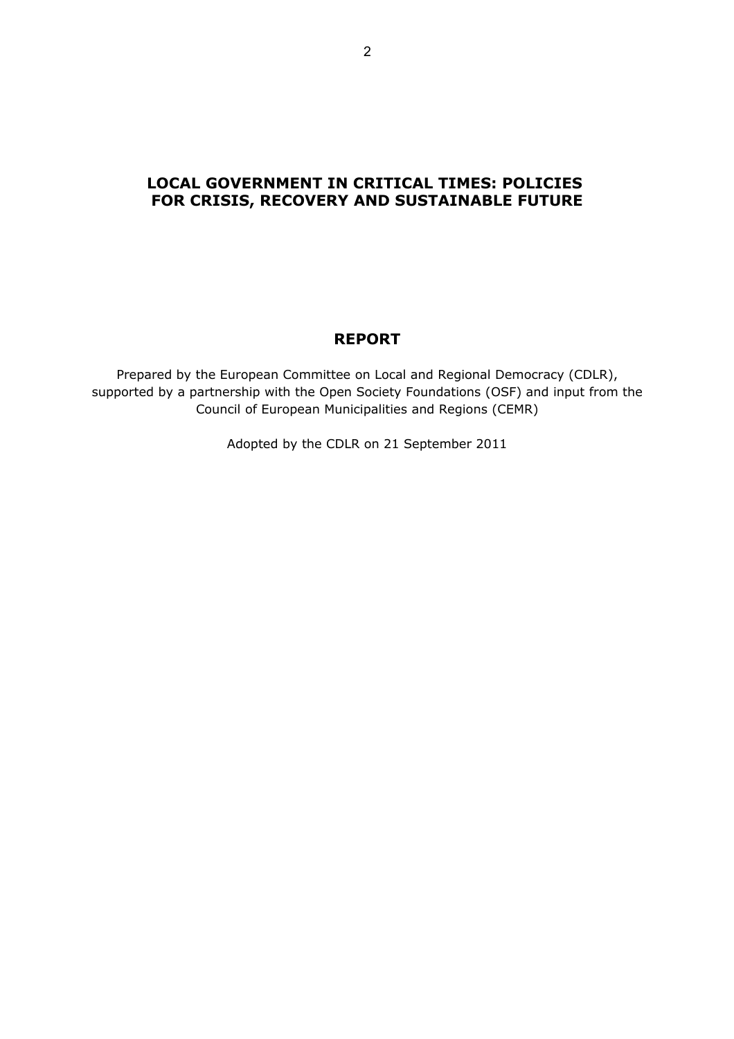# LOCAL GOVERNMENT IN CRITICAL TIMES: POLICIES FOR CRISIS, RECOVERY AND SUSTAINABLE FUTURE

## REPORT

Prepared by the European Committee on Local and Regional Democracy (CDLR), supported by a partnership with the Open Society Foundations (OSF) and input from the Council of European Municipalities and Regions (CEMR)

Adopted by the CDLR on 21 September 2011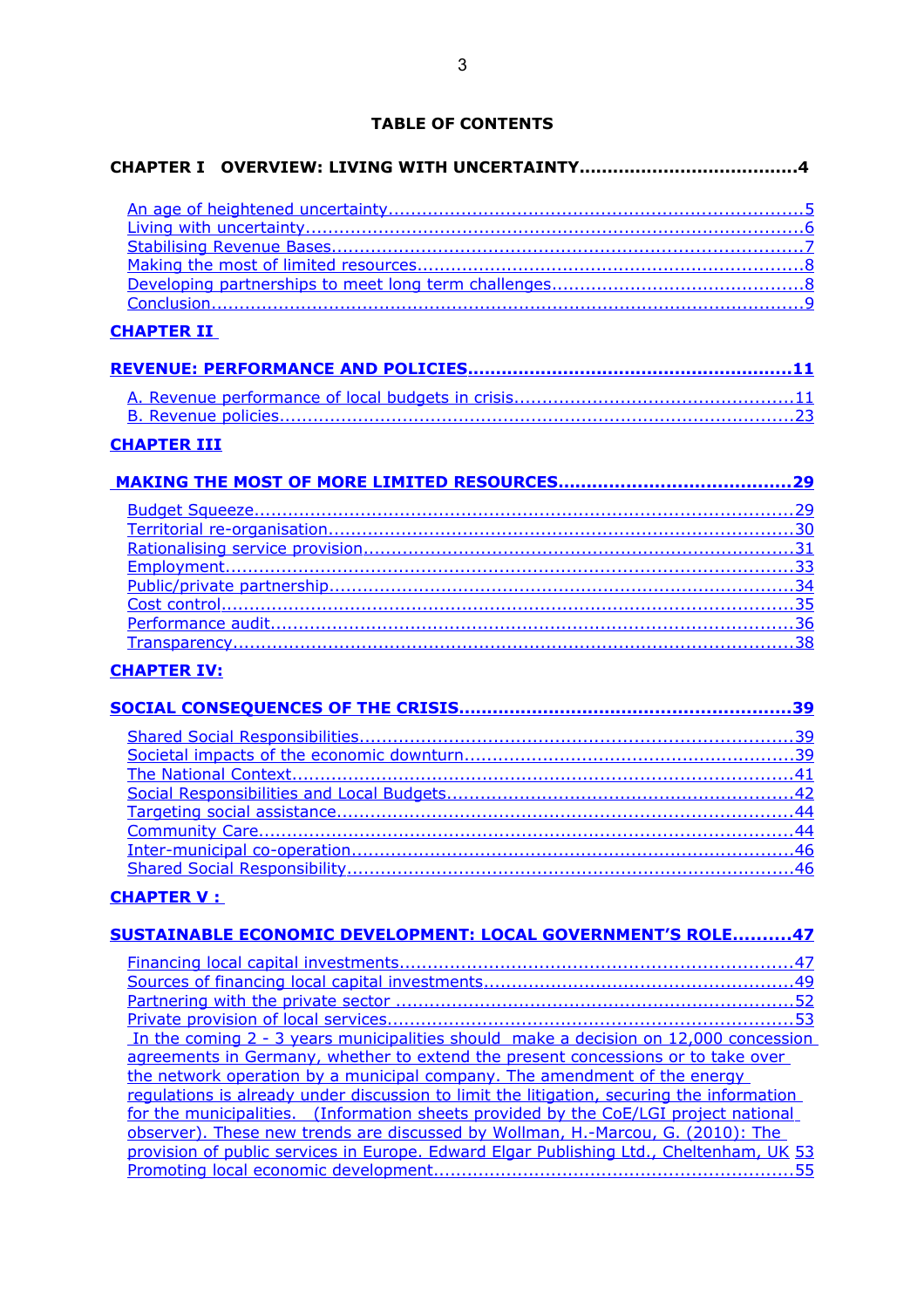# TABLE OF CONTENTS

**CHAPTER I OVERVIEW: LIVING WITH UNCERTAINTY......................................4**

- An age of heightened uncertainty.........................................................................5
- Living with uncertainty.........................................................................................6
- Stabilising Revenue Bases...................................................................................7
- Making the most of limited resources....................................................................8
- Developing partnerships to meet long term challenges............................................8
- Conclusion.........................................................................................................9

**CHAPTER II**

**REVENUE: PERFORMANCE AND POLICIES........................................................11**

- A. Revenue performance of local budgets in crisis.................................................11
- B. Revenue policies............................................................................................23

**CHAPTER III**

**MAKING THE MOST OF MORE LIMITED RESOURCES........................................29**

- Budget Squeeze................................................................................................29
- Territorial re-organisation...................................................................................30
- Rationalising service provision............................................................................31
- Employment......................................................................................................33
- Public/private partnership...................................................................................34
- Cost control.......................................................................................................35
- Performance audit..............................................................................................36
- Transparency.....................................................................................................38

**CHAPTER IV:**

**SOCIAL CONSEQUENCES OF THE CRISIS..........................................................39**

- Shared Social Responsibilities.............................................................................39
- Societal impacts of the economic downturn..........................................................39
- The National Context..........................................................................................41
- Social Responsibilities and Local Budgets.............................................................42
- Targeting social assistance.................................................................................44
- Community Care................................................................................................44
- Inter-municipal co-operation...............................................................................46
- Shared Social Responsibility................................................................................46

**CHAPTER V :**

**SUSTAINABLE ECONOMIC DEVELOPMENT: LOCAL GOVERNMENT'S ROLE..........47**

- Financing local capital investments......................................................................47
- Sources of financing local capital investments.......................................................49
- Partnering with the private sector .......................................................................52
- Private provision of local services........................................................................53
- In the coming 2 - 3 years municipalities should make a decision on 12,000 concession agreements in Germany, whether to extend the present concessions or to take over the network operation by a municipal company. The amendment of the energy regulations is already under discussion to limit the litigation, securing the information for the municipalities. (Information sheets provided by the CoE/LGI project national observer). These new trends are discussed by Wollman, H.-Marcou, G. (2010): The provision of public services in Europe. Edward Elgar Publishing Ltd., Cheltenham, UK 53
- Promoting local economic development.................................................................55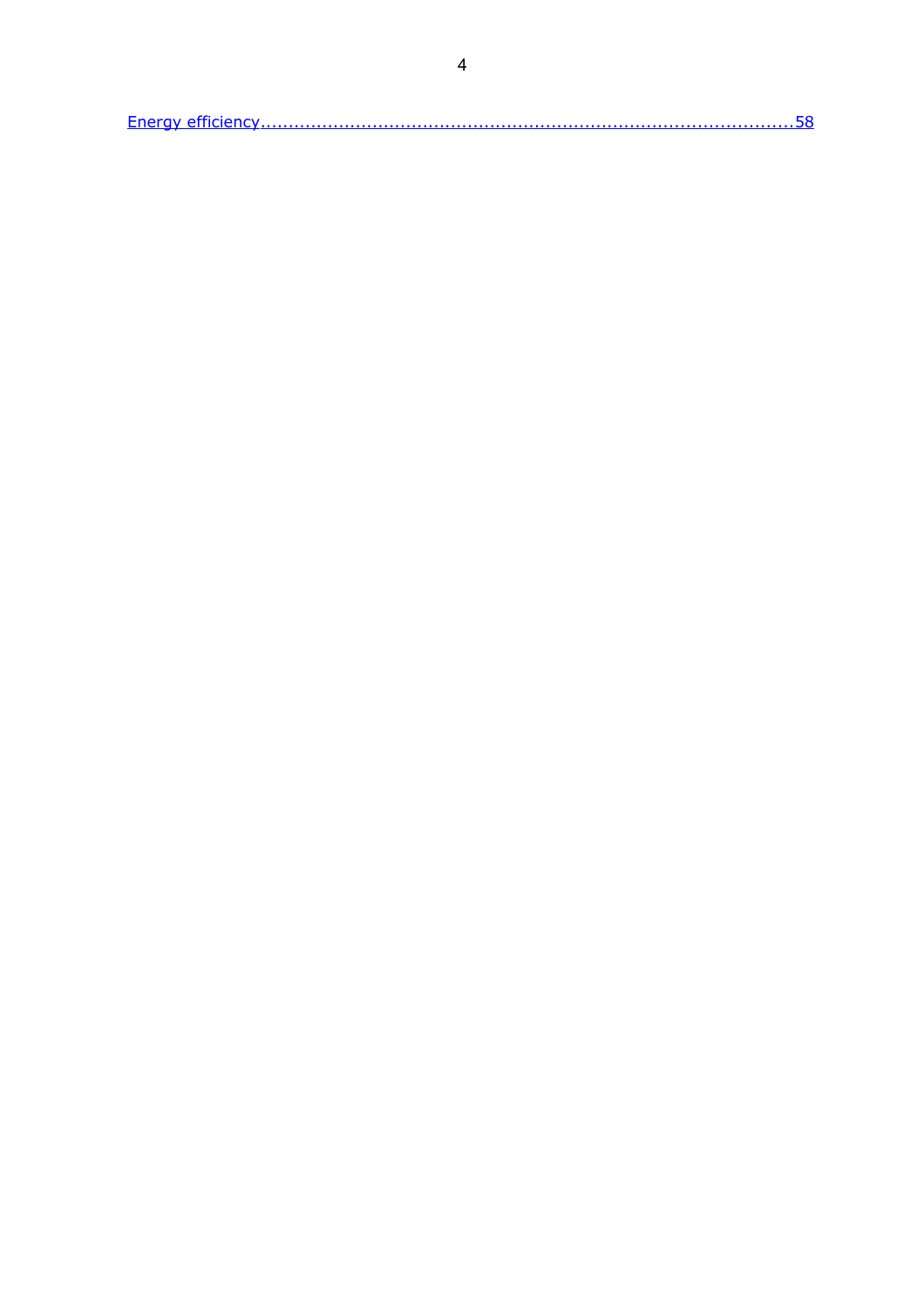Energy efficiency....................................................................................................58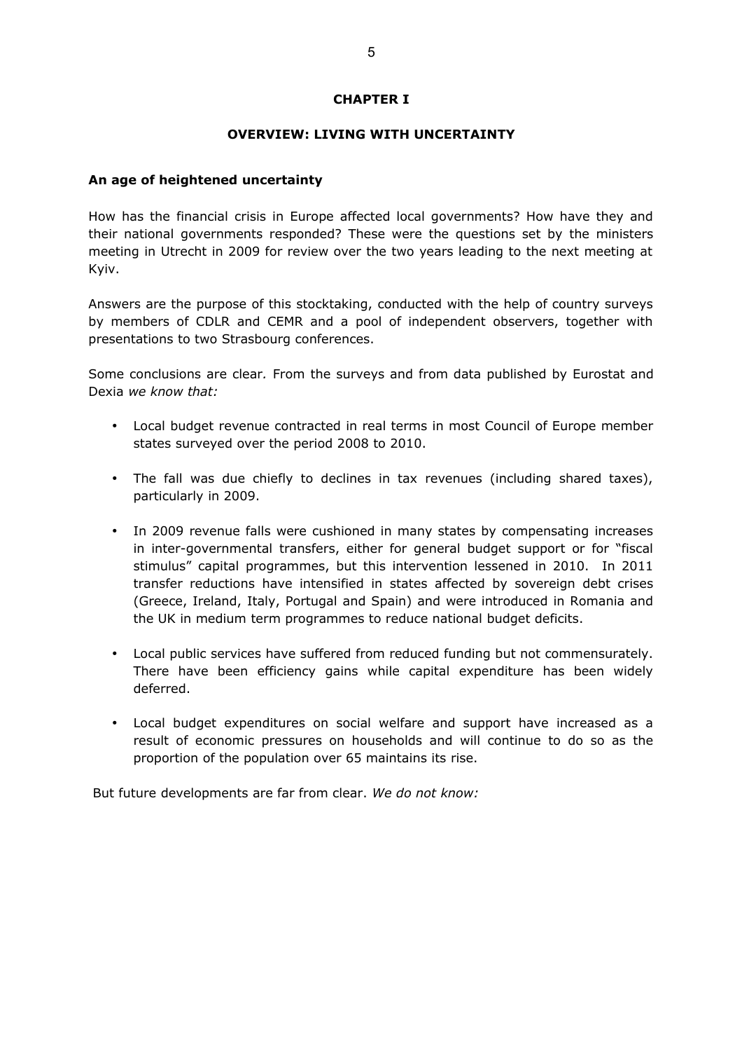# CHAPTER I

## OVERVIEW: LIVING WITH UNCERTAINTY

### An age of heightened uncertainty

How has the financial crisis in Europe affected local governments? How have they and their national governments responded? These were the questions set by the ministers meeting in Utrecht in 2009 for review over the two years leading to the next meeting at Kyiv.

Answers are the purpose of this stocktaking, conducted with the help of country surveys by members of CDLR and CEMR and a pool of independent observers, together with presentations to two Strasbourg conferences.

Some conclusions are clear. From the surveys and from data published by Eurostat and Dexia *we know that:*

- Local budget revenue contracted in real terms in most Council of Europe member states surveyed over the period 2008 to 2010.
- The fall was due chiefly to declines in tax revenues (including shared taxes), particularly in 2009.
- In 2009 revenue falls were cushioned in many states by compensating increases in inter-governmental transfers, either for general budget support or for "fiscal stimulus" capital programmes, but this intervention lessened in 2010. In 2011 transfer reductions have intensified in states affected by sovereign debt crises (Greece, Ireland, Italy, Portugal and Spain) and were introduced in Romania and the UK in medium term programmes to reduce national budget deficits.
- Local public services have suffered from reduced funding but not commensurately. There have been efficiency gains while capital expenditure has been widely deferred.
- Local budget expenditures on social welfare and support have increased as a result of economic pressures on households and will continue to do so as the proportion of the population over 65 maintains its rise.

But future developments are far from clear. *We do not know:*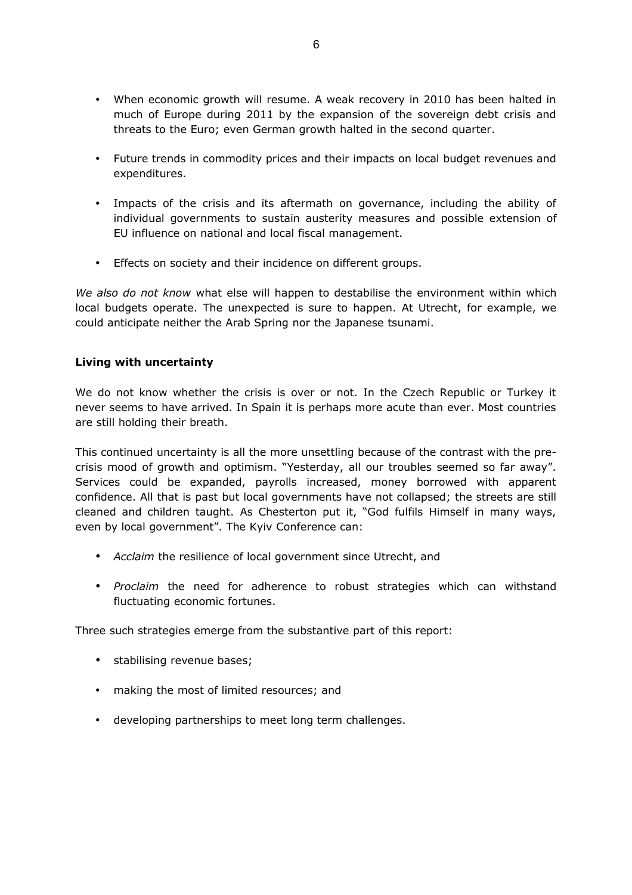- When economic growth will resume. A weak recovery in 2010 has been halted in much of Europe during 2011 by the expansion of the sovereign debt crisis and threats to the Euro; even German growth halted in the second quarter.

- Future trends in commodity prices and their impacts on local budget revenues and expenditures.

- Impacts of the crisis and its aftermath on governance, including the ability of individual governments to sustain austerity measures and possible extension of EU influence on national and local fiscal management.

- Effects on society and their incidence on different groups.

*We also do not know* what else will happen to destabilise the environment within which local budgets operate. The unexpected is sure to happen. At Utrecht, for example, we could anticipate neither the Arab Spring nor the Japanese tsunami.

**Living with uncertainty**

We do not know whether the crisis is over or not. In the Czech Republic or Turkey it never seems to have arrived. In Spain it is perhaps more acute than ever. Most countries are still holding their breath.

This continued uncertainty is all the more unsettling because of the contrast with the pre-crisis mood of growth and optimism. "Yesterday, all our troubles seemed so far away". Services could be expanded, payrolls increased, money borrowed with apparent confidence. All that is past but local governments have not collapsed; the streets are still cleaned and children taught. As Chesterton put it, "God fulfils Himself in many ways, even by local government". The Kyiv Conference can:

- *Acclaim* the resilience of local government since Utrecht, and

- *Proclaim* the need for adherence to robust strategies which can withstand fluctuating economic fortunes.

Three such strategies emerge from the substantive part of this report:

- stabilising revenue bases;

- making the most of limited resources; and

- developing partnerships to meet long term challenges.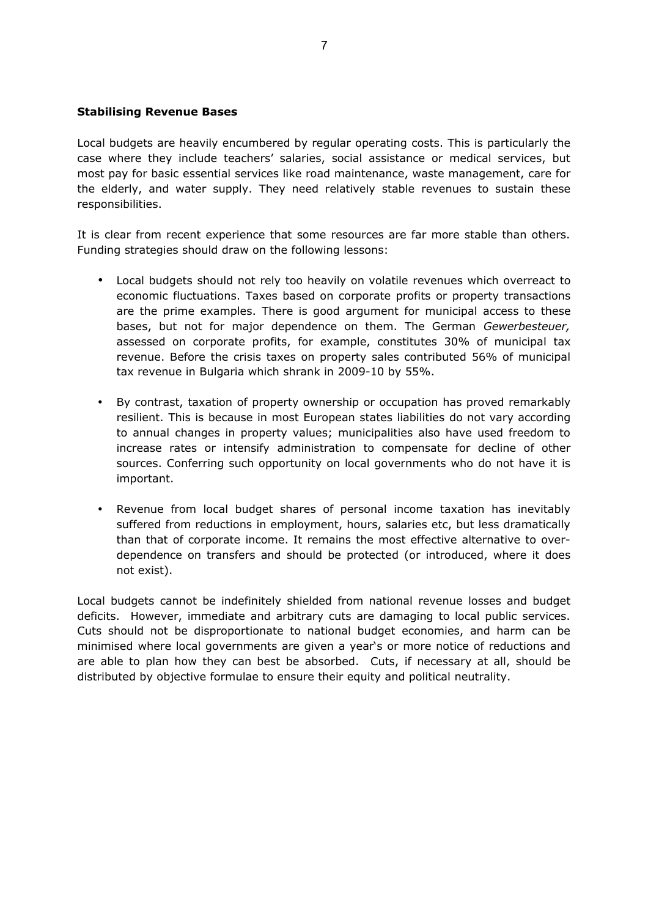**Stabilising Revenue Bases**

Local budgets are heavily encumbered by regular operating costs. This is particularly the case where they include teachers' salaries, social assistance or medical services, but most pay for basic essential services like road maintenance, waste management, care for the elderly, and water supply. They need relatively stable revenues to sustain these responsibilities.

It is clear from recent experience that some resources are far more stable than others. Funding strategies should draw on the following lessons:

- Local budgets should not rely too heavily on volatile revenues which overreact to economic fluctuations. Taxes based on corporate profits or property transactions are the prime examples. There is good argument for municipal access to these bases, but not for major dependence on them. The German *Gewerbesteuer,* assessed on corporate profits, for example, constitutes 30% of municipal tax revenue. Before the crisis taxes on property sales contributed 56% of municipal tax revenue in Bulgaria which shrank in 2009-10 by 55%.

- By contrast, taxation of property ownership or occupation has proved remarkably resilient. This is because in most European states liabilities do not vary according to annual changes in property values; municipalities also have used freedom to increase rates or intensify administration to compensate for decline of other sources. Conferring such opportunity on local governments who do not have it is important.

- Revenue from local budget shares of personal income taxation has inevitably suffered from reductions in employment, hours, salaries etc, but less dramatically than that of corporate income. It remains the most effective alternative to over-dependence on transfers and should be protected (or introduced, where it does not exist).

Local budgets cannot be indefinitely shielded from national revenue losses and budget deficits. However, immediate and arbitrary cuts are damaging to local public services. Cuts should not be disproportionate to national budget economies, and harm can be minimised where local governments are given a year's or more notice of reductions and are able to plan how they can best be absorbed. Cuts, if necessary at all, should be distributed by objective formulae to ensure their equity and political neutrality.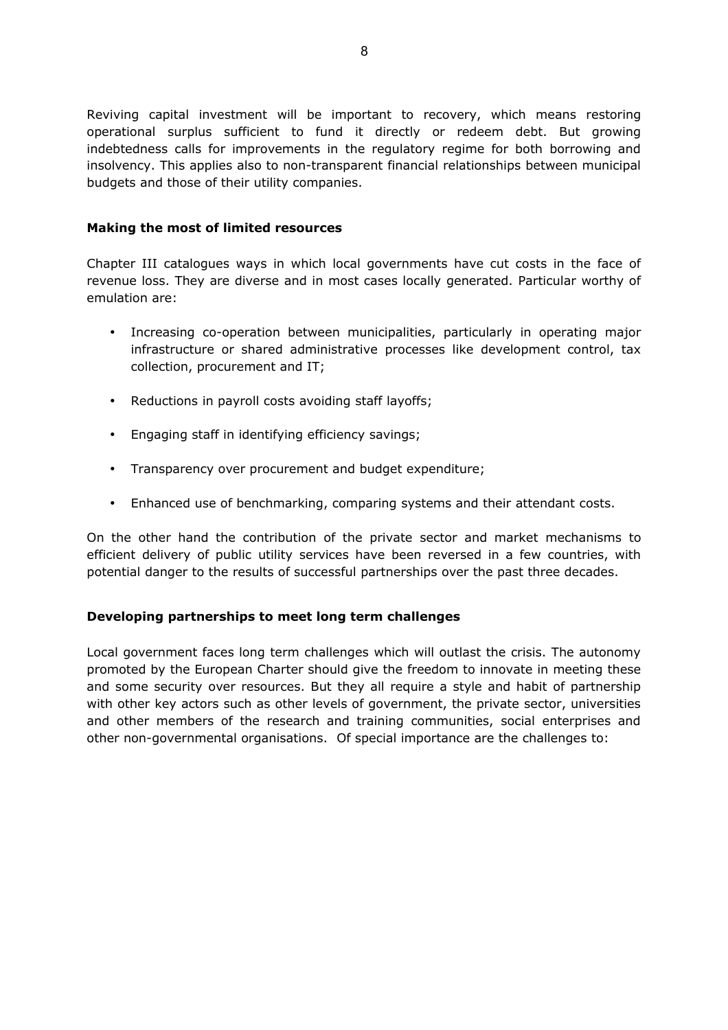Reviving capital investment will be important to recovery, which means restoring operational surplus sufficient to fund it directly or redeem debt. But growing indebtedness calls for improvements in the regulatory regime for both borrowing and insolvency. This applies also to non-transparent financial relationships between municipal budgets and those of their utility companies.

**Making the most of limited resources**

Chapter III catalogues ways in which local governments have cut costs in the face of revenue loss. They are diverse and in most cases locally generated. Particular worthy of emulation are:

- Increasing co-operation between municipalities, particularly in operating major infrastructure or shared administrative processes like development control, tax collection, procurement and IT;
- Reductions in payroll costs avoiding staff layoffs;
- Engaging staff in identifying efficiency savings;
- Transparency over procurement and budget expenditure;
- Enhanced use of benchmarking, comparing systems and their attendant costs.

On the other hand the contribution of the private sector and market mechanisms to efficient delivery of public utility services have been reversed in a few countries, with potential danger to the results of successful partnerships over the past three decades.

**Developing partnerships to meet long term challenges**

Local government faces long term challenges which will outlast the crisis. The autonomy promoted by the European Charter should give the freedom to innovate in meeting these and some security over resources. But they all require a style and habit of partnership with other key actors such as other levels of government, the private sector, universities and other members of the research and training communities, social enterprises and other non-governmental organisations. Of special importance are the challenges to: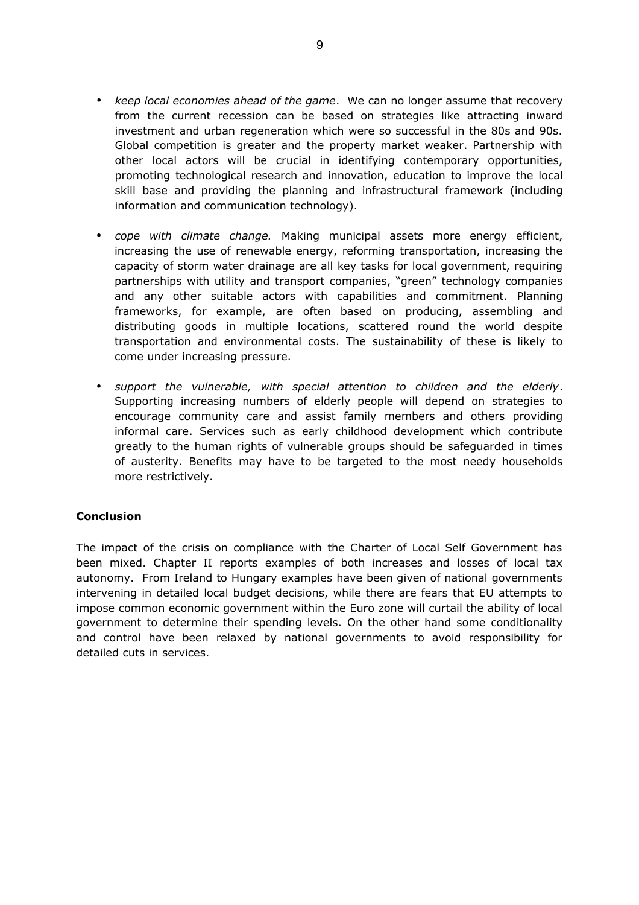- *keep local economies ahead of the game*. We can no longer assume that recovery from the current recession can be based on strategies like attracting inward investment and urban regeneration which were so successful in the 80s and 90s. Global competition is greater and the property market weaker. Partnership with other local actors will be crucial in identifying contemporary opportunities, promoting technological research and innovation, education to improve the local skill base and providing the planning and infrastructural framework (including information and communication technology).

- *cope with climate change.* Making municipal assets more energy efficient, increasing the use of renewable energy, reforming transportation, increasing the capacity of storm water drainage are all key tasks for local government, requiring partnerships with utility and transport companies, "green" technology companies and any other suitable actors with capabilities and commitment. Planning frameworks, for example, are often based on producing, assembling and distributing goods in multiple locations, scattered round the world despite transportation and environmental costs. The sustainability of these is likely to come under increasing pressure.

- *support the vulnerable, with special attention to children and the elderly*. Supporting increasing numbers of elderly people will depend on strategies to encourage community care and assist family members and others providing informal care. Services such as early childhood development which contribute greatly to the human rights of vulnerable groups should be safeguarded in times of austerity. Benefits may have to be targeted to the most needy households more restrictively.

**Conclusion**

The impact of the crisis on compliance with the Charter of Local Self Government has been mixed. Chapter II reports examples of both increases and losses of local tax autonomy. From Ireland to Hungary examples have been given of national governments intervening in detailed local budget decisions, while there are fears that EU attempts to impose common economic government within the Euro zone will curtail the ability of local government to determine their spending levels. On the other hand some conditionality and control have been relaxed by national governments to avoid responsibility for detailed cuts in services.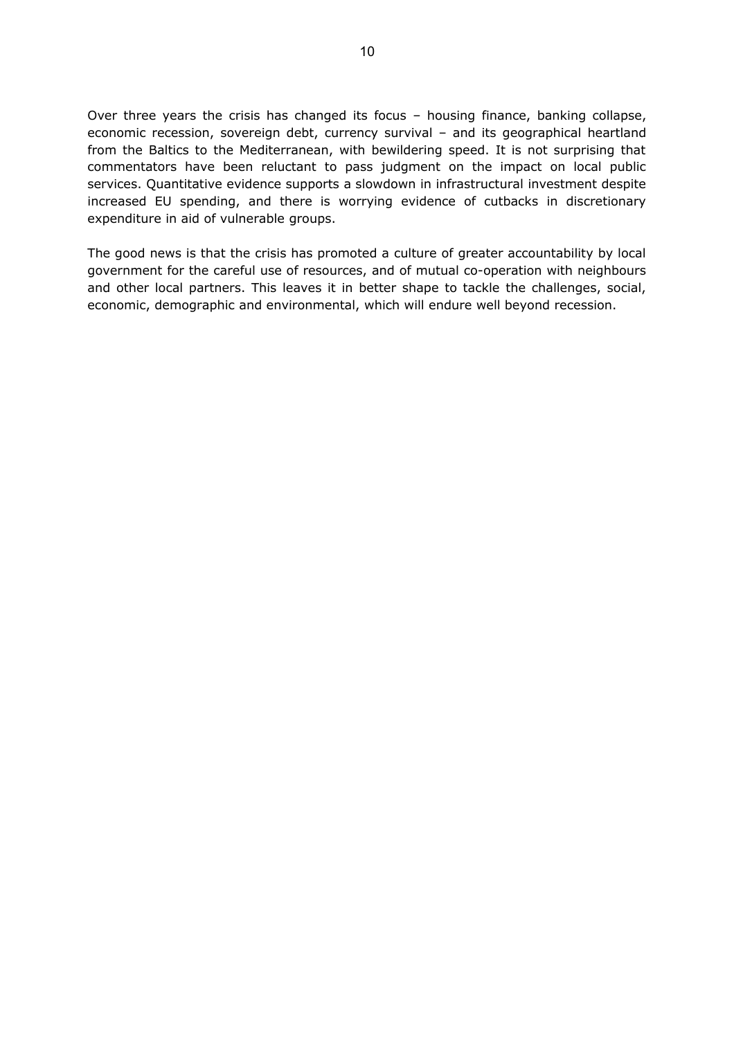Over three years the crisis has changed its focus – housing finance, banking collapse, economic recession, sovereign debt, currency survival – and its geographical heartland from the Baltics to the Mediterranean, with bewildering speed. It is not surprising that commentators have been reluctant to pass judgment on the impact on local public services. Quantitative evidence supports a slowdown in infrastructural investment despite increased EU spending, and there is worrying evidence of cutbacks in discretionary expenditure in aid of vulnerable groups.

The good news is that the crisis has promoted a culture of greater accountability by local government for the careful use of resources, and of mutual co-operation with neighbours and other local partners. This leaves it in better shape to tackle the challenges, social, economic, demographic and environmental, which will endure well beyond recession.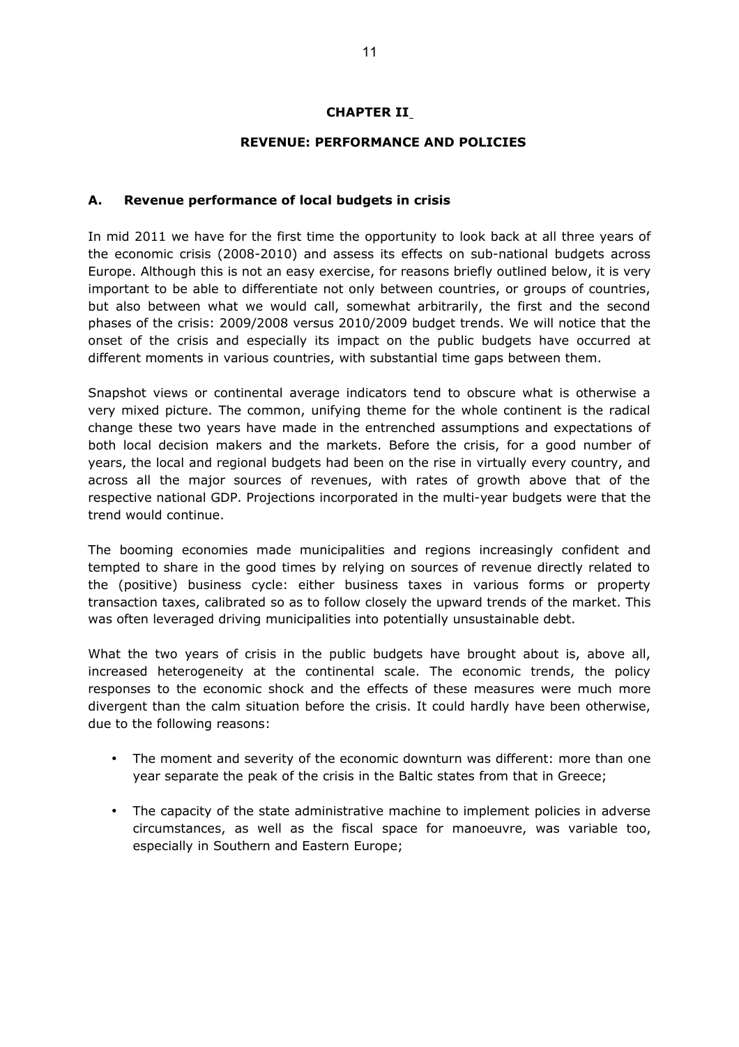# CHAPTER II

## REVENUE: PERFORMANCE AND POLICIES

### A. Revenue performance of local budgets in crisis

In mid 2011 we have for the first time the opportunity to look back at all three years of the economic crisis (2008-2010) and assess its effects on sub-national budgets across Europe. Although this is not an easy exercise, for reasons briefly outlined below, it is very important to be able to differentiate not only between countries, or groups of countries, but also between what we would call, somewhat arbitrarily, the first and the second phases of the crisis: 2009/2008 versus 2010/2009 budget trends. We will notice that the onset of the crisis and especially its impact on the public budgets have occurred at different moments in various countries, with substantial time gaps between them.

Snapshot views or continental average indicators tend to obscure what is otherwise a very mixed picture. The common, unifying theme for the whole continent is the radical change these two years have made in the entrenched assumptions and expectations of both local decision makers and the markets. Before the crisis, for a good number of years, the local and regional budgets had been on the rise in virtually every country, and across all the major sources of revenues, with rates of growth above that of the respective national GDP. Projections incorporated in the multi-year budgets were that the trend would continue.

The booming economies made municipalities and regions increasingly confident and tempted to share in the good times by relying on sources of revenue directly related to the (positive) business cycle: either business taxes in various forms or property transaction taxes, calibrated so as to follow closely the upward trends of the market. This was often leveraged driving municipalities into potentially unsustainable debt.

What the two years of crisis in the public budgets have brought about is, above all, increased heterogeneity at the continental scale. The economic trends, the policy responses to the economic shock and the effects of these measures were much more divergent than the calm situation before the crisis. It could hardly have been otherwise, due to the following reasons:

- The moment and severity of the economic downturn was different: more than one year separate the peak of the crisis in the Baltic states from that in Greece;
- The capacity of the state administrative machine to implement policies in adverse circumstances, as well as the fiscal space for manoeuvre, was variable too, especially in Southern and Eastern Europe;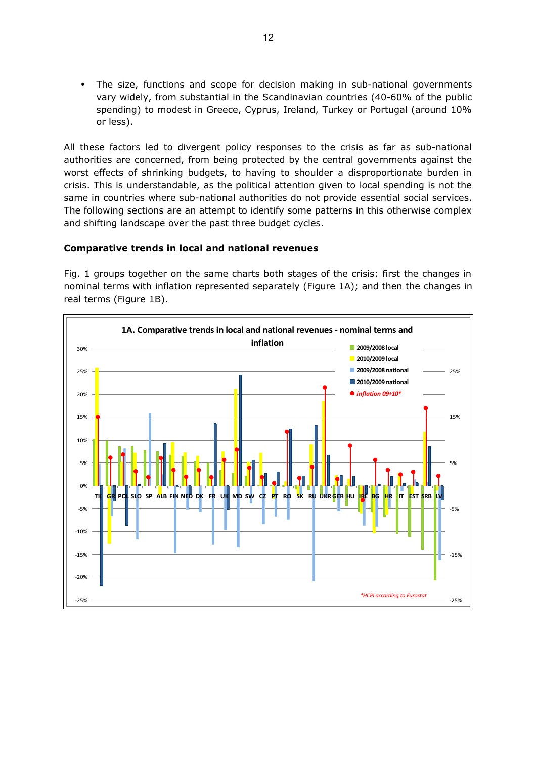- The size, functions and scope for decision making in sub-national governments vary widely, from substantial in the Scandinavian countries (40-60% of the public spending) to modest in Greece, Cyprus, Ireland, Turkey or Portugal (around 10% or less).

All these factors led to divergent policy responses to the crisis as far as sub-national authorities are concerned, from being protected by the central governments against the worst effects of shrinking budgets, to having to shoulder a disproportionate burden in crisis. This is understandable, as the political attention given to local spending is not the same in countries where sub-national authorities do not provide essential social services. The following sections are an attempt to identify some patterns in this otherwise complex and shifting landscape over the past three budget cycles.

**Comparative trends in local and national revenues**

Fig. 1 groups together on the same charts both stages of the crisis: first the changes in nominal terms with inflation represented separately (Figure 1A); and then the changes in real terms (Figure 1B).

**1A. Comparative trends in local and national revenues - nominal terms and inflation**

Legend: 2009/2008 local; 2010/2009 local; 2009/2008 national; 2010/2009 national; *inflation 09+10**

Countries: TK, GR, POL, SLO, SP, ALB, FIN, NED, DK, FR, UK, MD, SW, CZ, PT, RO, SK, RU, UKR, GER, HU, IRE, BG, HR, IT, EST, SRB, LV

*\*HCPI according to Eurostat*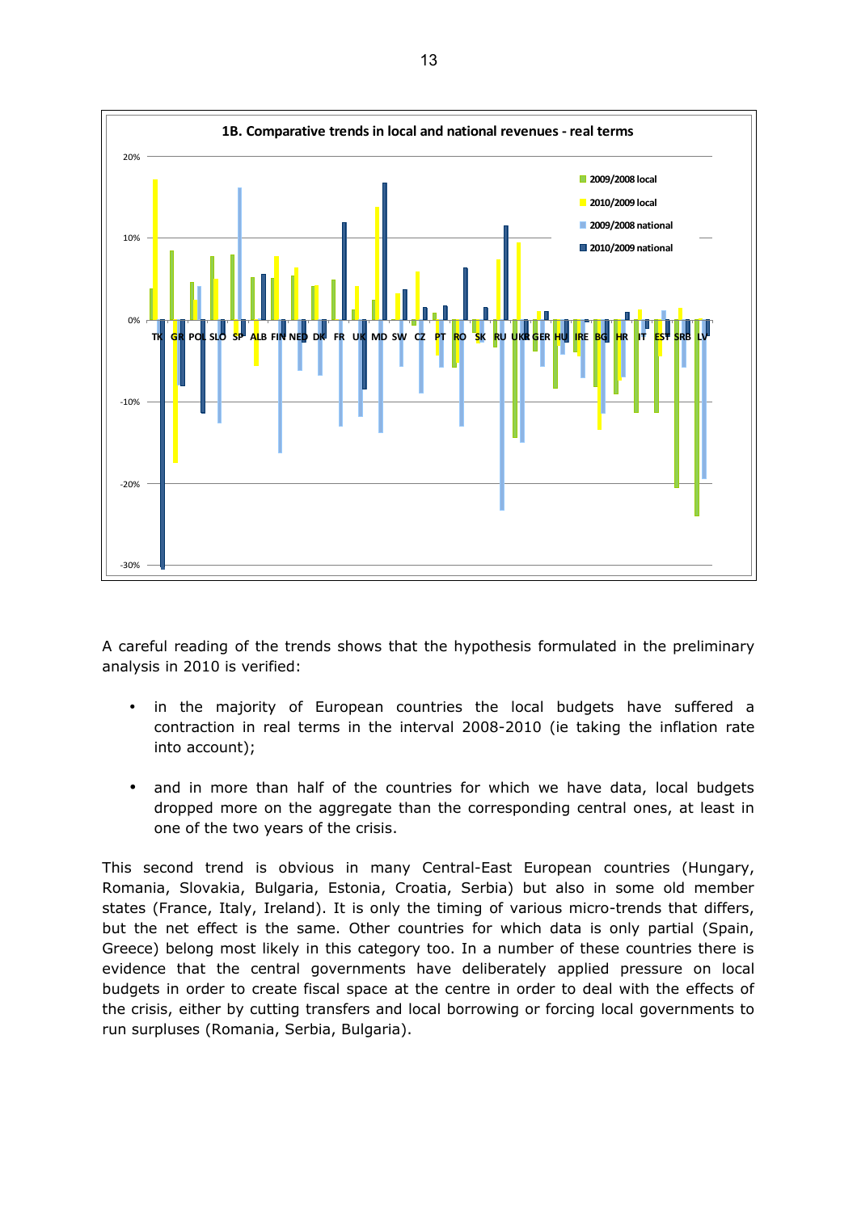**1B. Comparative trends in local and national revenues - real terms**

A careful reading of the trends shows that the hypothesis formulated in the preliminary analysis in 2010 is verified:

- in the majority of European countries the local budgets have suffered a contraction in real terms in the interval 2008-2010 (ie taking the inflation rate into account);
- and in more than half of the countries for which we have data, local budgets dropped more on the aggregate than the corresponding central ones, at least in one of the two years of the crisis.

This second trend is obvious in many Central-East European countries (Hungary, Romania, Slovakia, Bulgaria, Estonia, Croatia, Serbia) but also in some old member states (France, Italy, Ireland). It is only the timing of various micro-trends that differs, but the net effect is the same. Other countries for which data is only partial (Spain, Greece) belong most likely in this category too. In a number of these countries there is evidence that the central governments have deliberately applied pressure on local budgets in order to create fiscal space at the centre in order to deal with the effects of the crisis, either by cutting transfers and local borrowing or forcing local governments to run surpluses (Romania, Serbia, Bulgaria).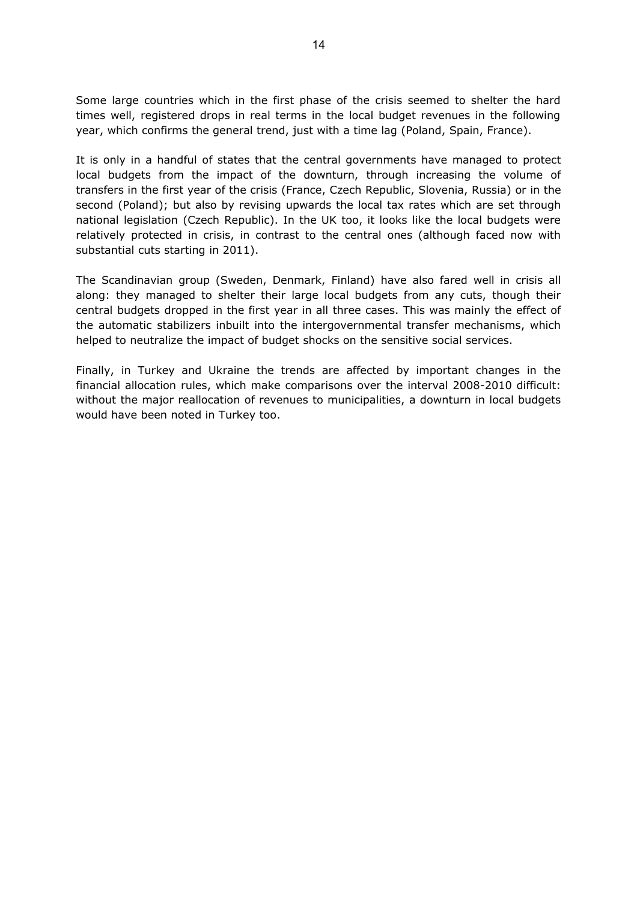Some large countries which in the first phase of the crisis seemed to shelter the hard times well, registered drops in real terms in the local budget revenues in the following year, which confirms the general trend, just with a time lag (Poland, Spain, France).

It is only in a handful of states that the central governments have managed to protect local budgets from the impact of the downturn, through increasing the volume of transfers in the first year of the crisis (France, Czech Republic, Slovenia, Russia) or in the second (Poland); but also by revising upwards the local tax rates which are set through national legislation (Czech Republic). In the UK too, it looks like the local budgets were relatively protected in crisis, in contrast to the central ones (although faced now with substantial cuts starting in 2011).

The Scandinavian group (Sweden, Denmark, Finland) have also fared well in crisis all along: they managed to shelter their large local budgets from any cuts, though their central budgets dropped in the first year in all three cases. This was mainly the effect of the automatic stabilizers inbuilt into the intergovernmental transfer mechanisms, which helped to neutralize the impact of budget shocks on the sensitive social services.

Finally, in Turkey and Ukraine the trends are affected by important changes in the financial allocation rules, which make comparisons over the interval 2008-2010 difficult: without the major reallocation of revenues to municipalities, a downturn in local budgets would have been noted in Turkey too.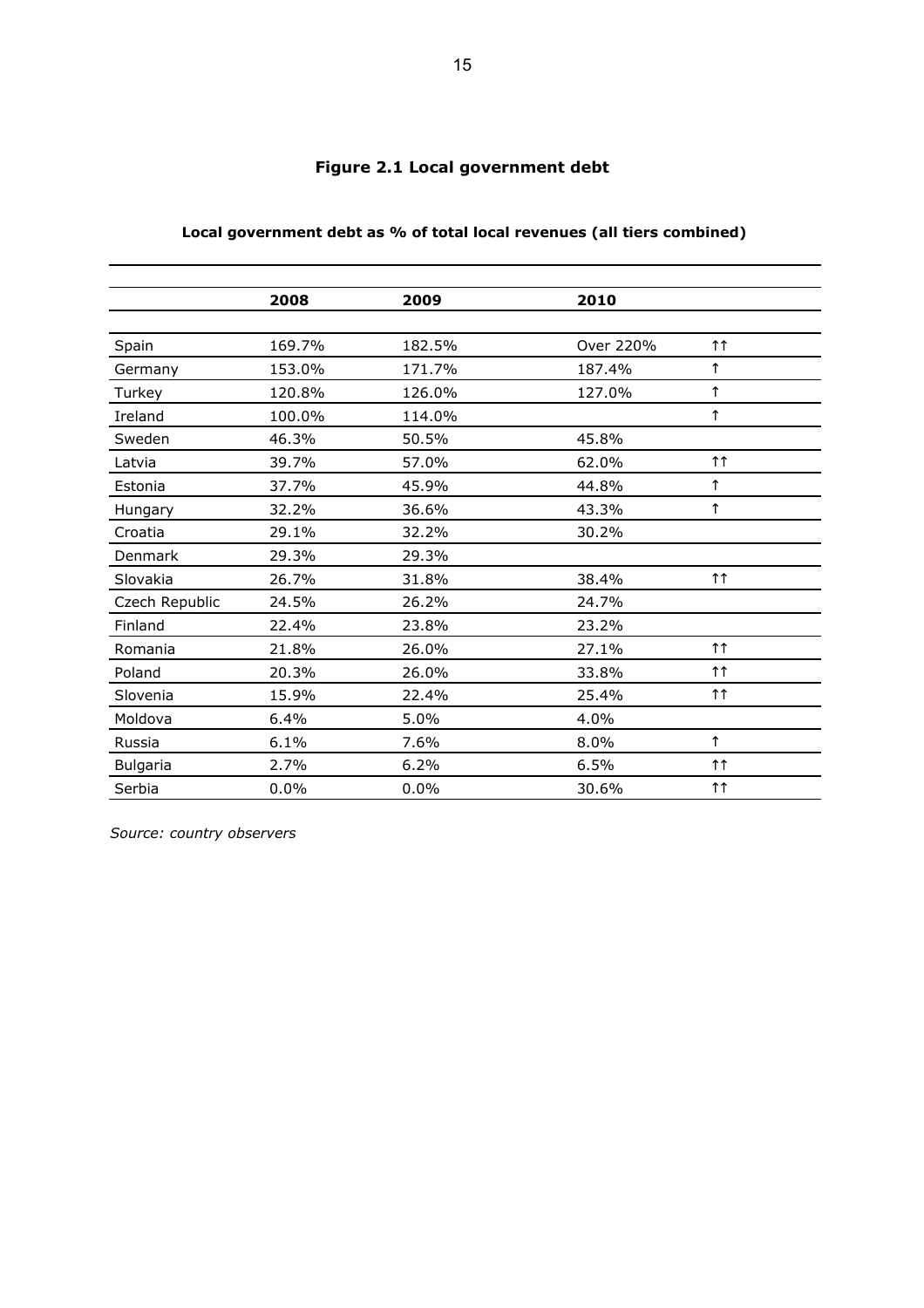**Figure 2.1 Local government debt**

**Local government debt as % of total local revenues (all tiers combined)**

| | 2008 | 2009 | 2010 | |
|---|---|---|---|---|
| Spain | 169.7% | 182.5% | Over 220% | ↑↑ |
| Germany | 153.0% | 171.7% | 187.4% | ↑ |
| Turkey | 120.8% | 126.0% | 127.0% | ↑ |
| Ireland | 100.0% | 114.0% | | ↑ |
| Sweden | 46.3% | 50.5% | 45.8% | |
| Latvia | 39.7% | 57.0% | 62.0% | ↑↑ |
| Estonia | 37.7% | 45.9% | 44.8% | ↑ |
| Hungary | 32.2% | 36.6% | 43.3% | ↑ |
| Croatia | 29.1% | 32.2% | 30.2% | |
| Denmark | 29.3% | 29.3% | | |
| Slovakia | 26.7% | 31.8% | 38.4% | ↑↑ |
| Czech Republic | 24.5% | 26.2% | 24.7% | |
| Finland | 22.4% | 23.8% | 23.2% | |
| Romania | 21.8% | 26.0% | 27.1% | ↑↑ |
| Poland | 20.3% | 26.0% | 33.8% | ↑↑ |
| Slovenia | 15.9% | 22.4% | 25.4% | ↑↑ |
| Moldova | 6.4% | 5.0% | 4.0% | |
| Russia | 6.1% | 7.6% | 8.0% | ↑ |
| Bulgaria | 2.7% | 6.2% | 6.5% | ↑↑ |
| Serbia | 0.0% | 0.0% | 30.6% | ↑↑ |

*Source: country observers*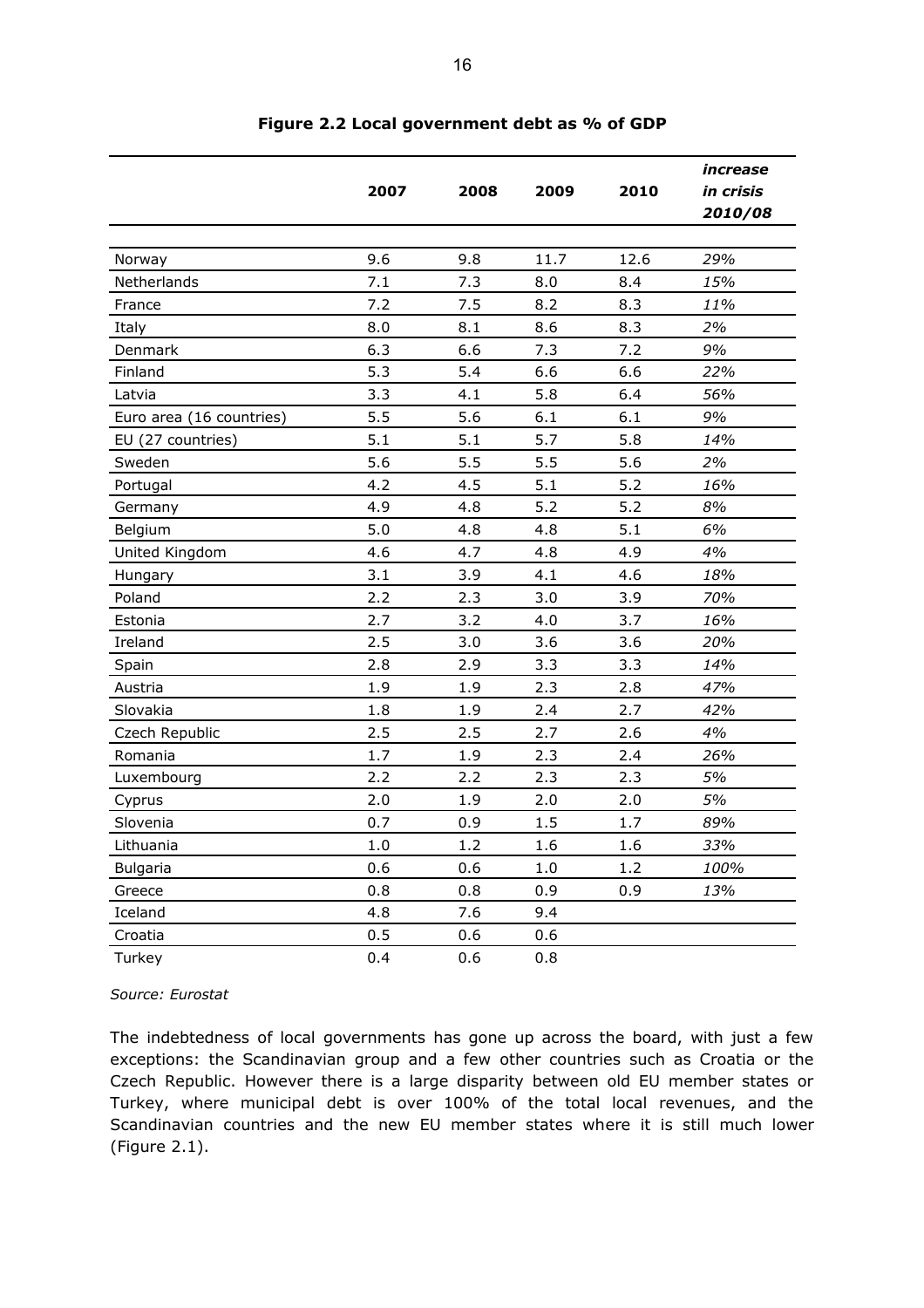**Figure 2.2 Local government debt as % of GDP**

| | 2007 | 2008 | 2009 | 2010 | *increase in crisis 2010/08* |
|---|---|---|---|---|---|
| Norway | 9.6 | 9.8 | 11.7 | 12.6 | *29%* |
| Netherlands | 7.1 | 7.3 | 8.0 | 8.4 | *15%* |
| France | 7.2 | 7.5 | 8.2 | 8.3 | *11%* |
| Italy | 8.0 | 8.1 | 8.6 | 8.3 | *2%* |
| Denmark | 6.3 | 6.6 | 7.3 | 7.2 | *9%* |
| Finland | 5.3 | 5.4 | 6.6 | 6.6 | *22%* |
| Latvia | 3.3 | 4.1 | 5.8 | 6.4 | *56%* |
| Euro area (16 countries) | 5.5 | 5.6 | 6.1 | 6.1 | *9%* |
| EU (27 countries) | 5.1 | 5.1 | 5.7 | 5.8 | *14%* |
| Sweden | 5.6 | 5.5 | 5.5 | 5.6 | *2%* |
| Portugal | 4.2 | 4.5 | 5.1 | 5.2 | *16%* |
| Germany | 4.9 | 4.8 | 5.2 | 5.2 | *8%* |
| Belgium | 5.0 | 4.8 | 4.8 | 5.1 | *6%* |
| United Kingdom | 4.6 | 4.7 | 4.8 | 4.9 | *4%* |
| Hungary | 3.1 | 3.9 | 4.1 | 4.6 | *18%* |
| Poland | 2.2 | 2.3 | 3.0 | 3.9 | *70%* |
| Estonia | 2.7 | 3.2 | 4.0 | 3.7 | *16%* |
| Ireland | 2.5 | 3.0 | 3.6 | 3.6 | *20%* |
| Spain | 2.8 | 2.9 | 3.3 | 3.3 | *14%* |
| Austria | 1.9 | 1.9 | 2.3 | 2.8 | *47%* |
| Slovakia | 1.8 | 1.9 | 2.4 | 2.7 | *42%* |
| Czech Republic | 2.5 | 2.5 | 2.7 | 2.6 | *4%* |
| Romania | 1.7 | 1.9 | 2.3 | 2.4 | *26%* |
| Luxembourg | 2.2 | 2.2 | 2.3 | 2.3 | *5%* |
| Cyprus | 2.0 | 1.9 | 2.0 | 2.0 | *5%* |
| Slovenia | 0.7 | 0.9 | 1.5 | 1.7 | *89%* |
| Lithuania | 1.0 | 1.2 | 1.6 | 1.6 | *33%* |
| Bulgaria | 0.6 | 0.6 | 1.0 | 1.2 | *100%* |
| Greece | 0.8 | 0.8 | 0.9 | 0.9 | *13%* |
| Iceland | 4.8 | 7.6 | 9.4 | | |
| Croatia | 0.5 | 0.6 | 0.6 | | |
| Turkey | 0.4 | 0.6 | 0.8 | | |

*Source: Eurostat*

The indebtedness of local governments has gone up across the board, with just a few exceptions: the Scandinavian group and a few other countries such as Croatia or the Czech Republic. However there is a large disparity between old EU member states or Turkey, where municipal debt is over 100% of the total local revenues, and the Scandinavian countries and the new EU member states where it is still much lower (Figure 2.1).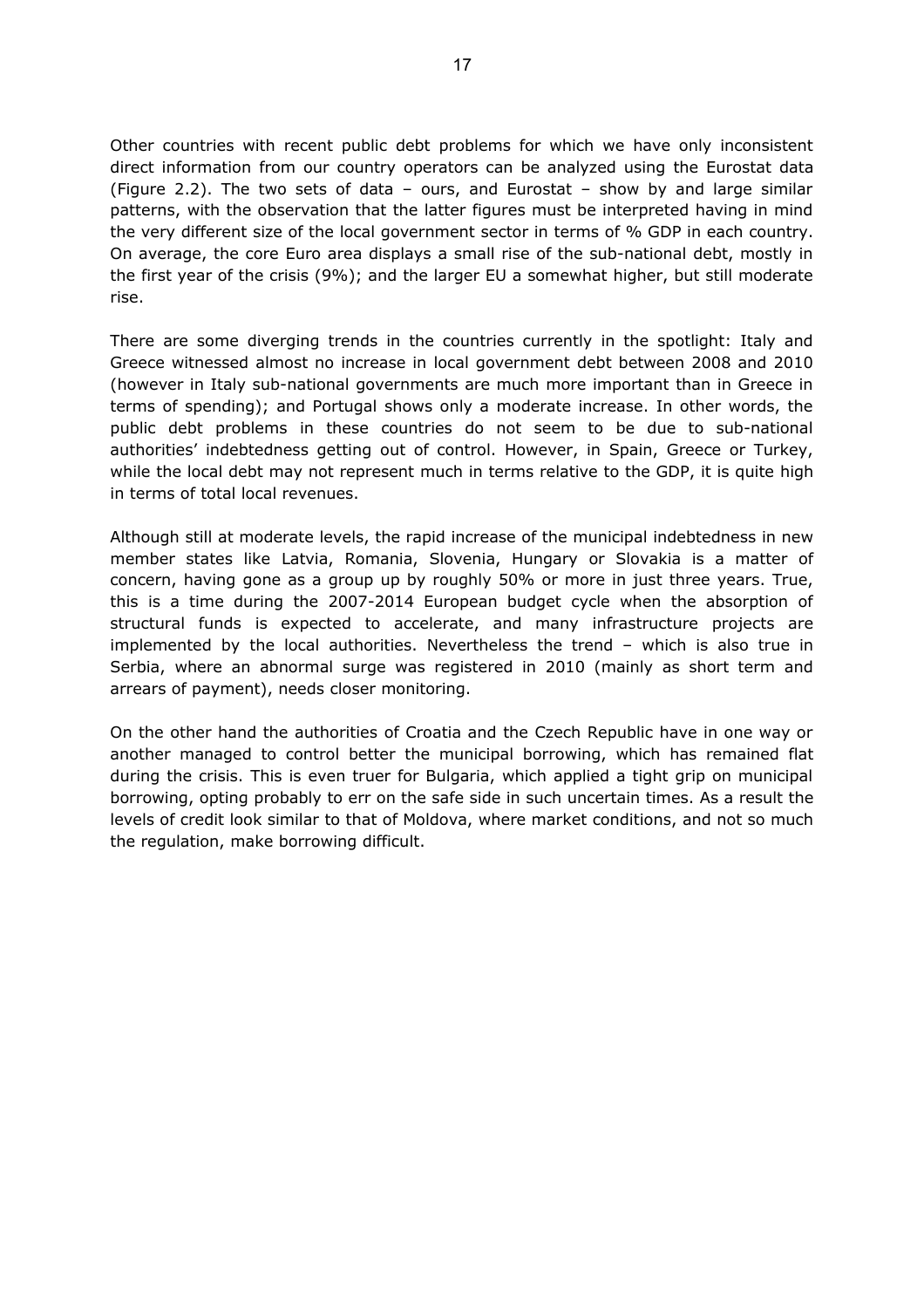Other countries with recent public debt problems for which we have only inconsistent direct information from our country operators can be analyzed using the Eurostat data (Figure 2.2). The two sets of data – ours, and Eurostat – show by and large similar patterns, with the observation that the latter figures must be interpreted having in mind the very different size of the local government sector in terms of % GDP in each country. On average, the core Euro area displays a small rise of the sub-national debt, mostly in the first year of the crisis (9%); and the larger EU a somewhat higher, but still moderate rise.

There are some diverging trends in the countries currently in the spotlight: Italy and Greece witnessed almost no increase in local government debt between 2008 and 2010 (however in Italy sub-national governments are much more important than in Greece in terms of spending); and Portugal shows only a moderate increase. In other words, the public debt problems in these countries do not seem to be due to sub-national authorities' indebtedness getting out of control. However, in Spain, Greece or Turkey, while the local debt may not represent much in terms relative to the GDP, it is quite high in terms of total local revenues.

Although still at moderate levels, the rapid increase of the municipal indebtedness in new member states like Latvia, Romania, Slovenia, Hungary or Slovakia is a matter of concern, having gone as a group up by roughly 50% or more in just three years. True, this is a time during the 2007-2014 European budget cycle when the absorption of structural funds is expected to accelerate, and many infrastructure projects are implemented by the local authorities. Nevertheless the trend – which is also true in Serbia, where an abnormal surge was registered in 2010 (mainly as short term and arrears of payment), needs closer monitoring.

On the other hand the authorities of Croatia and the Czech Republic have in one way or another managed to control better the municipal borrowing, which has remained flat during the crisis. This is even truer for Bulgaria, which applied a tight grip on municipal borrowing, opting probably to err on the safe side in such uncertain times. As a result the levels of credit look similar to that of Moldova, where market conditions, and not so much the regulation, make borrowing difficult.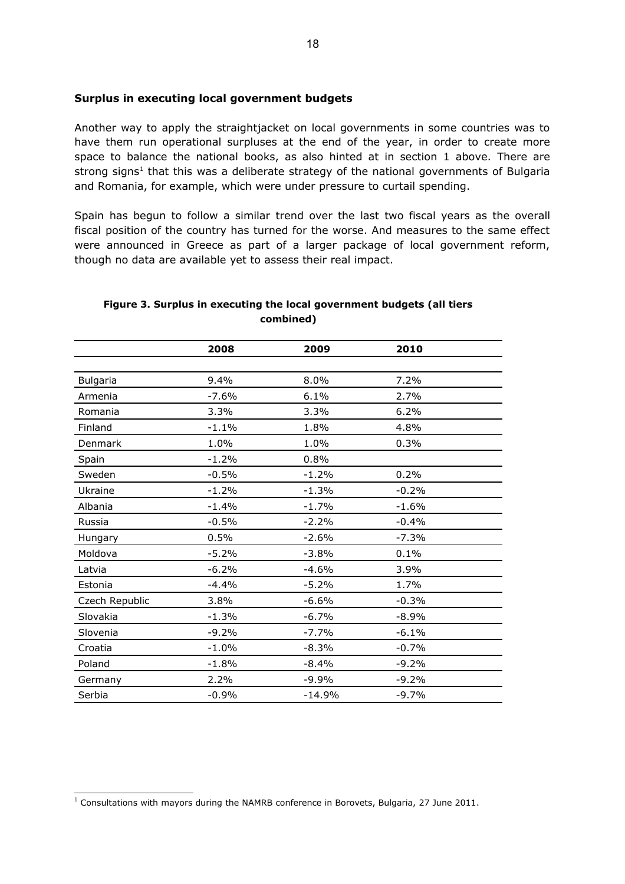**Surplus in executing local government budgets**

Another way to apply the straightjacket on local governments in some countries was to have them run operational surpluses at the end of the year, in order to create more space to balance the national books, as also hinted at in section 1 above. There are strong signs[1] that this was a deliberate strategy of the national governments of Bulgaria and Romania, for example, which were under pressure to curtail spending.

Spain has begun to follow a similar trend over the last two fiscal years as the overall fiscal position of the country has turned for the worse. And measures to the same effect were announced in Greece as part of a larger package of local government reform, though no data are available yet to assess their real impact.

**Figure 3. Surplus in executing the local government budgets (all tiers combined)**

| | 2008 | 2009 | 2010 |
|---|---|---|---|
| Bulgaria | 9.4% | 8.0% | 7.2% |
| Armenia | -7.6% | 6.1% | 2.7% |
| Romania | 3.3% | 3.3% | 6.2% |
| Finland | -1.1% | 1.8% | 4.8% |
| Denmark | 1.0% | 1.0% | 0.3% |
| Spain | -1.2% | 0.8% | |
| Sweden | -0.5% | -1.2% | 0.2% |
| Ukraine | -1.2% | -1.3% | -0.2% |
| Albania | -1.4% | -1.7% | -1.6% |
| Russia | -0.5% | -2.2% | -0.4% |
| Hungary | 0.5% | -2.6% | -7.3% |
| Moldova | -5.2% | -3.8% | 0.1% |
| Latvia | -6.2% | -4.6% | 3.9% |
| Estonia | -4.4% | -5.2% | 1.7% |
| Czech Republic | 3.8% | -6.6% | -0.3% |
| Slovakia | -1.3% | -6.7% | -8.9% |
| Slovenia | -9.2% | -7.7% | -6.1% |
| Croatia | -1.0% | -8.3% | -0.7% |
| Poland | -1.8% | -8.4% | -9.2% |
| Germany | 2.2% | -9.9% | -9.2% |
| Serbia | -0.9% | -14.9% | -9.7% |

[1] Consultations with mayors during the NAMRB conference in Borovets, Bulgaria, 27 June 2011.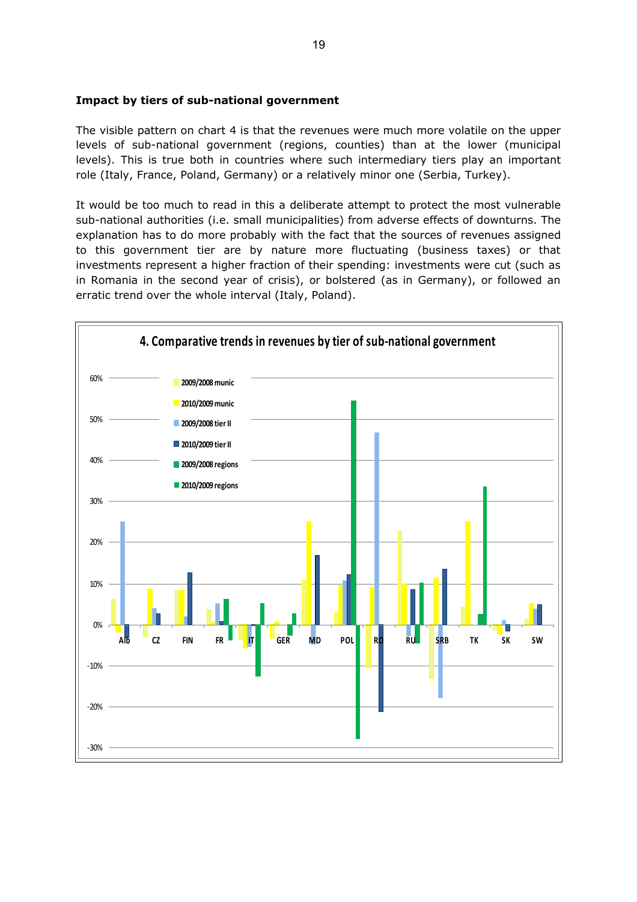**Impact by tiers of sub-national government**

The visible pattern on chart 4 is that the revenues were much more volatile on the upper levels of sub-national government (regions, counties) than at the lower (municipal levels). This is true both in countries where such intermediary tiers play an important role (Italy, France, Poland, Germany) or a relatively minor one (Serbia, Turkey).

It would be too much to read in this a deliberate attempt to protect the most vulnerable sub-national authorities (i.e. small municipalities) from adverse effects of downturns. The explanation has to do more probably with the fact that the sources of revenues assigned to this government tier are by nature more fluctuating (business taxes) or that investments represent a higher fraction of their spending: investments were cut (such as in Romania in the second year of crisis), or bolstered (as in Germany), or followed an erratic trend over the whole interval (Italy, Poland).

**4. Comparative trends in revenues by tier of sub-national government**

Legend: 2009/2008 munic; 2010/2009 munic; 2009/2008 tier II; 2010/2009 tier II; 2009/2008 regions; 2010/2009 regions

Countries: Alb, CZ, FIN, FR, IT, GER, MD, POL, RO, RU, SRB, TK, SK, SW

Y-axis: -30% to 60%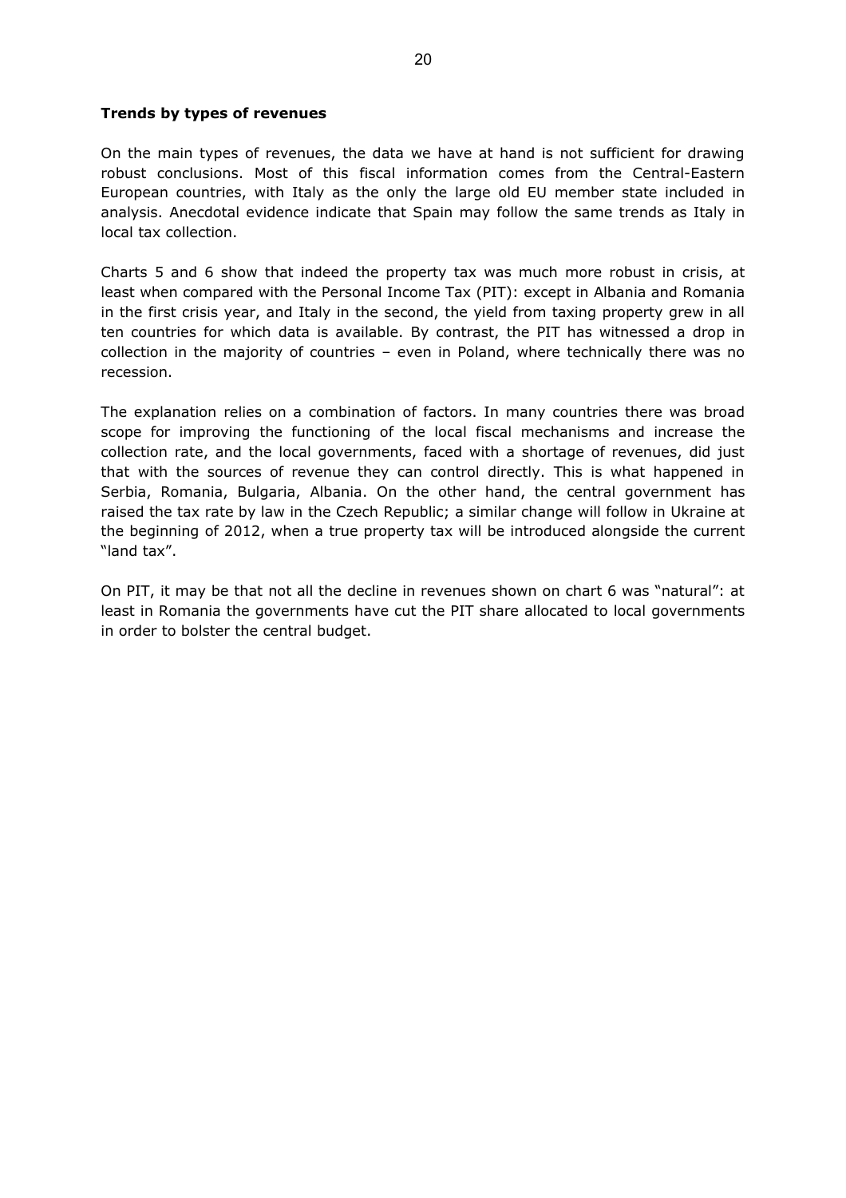**Trends by types of revenues**

On the main types of revenues, the data we have at hand is not sufficient for drawing robust conclusions. Most of this fiscal information comes from the Central-Eastern European countries, with Italy as the only the large old EU member state included in analysis. Anecdotal evidence indicate that Spain may follow the same trends as Italy in local tax collection.

Charts 5 and 6 show that indeed the property tax was much more robust in crisis, at least when compared with the Personal Income Tax (PIT): except in Albania and Romania in the first crisis year, and Italy in the second, the yield from taxing property grew in all ten countries for which data is available. By contrast, the PIT has witnessed a drop in collection in the majority of countries – even in Poland, where technically there was no recession.

The explanation relies on a combination of factors. In many countries there was broad scope for improving the functioning of the local fiscal mechanisms and increase the collection rate, and the local governments, faced with a shortage of revenues, did just that with the sources of revenue they can control directly. This is what happened in Serbia, Romania, Bulgaria, Albania. On the other hand, the central government has raised the tax rate by law in the Czech Republic; a similar change will follow in Ukraine at the beginning of 2012, when a true property tax will be introduced alongside the current "land tax".

On PIT, it may be that not all the decline in revenues shown on chart 6 was "natural": at least in Romania the governments have cut the PIT share allocated to local governments in order to bolster the central budget.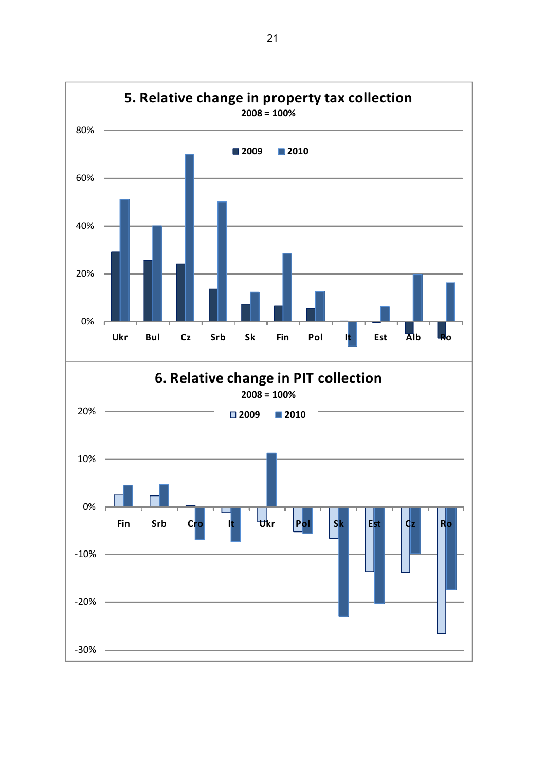## 5. Relative change in property tax collection

2008 = 100%

80%

60%

40%

20%

0%

■ 2009 ■ 2010

Ukr Bul Cz Srb Sk Fin Pol It Est Alb Ro

## 6. Relative change in PIT collection

2008 = 100%

20%

10%

0%

-10%

-20%

-30%

□ 2009 ■ 2010

Fin Srb Cro It Ukr Pol Sk Est Cz Ro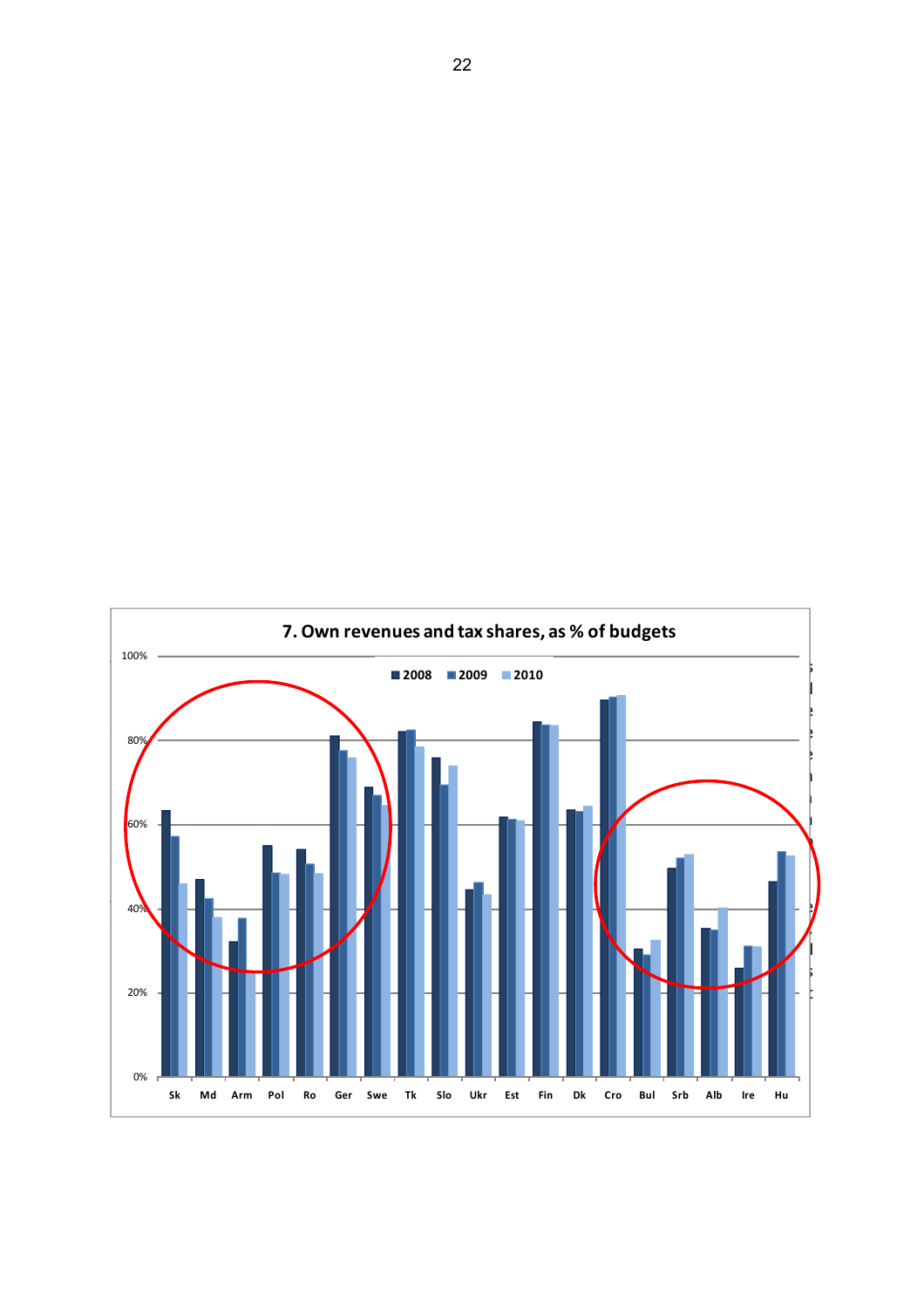**7. Own revenues and tax shares, as % of budgets**

| | 2008 | 2009 | 2010 |
|---|---|---|---|
| Sk | 63% | 57% | 46% |
| Md | 47% | 42% | 38% |
| Arm | 32% | 38% | 25% |
| Pol | 55% | 48% | 48% |
| Ro | 54% | 50% | 48% |
| Ger | 81% | 77% | 76% |
| Swe | 69% | 67% | 65% |
| Tk | 82% | 82% | 78% |
| Slo | 76% | 69% | 74% |
| Ukr | 45% | 46% | 43% |
| Est | 62% | 61% | 61% |
| Fin | 84% | 83% | 83% |
| Dk | 64% | 63% | 64% |
| Cro | 89% | 90% | 91% |
| Bul | 30% | 29% | 32% |
| Srb | 50% | 52% | 53% |
| Alb | 35% | 35% | 40% |
| Ire | 26% | 31% | 31% |
| Hu | 46% | 53% | 52% |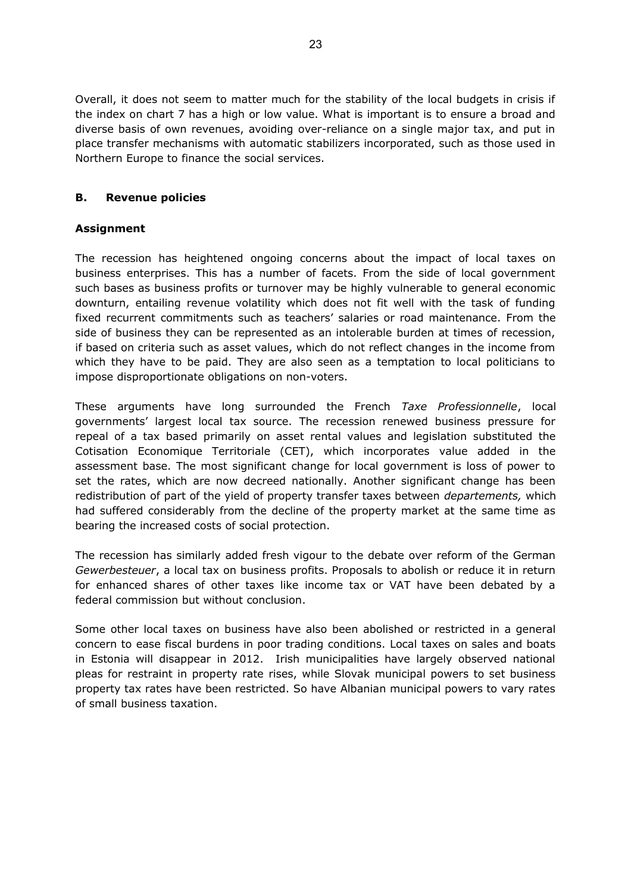Overall, it does not seem to matter much for the stability of the local budgets in crisis if the index on chart 7 has a high or low value. What is important is to ensure a broad and diverse basis of own revenues, avoiding over-reliance on a single major tax, and put in place transfer mechanisms with automatic stabilizers incorporated, such as those used in Northern Europe to finance the social services.

## B. Revenue policies

### Assignment

The recession has heightened ongoing concerns about the impact of local taxes on business enterprises. This has a number of facets. From the side of local government such bases as business profits or turnover may be highly vulnerable to general economic downturn, entailing revenue volatility which does not fit well with the task of funding fixed recurrent commitments such as teachers' salaries or road maintenance. From the side of business they can be represented as an intolerable burden at times of recession, if based on criteria such as asset values, which do not reflect changes in the income from which they have to be paid. They are also seen as a temptation to local politicians to impose disproportionate obligations on non-voters.

These arguments have long surrounded the French *Taxe Professionnelle*, local governments' largest local tax source. The recession renewed business pressure for repeal of a tax based primarily on asset rental values and legislation substituted the Cotisation Economique Territoriale (CET), which incorporates value added in the assessment base. The most significant change for local government is loss of power to set the rates, which are now decreed nationally. Another significant change has been redistribution of part of the yield of property transfer taxes between *departements,* which had suffered considerably from the decline of the property market at the same time as bearing the increased costs of social protection.

The recession has similarly added fresh vigour to the debate over reform of the German *Gewerbesteuer*, a local tax on business profits. Proposals to abolish or reduce it in return for enhanced shares of other taxes like income tax or VAT have been debated by a federal commission but without conclusion.

Some other local taxes on business have also been abolished or restricted in a general concern to ease fiscal burdens in poor trading conditions. Local taxes on sales and boats in Estonia will disappear in 2012. Irish municipalities have largely observed national pleas for restraint in property rate rises, while Slovak municipal powers to set business property tax rates have been restricted. So have Albanian municipal powers to vary rates of small business taxation.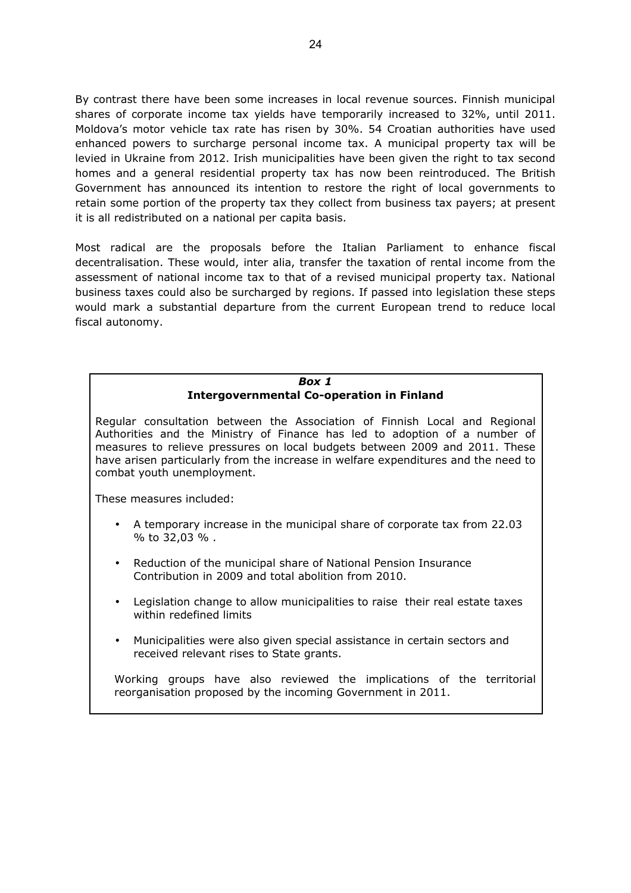By contrast there have been some increases in local revenue sources. Finnish municipal shares of corporate income tax yields have temporarily increased to 32%, until 2011. Moldova's motor vehicle tax rate has risen by 30%. 54 Croatian authorities have used enhanced powers to surcharge personal income tax. A municipal property tax will be levied in Ukraine from 2012. Irish municipalities have been given the right to tax second homes and a general residential property tax has now been reintroduced. The British Government has announced its intention to restore the right of local governments to retain some portion of the property tax they collect from business tax payers; at present it is all redistributed on a national per capita basis.

Most radical are the proposals before the Italian Parliament to enhance fiscal decentralisation. These would, inter alia, transfer the taxation of rental income from the assessment of national income tax to that of a revised municipal property tax. National business taxes could also be surcharged by regions. If passed into legislation these steps would mark a substantial departure from the current European trend to reduce local fiscal autonomy.

***Box 1***

**Intergovernmental Co-operation in Finland**

Regular consultation between the Association of Finnish Local and Regional Authorities and the Ministry of Finance has led to adoption of a number of measures to relieve pressures on local budgets between 2009 and 2011. These have arisen particularly from the increase in welfare expenditures and the need to combat youth unemployment.

These measures included:

- A temporary increase in the municipal share of corporate tax from 22.03 % to 32,03 % .
- Reduction of the municipal share of National Pension Insurance Contribution in 2009 and total abolition from 2010.
- Legislation change to allow municipalities to raise their real estate taxes within redefined limits
- Municipalities were also given special assistance in certain sectors and received relevant rises to State grants.

Working groups have also reviewed the implications of the territorial reorganisation proposed by the incoming Government in 2011.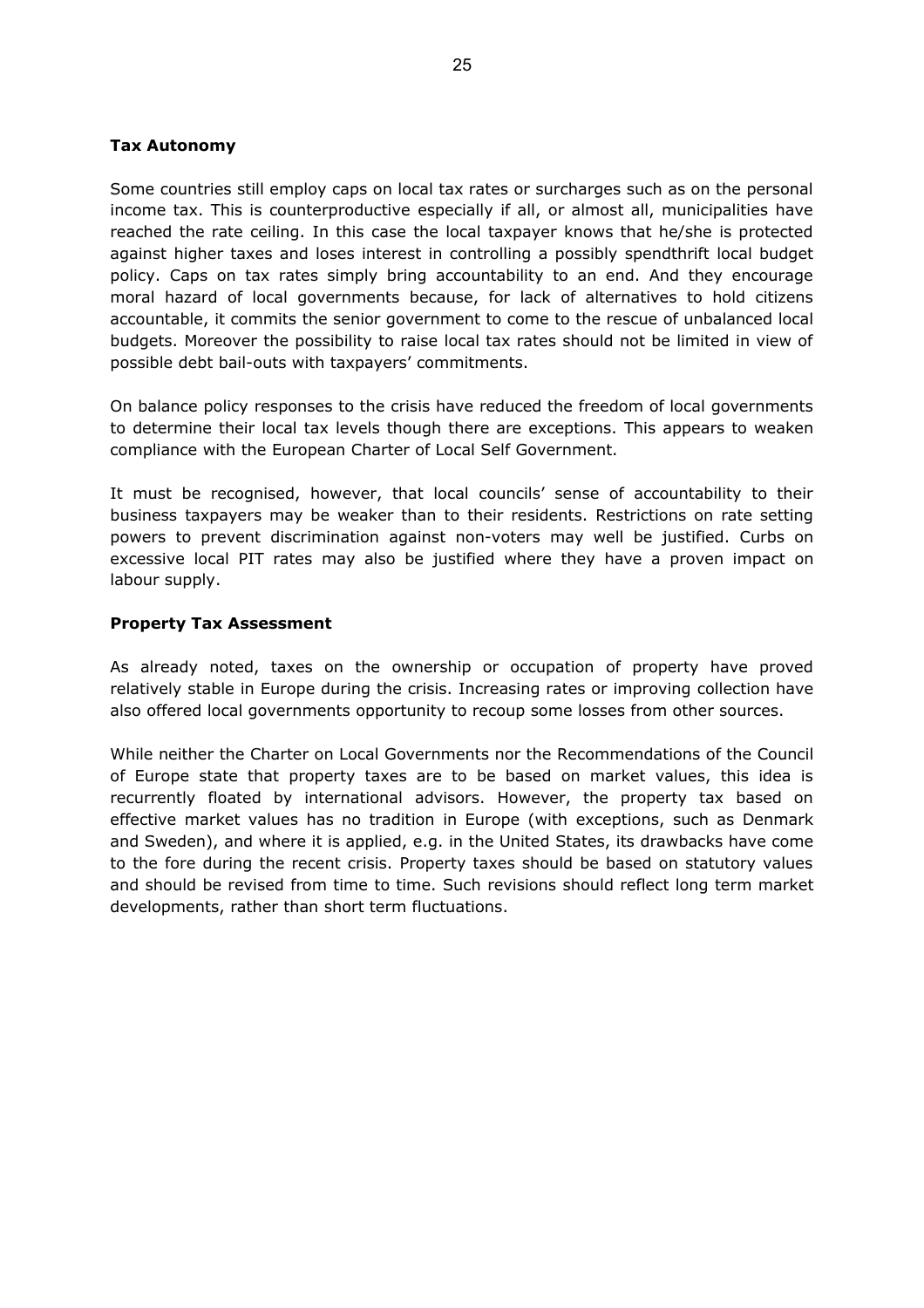**Tax Autonomy**

Some countries still employ caps on local tax rates or surcharges such as on the personal income tax. This is counterproductive especially if all, or almost all, municipalities have reached the rate ceiling. In this case the local taxpayer knows that he/she is protected against higher taxes and loses interest in controlling a possibly spendthrift local budget policy. Caps on tax rates simply bring accountability to an end. And they encourage moral hazard of local governments because, for lack of alternatives to hold citizens accountable, it commits the senior government to come to the rescue of unbalanced local budgets. Moreover the possibility to raise local tax rates should not be limited in view of possible debt bail-outs with taxpayers' commitments.

On balance policy responses to the crisis have reduced the freedom of local governments to determine their local tax levels though there are exceptions. This appears to weaken compliance with the European Charter of Local Self Government.

It must be recognised, however, that local councils' sense of accountability to their business taxpayers may be weaker than to their residents. Restrictions on rate setting powers to prevent discrimination against non-voters may well be justified. Curbs on excessive local PIT rates may also be justified where they have a proven impact on labour supply.

**Property Tax Assessment**

As already noted, taxes on the ownership or occupation of property have proved relatively stable in Europe during the crisis. Increasing rates or improving collection have also offered local governments opportunity to recoup some losses from other sources.

While neither the Charter on Local Governments nor the Recommendations of the Council of Europe state that property taxes are to be based on market values, this idea is recurrently floated by international advisors. However, the property tax based on effective market values has no tradition in Europe (with exceptions, such as Denmark and Sweden), and where it is applied, e.g. in the United States, its drawbacks have come to the fore during the recent crisis. Property taxes should be based on statutory values and should be revised from time to time. Such revisions should reflect long term market developments, rather than short term fluctuations.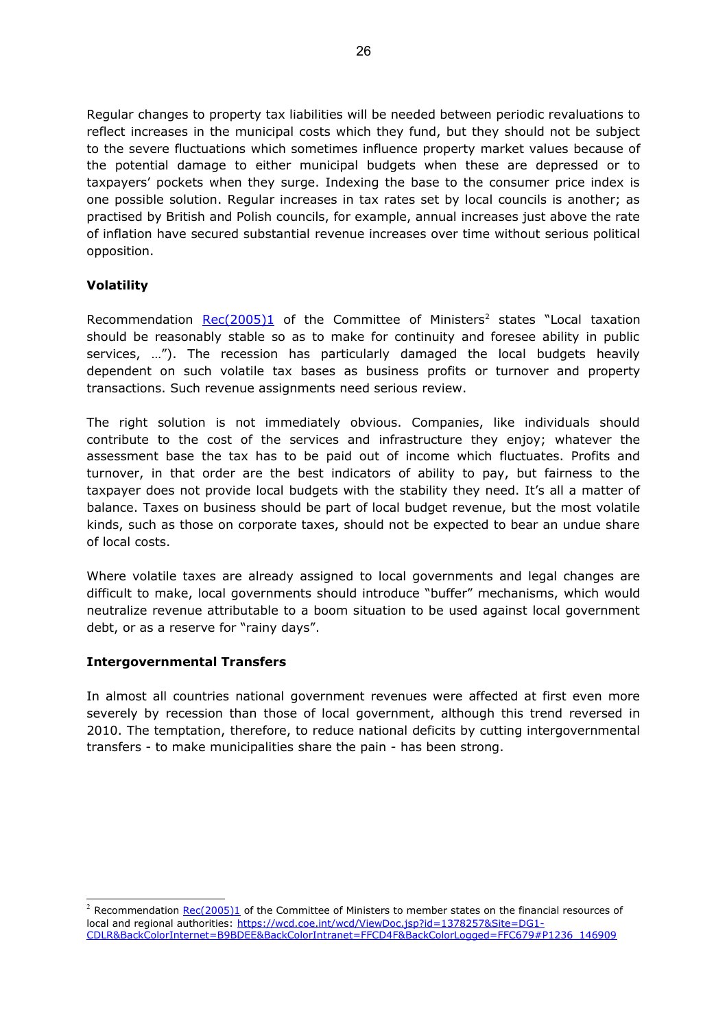Regular changes to property tax liabilities will be needed between periodic revaluations to reflect increases in the municipal costs which they fund, but they should not be subject to the severe fluctuations which sometimes influence property market values because of the potential damage to either municipal budgets when these are depressed or to taxpayers' pockets when they surge. Indexing the base to the consumer price index is one possible solution. Regular increases in tax rates set by local councils is another; as practised by British and Polish councils, for example, annual increases just above the rate of inflation have secured substantial revenue increases over time without serious political opposition.

**Volatility**

Recommendation [Rec(2005)1](https://wcd.coe.int/wcd/ViewDoc.jsp?id=1378257&Site=DG1-CDLR&BackColorInternet=B9BDEE&BackColorIntranet=FFCD4F&BackColorLogged=FFC679#P1236_146909) of the Committee of Ministers[2] states "Local taxation should be reasonably stable so as to make for continuity and foresee ability in public services, …"). The recession has particularly damaged the local budgets heavily dependent on such volatile tax bases as business profits or turnover and property transactions. Such revenue assignments need serious review.

The right solution is not immediately obvious. Companies, like individuals should contribute to the cost of the services and infrastructure they enjoy; whatever the assessment base the tax has to be paid out of income which fluctuates. Profits and turnover, in that order are the best indicators of ability to pay, but fairness to the taxpayer does not provide local budgets with the stability they need. It's all a matter of balance. Taxes on business should be part of local budget revenue, but the most volatile kinds, such as those on corporate taxes, should not be expected to bear an undue share of local costs.

Where volatile taxes are already assigned to local governments and legal changes are difficult to make, local governments should introduce "buffer" mechanisms, which would neutralize revenue attributable to a boom situation to be used against local government debt, or as a reserve for "rainy days".

**Intergovernmental Transfers**

In almost all countries national government revenues were affected at first even more severely by recession than those of local government, although this trend reversed in 2010. The temptation, therefore, to reduce national deficits by cutting intergovernmental transfers - to make municipalities share the pain - has been strong.

---

[2] Recommendation [Rec(2005)1](https://wcd.coe.int/wcd/ViewDoc.jsp?id=1378257&Site=DG1-CDLR&BackColorInternet=B9BDEE&BackColorIntranet=FFCD4F&BackColorLogged=FFC679#P1236_146909) of the Committee of Ministers to member states on the financial resources of local and regional authorities: https://wcd.coe.int/wcd/ViewDoc.jsp?id=1378257&Site=DG1-CDLR&BackColorInternet=B9BDEE&BackColorIntranet=FFCD4F&BackColorLogged=FFC679#P1236_146909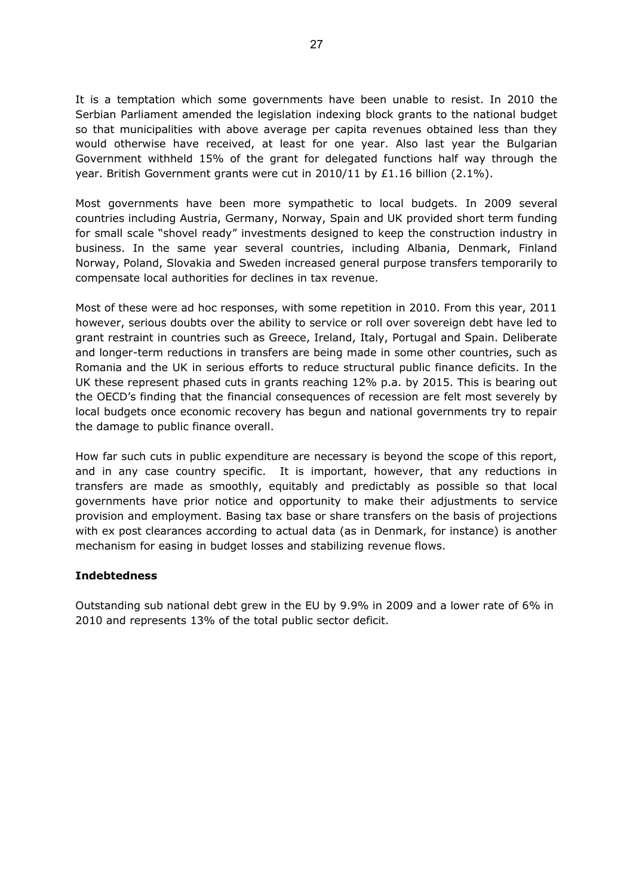It is a temptation which some governments have been unable to resist. In 2010 the Serbian Parliament amended the legislation indexing block grants to the national budget so that municipalities with above average per capita revenues obtained less than they would otherwise have received, at least for one year. Also last year the Bulgarian Government withheld 15% of the grant for delegated functions half way through the year. British Government grants were cut in 2010/11 by £1.16 billion (2.1%).

Most governments have been more sympathetic to local budgets. In 2009 several countries including Austria, Germany, Norway, Spain and UK provided short term funding for small scale "shovel ready" investments designed to keep the construction industry in business. In the same year several countries, including Albania, Denmark, Finland Norway, Poland, Slovakia and Sweden increased general purpose transfers temporarily to compensate local authorities for declines in tax revenue.

Most of these were ad hoc responses, with some repetition in 2010. From this year, 2011 however, serious doubts over the ability to service or roll over sovereign debt have led to grant restraint in countries such as Greece, Ireland, Italy, Portugal and Spain. Deliberate and longer-term reductions in transfers are being made in some other countries, such as Romania and the UK in serious efforts to reduce structural public finance deficits. In the UK these represent phased cuts in grants reaching 12% p.a. by 2015. This is bearing out the OECD's finding that the financial consequences of recession are felt most severely by local budgets once economic recovery has begun and national governments try to repair the damage to public finance overall.

How far such cuts in public expenditure are necessary is beyond the scope of this report, and in any case country specific. It is important, however, that any reductions in transfers are made as smoothly, equitably and predictably as possible so that local governments have prior notice and opportunity to make their adjustments to service provision and employment. Basing tax base or share transfers on the basis of projections with ex post clearances according to actual data (as in Denmark, for instance) is another mechanism for easing in budget losses and stabilizing revenue flows.

**Indebtedness**

Outstanding sub national debt grew in the EU by 9.9% in 2009 and a lower rate of 6% in 2010 and represents 13% of the total public sector deficit.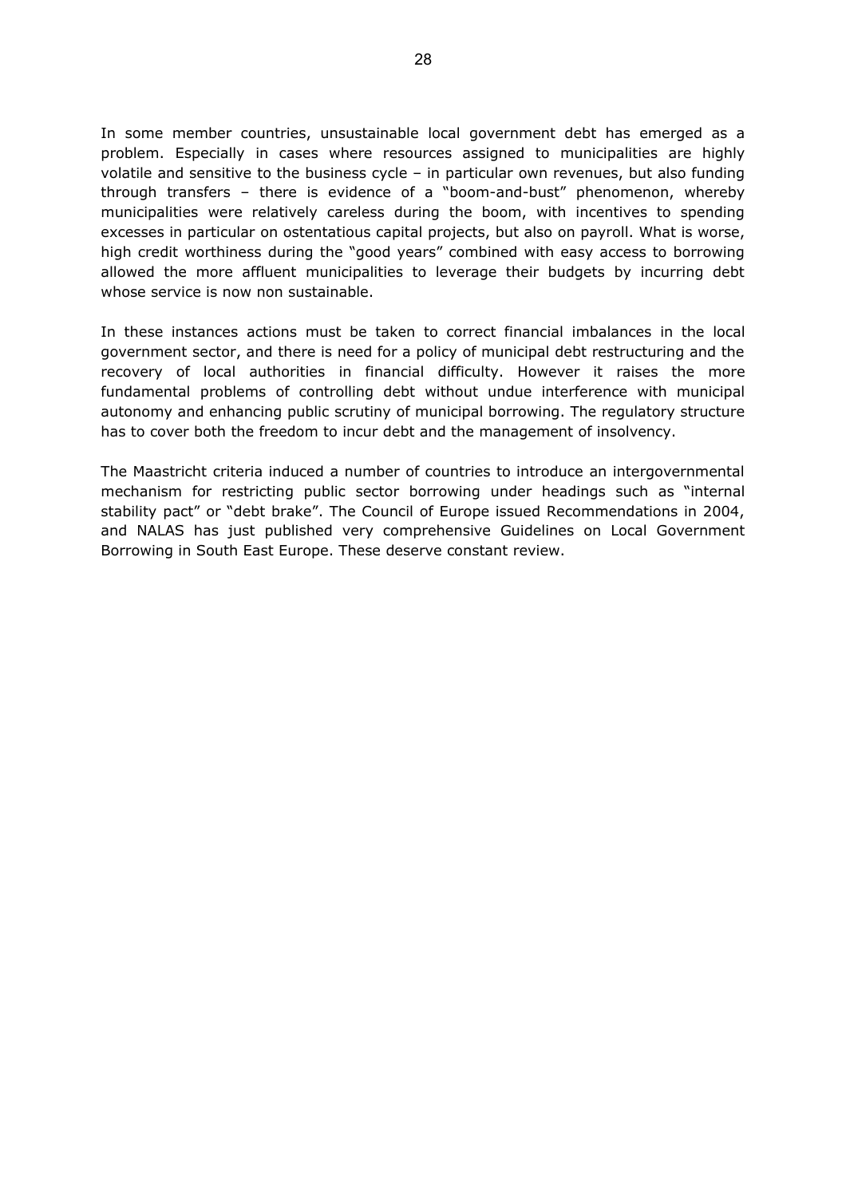In some member countries, unsustainable local government debt has emerged as a problem. Especially in cases where resources assigned to municipalities are highly volatile and sensitive to the business cycle – in particular own revenues, but also funding through transfers – there is evidence of a "boom-and-bust" phenomenon, whereby municipalities were relatively careless during the boom, with incentives to spending excesses in particular on ostentatious capital projects, but also on payroll. What is worse, high credit worthiness during the "good years" combined with easy access to borrowing allowed the more affluent municipalities to leverage their budgets by incurring debt whose service is now non sustainable.

In these instances actions must be taken to correct financial imbalances in the local government sector, and there is need for a policy of municipal debt restructuring and the recovery of local authorities in financial difficulty. However it raises the more fundamental problems of controlling debt without undue interference with municipal autonomy and enhancing public scrutiny of municipal borrowing. The regulatory structure has to cover both the freedom to incur debt and the management of insolvency.

The Maastricht criteria induced a number of countries to introduce an intergovernmental mechanism for restricting public sector borrowing under headings such as "internal stability pact" or "debt brake". The Council of Europe issued Recommendations in 2004, and NALAS has just published very comprehensive Guidelines on Local Government Borrowing in South East Europe. These deserve constant review.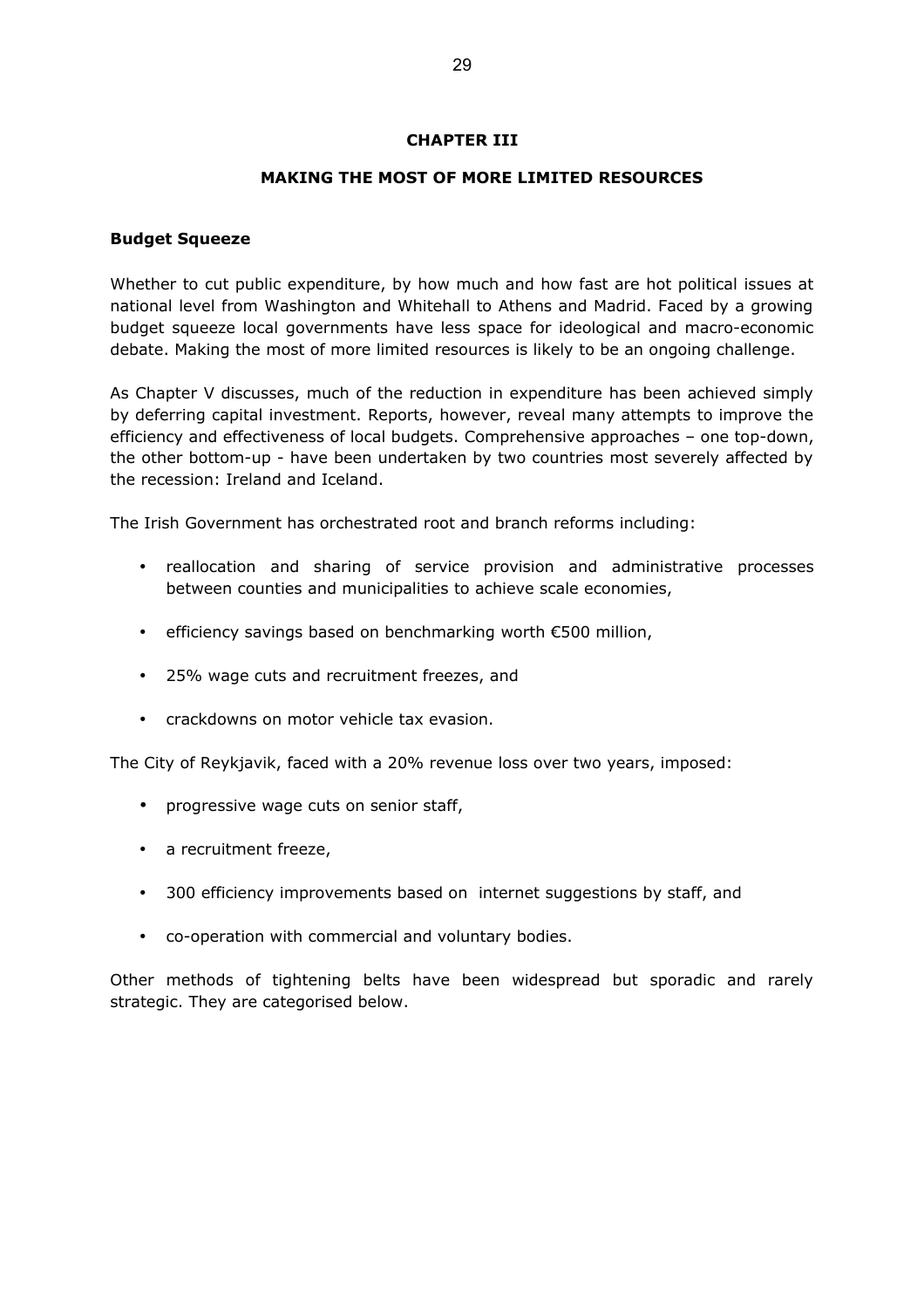# CHAPTER III

## MAKING THE MOST OF MORE LIMITED RESOURCES

### Budget Squeeze

Whether to cut public expenditure, by how much and how fast are hot political issues at national level from Washington and Whitehall to Athens and Madrid. Faced by a growing budget squeeze local governments have less space for ideological and macro-economic debate. Making the most of more limited resources is likely to be an ongoing challenge.

As Chapter V discusses, much of the reduction in expenditure has been achieved simply by deferring capital investment. Reports, however, reveal many attempts to improve the efficiency and effectiveness of local budgets. Comprehensive approaches – one top-down, the other bottom-up - have been undertaken by two countries most severely affected by the recession: Ireland and Iceland.

The Irish Government has orchestrated root and branch reforms including:

- reallocation and sharing of service provision and administrative processes between counties and municipalities to achieve scale economies,
- efficiency savings based on benchmarking worth €500 million,
- 25% wage cuts and recruitment freezes, and
- crackdowns on motor vehicle tax evasion.

The City of Reykjavik, faced with a 20% revenue loss over two years, imposed:

- progressive wage cuts on senior staff,
- a recruitment freeze,
- 300 efficiency improvements based on internet suggestions by staff, and
- co-operation with commercial and voluntary bodies.

Other methods of tightening belts have been widespread but sporadic and rarely strategic. They are categorised below.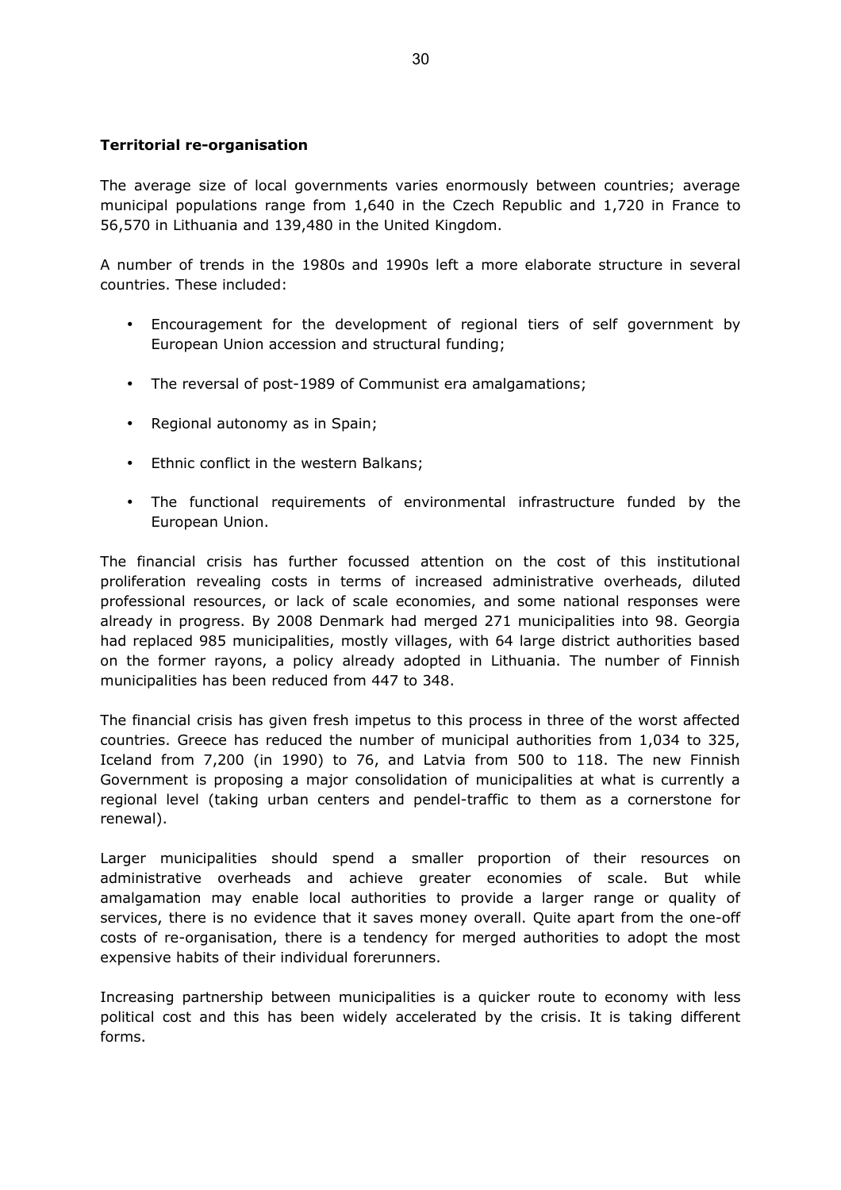**Territorial re-organisation**

The average size of local governments varies enormously between countries; average municipal populations range from 1,640 in the Czech Republic and 1,720 in France to 56,570 in Lithuania and 139,480 in the United Kingdom.

A number of trends in the 1980s and 1990s left a more elaborate structure in several countries. These included:

- Encouragement for the development of regional tiers of self government by European Union accession and structural funding;
- The reversal of post-1989 of Communist era amalgamations;
- Regional autonomy as in Spain;
- Ethnic conflict in the western Balkans;
- The functional requirements of environmental infrastructure funded by the European Union.

The financial crisis has further focussed attention on the cost of this institutional proliferation revealing costs in terms of increased administrative overheads, diluted professional resources, or lack of scale economies, and some national responses were already in progress. By 2008 Denmark had merged 271 municipalities into 98. Georgia had replaced 985 municipalities, mostly villages, with 64 large district authorities based on the former rayons, a policy already adopted in Lithuania. The number of Finnish municipalities has been reduced from 447 to 348.

The financial crisis has given fresh impetus to this process in three of the worst affected countries. Greece has reduced the number of municipal authorities from 1,034 to 325, Iceland from 7,200 (in 1990) to 76, and Latvia from 500 to 118. The new Finnish Government is proposing a major consolidation of municipalities at what is currently a regional level (taking urban centers and pendel-traffic to them as a cornerstone for renewal).

Larger municipalities should spend a smaller proportion of their resources on administrative overheads and achieve greater economies of scale. But while amalgamation may enable local authorities to provide a larger range or quality of services, there is no evidence that it saves money overall. Quite apart from the one-off costs of re-organisation, there is a tendency for merged authorities to adopt the most expensive habits of their individual forerunners.

Increasing partnership between municipalities is a quicker route to economy with less political cost and this has been widely accelerated by the crisis. It is taking different forms.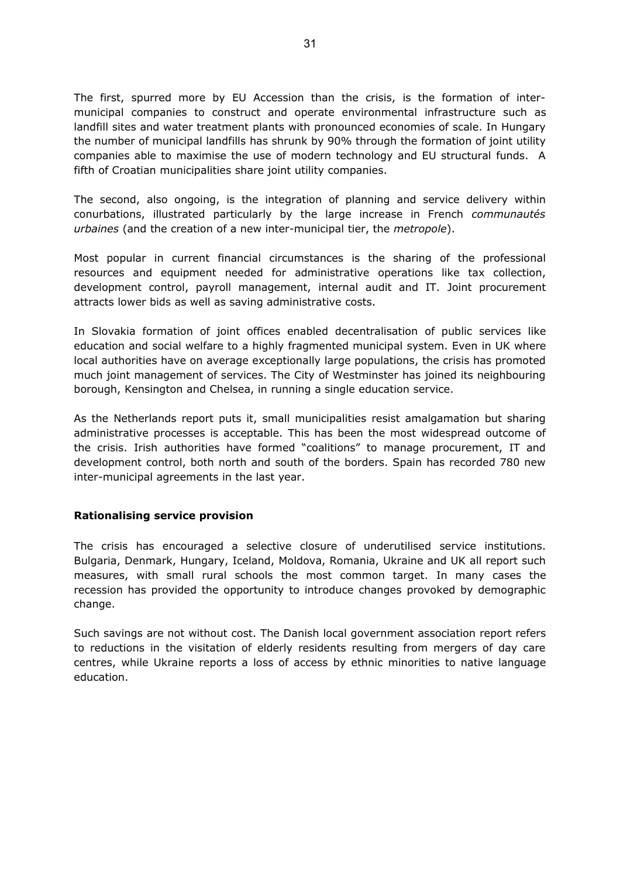The first, spurred more by EU Accession than the crisis, is the formation of inter-municipal companies to construct and operate environmental infrastructure such as landfill sites and water treatment plants with pronounced economies of scale. In Hungary the number of municipal landfills has shrunk by 90% through the formation of joint utility companies able to maximise the use of modern technology and EU structural funds. A fifth of Croatian municipalities share joint utility companies.

The second, also ongoing, is the integration of planning and service delivery within conurbations, illustrated particularly by the large increase in French *communautés urbaines* (and the creation of a new inter-municipal tier, the *metropole*).

Most popular in current financial circumstances is the sharing of the professional resources and equipment needed for administrative operations like tax collection, development control, payroll management, internal audit and IT. Joint procurement attracts lower bids as well as saving administrative costs.

In Slovakia formation of joint offices enabled decentralisation of public services like education and social welfare to a highly fragmented municipal system. Even in UK where local authorities have on average exceptionally large populations, the crisis has promoted much joint management of services. The City of Westminster has joined its neighbouring borough, Kensington and Chelsea, in running a single education service.

As the Netherlands report puts it, small municipalities resist amalgamation but sharing administrative processes is acceptable. This has been the most widespread outcome of the crisis. Irish authorities have formed "coalitions" to manage procurement, IT and development control, both north and south of the borders. Spain has recorded 780 new inter-municipal agreements in the last year.

**Rationalising service provision**

The crisis has encouraged a selective closure of underutilised service institutions. Bulgaria, Denmark, Hungary, Iceland, Moldova, Romania, Ukraine and UK all report such measures, with small rural schools the most common target. In many cases the recession has provided the opportunity to introduce changes provoked by demographic change.

Such savings are not without cost. The Danish local government association report refers to reductions in the visitation of elderly residents resulting from mergers of day care centres, while Ukraine reports a loss of access by ethnic minorities to native language education.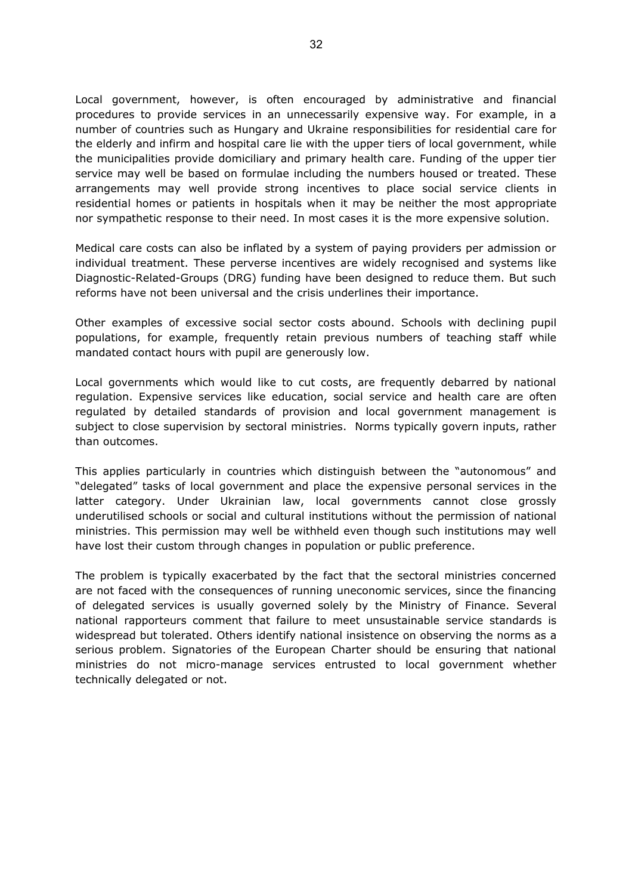Local government, however, is often encouraged by administrative and financial procedures to provide services in an unnecessarily expensive way. For example, in a number of countries such as Hungary and Ukraine responsibilities for residential care for the elderly and infirm and hospital care lie with the upper tiers of local government, while the municipalities provide domiciliary and primary health care. Funding of the upper tier service may well be based on formulae including the numbers housed or treated. These arrangements may well provide strong incentives to place social service clients in residential homes or patients in hospitals when it may be neither the most appropriate nor sympathetic response to their need. In most cases it is the more expensive solution.

Medical care costs can also be inflated by a system of paying providers per admission or individual treatment. These perverse incentives are widely recognised and systems like Diagnostic-Related-Groups (DRG) funding have been designed to reduce them. But such reforms have not been universal and the crisis underlines their importance.

Other examples of excessive social sector costs abound. Schools with declining pupil populations, for example, frequently retain previous numbers of teaching staff while mandated contact hours with pupil are generously low.

Local governments which would like to cut costs, are frequently debarred by national regulation. Expensive services like education, social service and health care are often regulated by detailed standards of provision and local government management is subject to close supervision by sectoral ministries. Norms typically govern inputs, rather than outcomes.

This applies particularly in countries which distinguish between the "autonomous" and "delegated" tasks of local government and place the expensive personal services in the latter category. Under Ukrainian law, local governments cannot close grossly underutilised schools or social and cultural institutions without the permission of national ministries. This permission may well be withheld even though such institutions may well have lost their custom through changes in population or public preference.

The problem is typically exacerbated by the fact that the sectoral ministries concerned are not faced with the consequences of running uneconomic services, since the financing of delegated services is usually governed solely by the Ministry of Finance. Several national rapporteurs comment that failure to meet unsustainable service standards is widespread but tolerated. Others identify national insistence on observing the norms as a serious problem. Signatories of the European Charter should be ensuring that national ministries do not micro-manage services entrusted to local government whether technically delegated or not.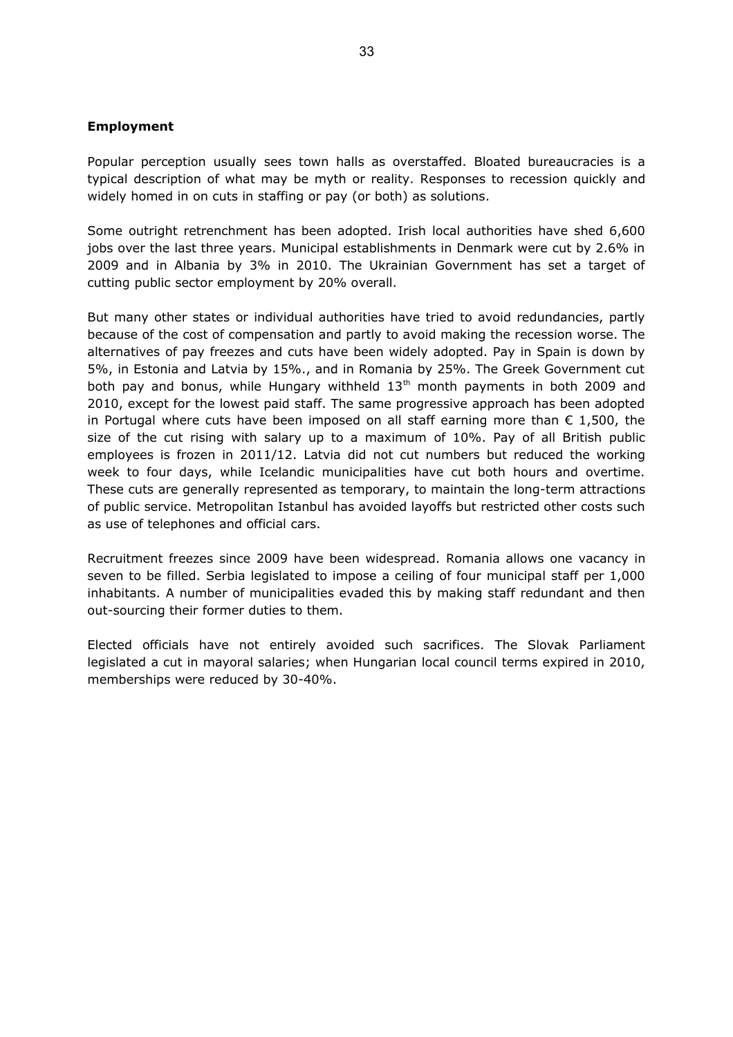**Employment**

Popular perception usually sees town halls as overstaffed. Bloated bureaucracies is a typical description of what may be myth or reality. Responses to recession quickly and widely homed in on cuts in staffing or pay (or both) as solutions.

Some outright retrenchment has been adopted. Irish local authorities have shed 6,600 jobs over the last three years. Municipal establishments in Denmark were cut by 2.6% in 2009 and in Albania by 3% in 2010. The Ukrainian Government has set a target of cutting public sector employment by 20% overall.

But many other states or individual authorities have tried to avoid redundancies, partly because of the cost of compensation and partly to avoid making the recession worse. The alternatives of pay freezes and cuts have been widely adopted. Pay in Spain is down by 5%, in Estonia and Latvia by 15%., and in Romania by 25%. The Greek Government cut both pay and bonus, while Hungary withheld 13th month payments in both 2009 and 2010, except for the lowest paid staff. The same progressive approach has been adopted in Portugal where cuts have been imposed on all staff earning more than € 1,500, the size of the cut rising with salary up to a maximum of 10%. Pay of all British public employees is frozen in 2011/12. Latvia did not cut numbers but reduced the working week to four days, while Icelandic municipalities have cut both hours and overtime. These cuts are generally represented as temporary, to maintain the long-term attractions of public service. Metropolitan Istanbul has avoided layoffs but restricted other costs such as use of telephones and official cars.

Recruitment freezes since 2009 have been widespread. Romania allows one vacancy in seven to be filled. Serbia legislated to impose a ceiling of four municipal staff per 1,000 inhabitants. A number of municipalities evaded this by making staff redundant and then out-sourcing their former duties to them.

Elected officials have not entirely avoided such sacrifices. The Slovak Parliament legislated a cut in mayoral salaries; when Hungarian local council terms expired in 2010, memberships were reduced by 30-40%.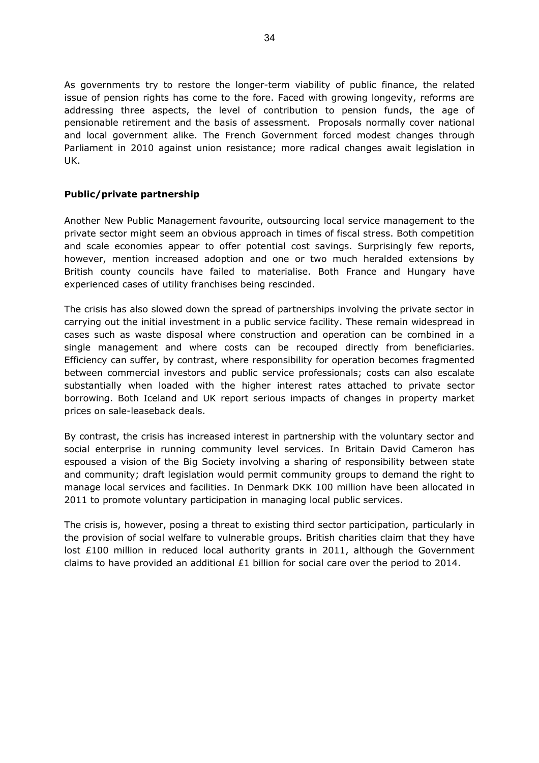As governments try to restore the longer-term viability of public finance, the related issue of pension rights has come to the fore. Faced with growing longevity, reforms are addressing three aspects, the level of contribution to pension funds, the age of pensionable retirement and the basis of assessment. Proposals normally cover national and local government alike. The French Government forced modest changes through Parliament in 2010 against union resistance; more radical changes await legislation in UK.

**Public/private partnership**

Another New Public Management favourite, outsourcing local service management to the private sector might seem an obvious approach in times of fiscal stress. Both competition and scale economies appear to offer potential cost savings. Surprisingly few reports, however, mention increased adoption and one or two much heralded extensions by British county councils have failed to materialise. Both France and Hungary have experienced cases of utility franchises being rescinded.

The crisis has also slowed down the spread of partnerships involving the private sector in carrying out the initial investment in a public service facility. These remain widespread in cases such as waste disposal where construction and operation can be combined in a single management and where costs can be recouped directly from beneficiaries. Efficiency can suffer, by contrast, where responsibility for operation becomes fragmented between commercial investors and public service professionals; costs can also escalate substantially when loaded with the higher interest rates attached to private sector borrowing. Both Iceland and UK report serious impacts of changes in property market prices on sale-leaseback deals.

By contrast, the crisis has increased interest in partnership with the voluntary sector and social enterprise in running community level services. In Britain David Cameron has espoused a vision of the Big Society involving a sharing of responsibility between state and community; draft legislation would permit community groups to demand the right to manage local services and facilities. In Denmark DKK 100 million have been allocated in 2011 to promote voluntary participation in managing local public services.

The crisis is, however, posing a threat to existing third sector participation, particularly in the provision of social welfare to vulnerable groups. British charities claim that they have lost £100 million in reduced local authority grants in 2011, although the Government claims to have provided an additional £1 billion for social care over the period to 2014.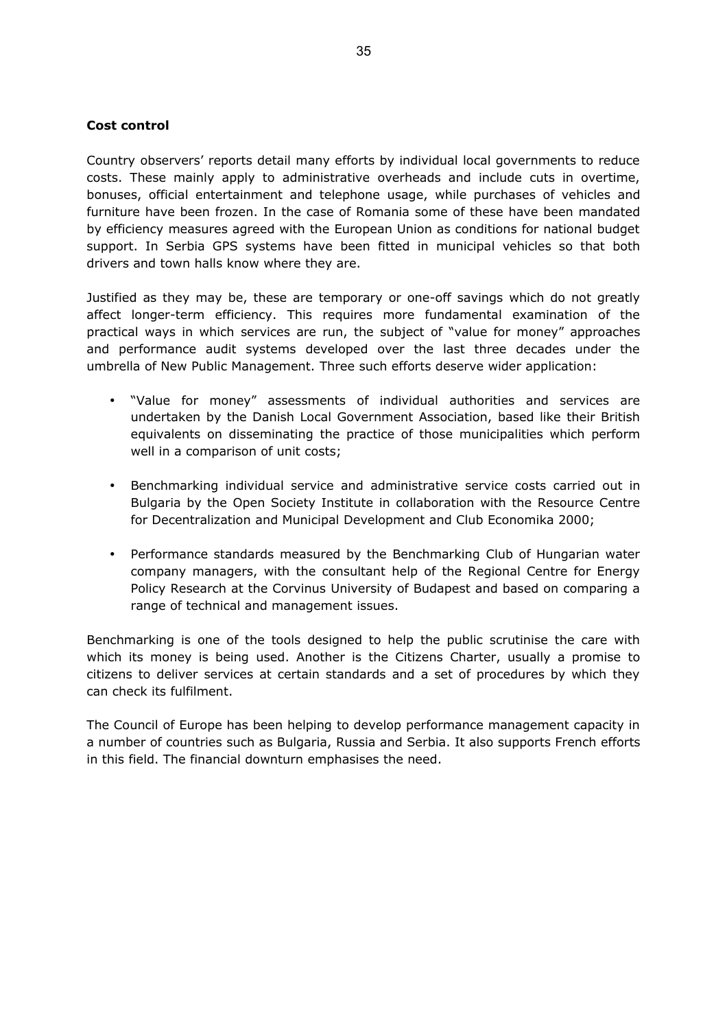**Cost control**

Country observers' reports detail many efforts by individual local governments to reduce costs. These mainly apply to administrative overheads and include cuts in overtime, bonuses, official entertainment and telephone usage, while purchases of vehicles and furniture have been frozen. In the case of Romania some of these have been mandated by efficiency measures agreed with the European Union as conditions for national budget support. In Serbia GPS systems have been fitted in municipal vehicles so that both drivers and town halls know where they are.

Justified as they may be, these are temporary or one-off savings which do not greatly affect longer-term efficiency. This requires more fundamental examination of the practical ways in which services are run, the subject of "value for money" approaches and performance audit systems developed over the last three decades under the umbrella of New Public Management. Three such efforts deserve wider application:

- "Value for money" assessments of individual authorities and services are undertaken by the Danish Local Government Association, based like their British equivalents on disseminating the practice of those municipalities which perform well in a comparison of unit costs;
- Benchmarking individual service and administrative service costs carried out in Bulgaria by the Open Society Institute in collaboration with the Resource Centre for Decentralization and Municipal Development and Club Economika 2000;
- Performance standards measured by the Benchmarking Club of Hungarian water company managers, with the consultant help of the Regional Centre for Energy Policy Research at the Corvinus University of Budapest and based on comparing a range of technical and management issues.

Benchmarking is one of the tools designed to help the public scrutinise the care with which its money is being used. Another is the Citizens Charter, usually a promise to citizens to deliver services at certain standards and a set of procedures by which they can check its fulfilment.

The Council of Europe has been helping to develop performance management capacity in a number of countries such as Bulgaria, Russia and Serbia. It also supports French efforts in this field. The financial downturn emphasises the need.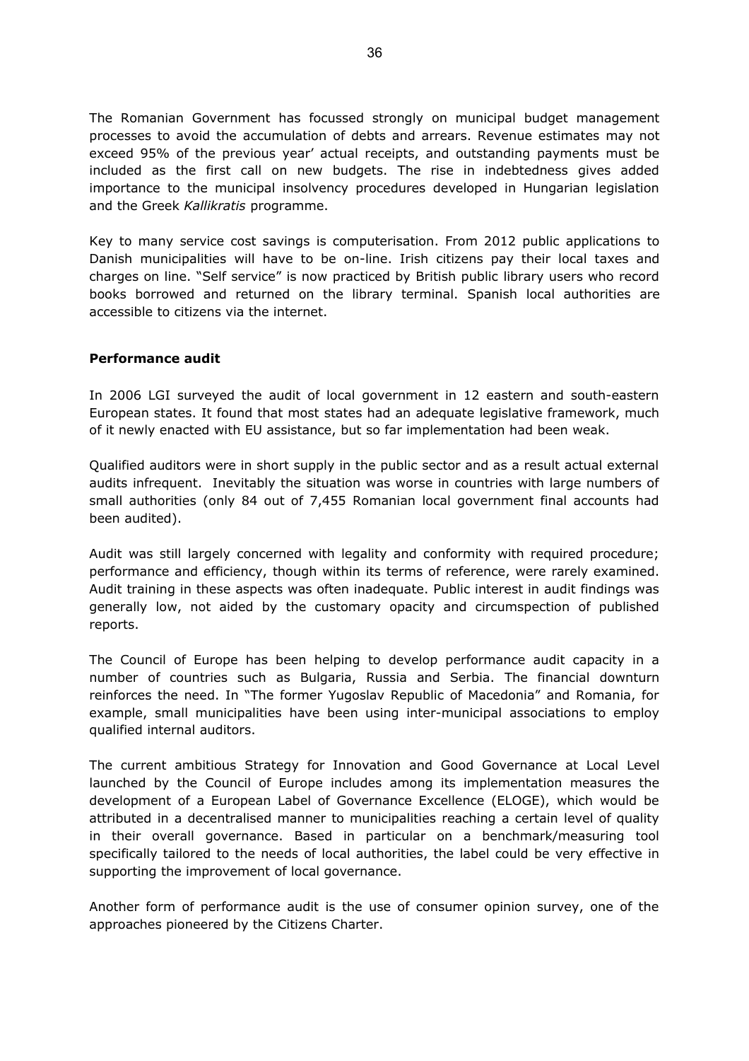The Romanian Government has focussed strongly on municipal budget management processes to avoid the accumulation of debts and arrears. Revenue estimates may not exceed 95% of the previous year' actual receipts, and outstanding payments must be included as the first call on new budgets. The rise in indebtedness gives added importance to the municipal insolvency procedures developed in Hungarian legislation and the Greek *Kallikratis* programme.

Key to many service cost savings is computerisation. From 2012 public applications to Danish municipalities will have to be on-line. Irish citizens pay their local taxes and charges on line. "Self service" is now practiced by British public library users who record books borrowed and returned on the library terminal. Spanish local authorities are accessible to citizens via the internet.

**Performance audit**

In 2006 LGI surveyed the audit of local government in 12 eastern and south-eastern European states. It found that most states had an adequate legislative framework, much of it newly enacted with EU assistance, but so far implementation had been weak.

Qualified auditors were in short supply in the public sector and as a result actual external audits infrequent. Inevitably the situation was worse in countries with large numbers of small authorities (only 84 out of 7,455 Romanian local government final accounts had been audited).

Audit was still largely concerned with legality and conformity with required procedure; performance and efficiency, though within its terms of reference, were rarely examined. Audit training in these aspects was often inadequate. Public interest in audit findings was generally low, not aided by the customary opacity and circumspection of published reports.

The Council of Europe has been helping to develop performance audit capacity in a number of countries such as Bulgaria, Russia and Serbia. The financial downturn reinforces the need. In "The former Yugoslav Republic of Macedonia" and Romania, for example, small municipalities have been using inter-municipal associations to employ qualified internal auditors.

The current ambitious Strategy for Innovation and Good Governance at Local Level launched by the Council of Europe includes among its implementation measures the development of a European Label of Governance Excellence (ELOGE), which would be attributed in a decentralised manner to municipalities reaching a certain level of quality in their overall governance. Based in particular on a benchmark/measuring tool specifically tailored to the needs of local authorities, the label could be very effective in supporting the improvement of local governance.

Another form of performance audit is the use of consumer opinion survey, one of the approaches pioneered by the Citizens Charter.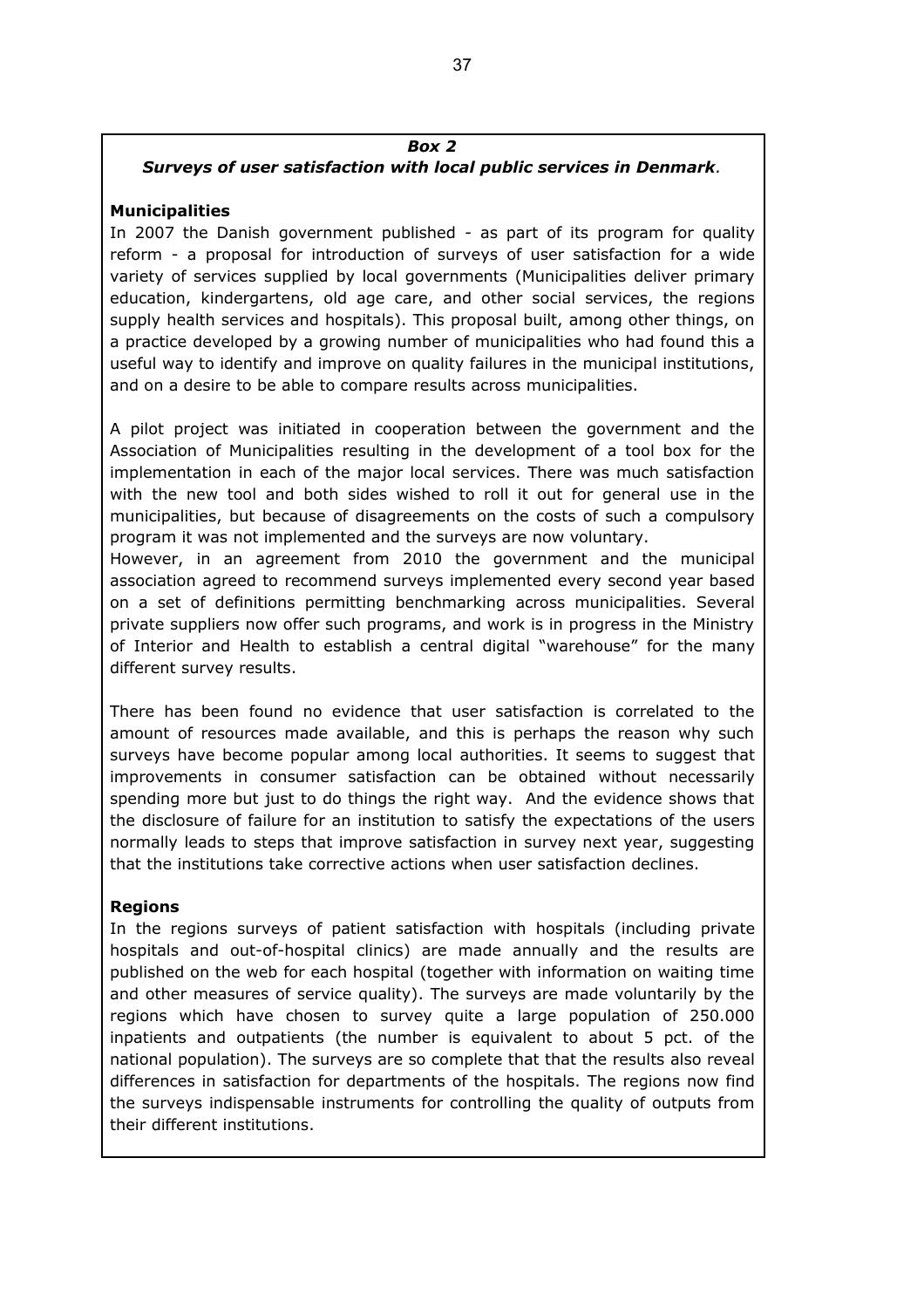***Box 2***

***Surveys of user satisfaction with local public services in Denmark.***

**Municipalities**

In 2007 the Danish government published - as part of its program for quality reform - a proposal for introduction of surveys of user satisfaction for a wide variety of services supplied by local governments (Municipalities deliver primary education, kindergartens, old age care, and other social services, the regions supply health services and hospitals). This proposal built, among other things, on a practice developed by a growing number of municipalities who had found this a useful way to identify and improve on quality failures in the municipal institutions, and on a desire to be able to compare results across municipalities.

A pilot project was initiated in cooperation between the government and the Association of Municipalities resulting in the development of a tool box for the implementation in each of the major local services. There was much satisfaction with the new tool and both sides wished to roll it out for general use in the municipalities, but because of disagreements on the costs of such a compulsory program it was not implemented and the surveys are now voluntary.

However, in an agreement from 2010 the government and the municipal association agreed to recommend surveys implemented every second year based on a set of definitions permitting benchmarking across municipalities. Several private suppliers now offer such programs, and work is in progress in the Ministry of Interior and Health to establish a central digital "warehouse" for the many different survey results.

There has been found no evidence that user satisfaction is correlated to the amount of resources made available, and this is perhaps the reason why such surveys have become popular among local authorities. It seems to suggest that improvements in consumer satisfaction can be obtained without necessarily spending more but just to do things the right way. And the evidence shows that the disclosure of failure for an institution to satisfy the expectations of the users normally leads to steps that improve satisfaction in survey next year, suggesting that the institutions take corrective actions when user satisfaction declines.

**Regions**

In the regions surveys of patient satisfaction with hospitals (including private hospitals and out-of-hospital clinics) are made annually and the results are published on the web for each hospital (together with information on waiting time and other measures of service quality). The surveys are made voluntarily by the regions which have chosen to survey quite a large population of 250.000 inpatients and outpatients (the number is equivalent to about 5 pct. of the national population). The surveys are so complete that that the results also reveal differences in satisfaction for departments of the hospitals. The regions now find the surveys indispensable instruments for controlling the quality of outputs from their different institutions.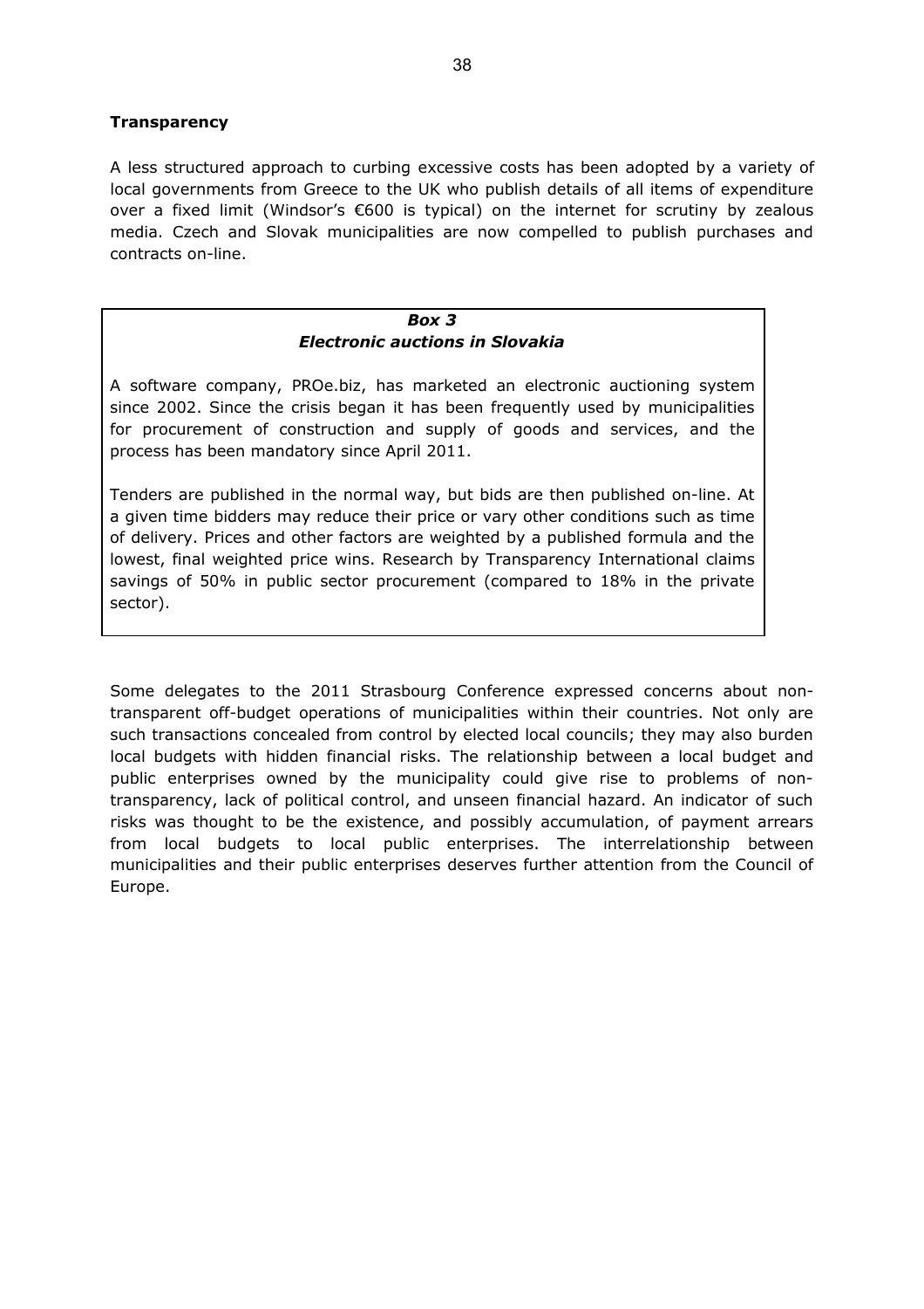**Transparency**

A less structured approach to curbing excessive costs has been adopted by a variety of local governments from Greece to the UK who publish details of all items of expenditure over a fixed limit (Windsor's €600 is typical) on the internet for scrutiny by zealous media. Czech and Slovak municipalities are now compelled to publish purchases and contracts on-line.

> ***Box 3***
> ***Electronic auctions in Slovakia***
>
> A software company, PROe.biz, has marketed an electronic auctioning system since 2002. Since the crisis began it has been frequently used by municipalities for procurement of construction and supply of goods and services, and the process has been mandatory since April 2011.
>
> Tenders are published in the normal way, but bids are then published on-line. At a given time bidders may reduce their price or vary other conditions such as time of delivery. Prices and other factors are weighted by a published formula and the lowest, final weighted price wins. Research by Transparency International claims savings of 50% in public sector procurement (compared to 18% in the private sector).

Some delegates to the 2011 Strasbourg Conference expressed concerns about non-transparent off-budget operations of municipalities within their countries. Not only are such transactions concealed from control by elected local councils; they may also burden local budgets with hidden financial risks. The relationship between a local budget and public enterprises owned by the municipality could give rise to problems of non-transparency, lack of political control, and unseen financial hazard. An indicator of such risks was thought to be the existence, and possibly accumulation, of payment arrears from local budgets to local public enterprises. The interrelationship between municipalities and their public enterprises deserves further attention from the Council of Europe.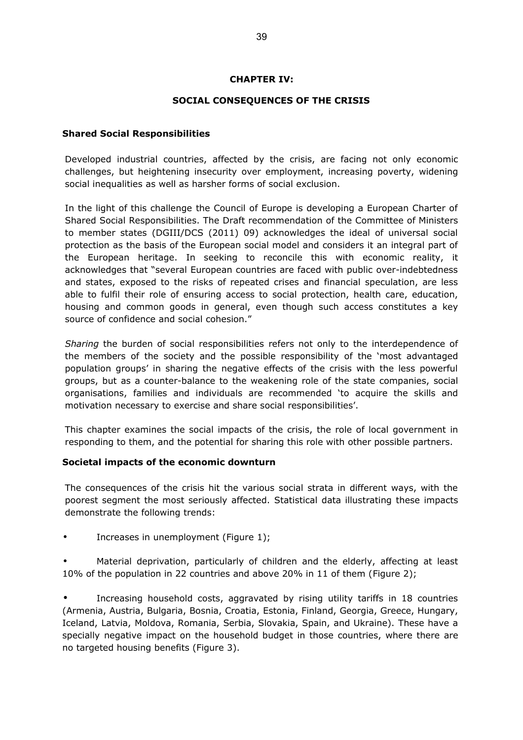## CHAPTER IV:

## SOCIAL CONSEQUENCES OF THE CRISIS

### Shared Social Responsibilities

Developed industrial countries, affected by the crisis, are facing not only economic challenges, but heightening insecurity over employment, increasing poverty, widening social inequalities as well as harsher forms of social exclusion.

In the light of this challenge the Council of Europe is developing a European Charter of Shared Social Responsibilities. The Draft recommendation of the Committee of Ministers to member states (DGIII/DCS (2011) 09) acknowledges the ideal of universal social protection as the basis of the European social model and considers it an integral part of the European heritage. In seeking to reconcile this with economic reality, it acknowledges that "several European countries are faced with public over-indebtedness and states, exposed to the risks of repeated crises and financial speculation, are less able to fulfil their role of ensuring access to social protection, health care, education, housing and common goods in general, even though such access constitutes a key source of confidence and social cohesion."

*Sharing* the burden of social responsibilities refers not only to the interdependence of the members of the society and the possible responsibility of the 'most advantaged population groups' in sharing the negative effects of the crisis with the less powerful groups, but as a counter-balance to the weakening role of the state companies, social organisations, families and individuals are recommended 'to acquire the skills and motivation necessary to exercise and share social responsibilities'.

This chapter examines the social impacts of the crisis, the role of local government in responding to them, and the potential for sharing this role with other possible partners.

### Societal impacts of the economic downturn

The consequences of the crisis hit the various social strata in different ways, with the poorest segment the most seriously affected. Statistical data illustrating these impacts demonstrate the following trends:

- Increases in unemployment (Figure 1);
- Material deprivation, particularly of children and the elderly, affecting at least 10% of the population in 22 countries and above 20% in 11 of them (Figure 2);
- Increasing household costs, aggravated by rising utility tariffs in 18 countries (Armenia, Austria, Bulgaria, Bosnia, Croatia, Estonia, Finland, Georgia, Greece, Hungary, Iceland, Latvia, Moldova, Romania, Serbia, Slovakia, Spain, and Ukraine). These have a specially negative impact on the household budget in those countries, where there are no targeted housing benefits (Figure 3).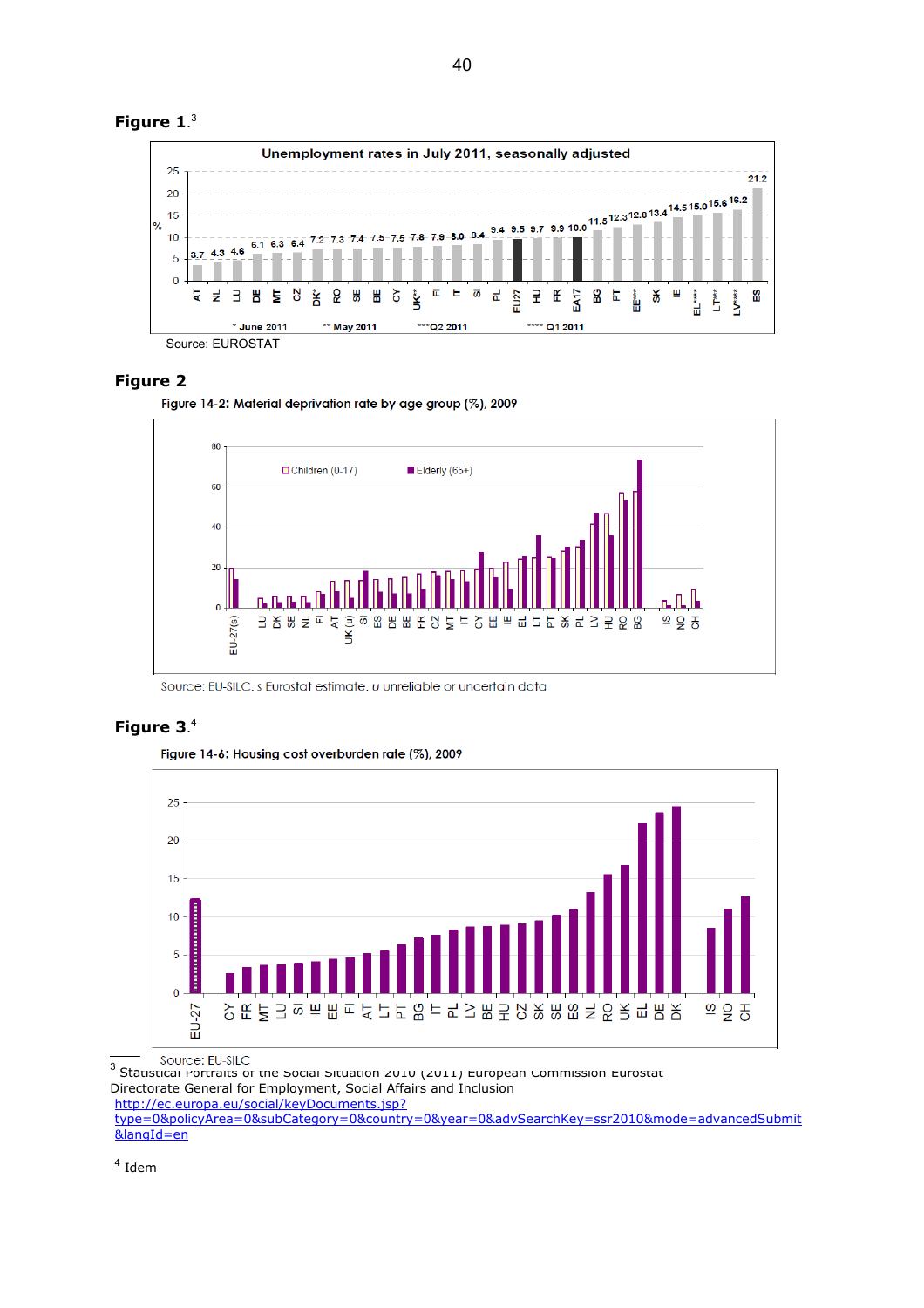**Figure 1.**[3]

**Unemployment rates in July 2011, seasonally adjusted**

| AT | NL | LU | DE | MT | CZ | DK* | RO | SE | BE | CY | UK** | FI | IT | SI | PL | EU27 | HU | FR | EA17 | BG | PT | EE*** | SK | IE | EL**** | LT*** | LV*** | ES |
|---|---|---|---|---|---|---|---|---|---|---|---|---|---|---|---|---|---|---|---|---|---|---|---|---|---|---|---|---|
| 3.7 | 4.3 | 4.6 | 6.1 | 6.3 | 6.4 | 7.2 | 7.3 | 7.4 | 7.5 | 7.5 | 7.8 | 7.9 | 8.0 | 8.4 | 9.4 | 9.5 | 9.7 | 9.9 | 10.0 | 11.5 | 12.3 | 12.8 | 13.4 | 14.5 | 15.0 | 15.6 | 16.2 | 21.2 |

* June 2011 ** May 2011 ***Q2 2011 **** Q1 2011

Source: EUROSTAT

**Figure 2**

Figure 14-2: Material deprivation rate by age group (%), 2009

Source: EU-SILC. s Eurostat estimate. u unreliable or uncertain data

**Figure 3.**[4]

Figure 14-6: Housing cost overburden rate (%), 2009

Source: EU-SILC

---

[3] Statistical Portraits of the Social Situation 2010 (2011) European Commission Eurostat Directorate General for Employment, Social Affairs and Inclusion
http://ec.europa.eu/social/keyDocuments.jsp?type=0&policyArea=0&subCategory=0&country=0&year=0&advSearchKey=ssr2010&mode=advancedSubmit&langId=en

[4] Idem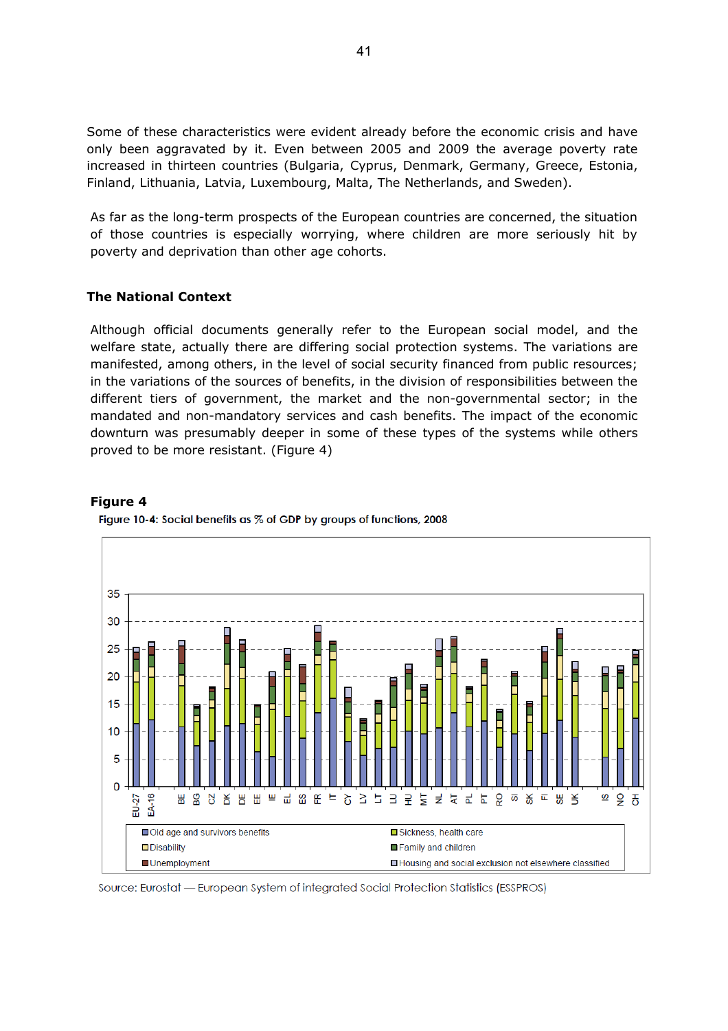Some of these characteristics were evident already before the economic crisis and have only been aggravated by it. Even between 2005 and 2009 the average poverty rate increased in thirteen countries (Bulgaria, Cyprus, Denmark, Germany, Greece, Estonia, Finland, Lithuania, Latvia, Luxembourg, Malta, The Netherlands, and Sweden).

As far as the long-term prospects of the European countries are concerned, the situation of those countries is especially worrying, where children are more seriously hit by poverty and deprivation than other age cohorts.

### The National Context

Although official documents generally refer to the European social model, and the welfare state, actually there are differing social protection systems. The variations are manifested, among others, in the level of social security financed from public resources; in the variations of the sources of benefits, in the division of responsibilities between the different tiers of government, the market and the non-governmental sector; in the mandated and non-mandatory services and cash benefits. The impact of the economic downturn was presumably deeper in some of these types of the systems while others proved to be more resistant. (Figure 4)

**Figure 4**

**Figure 10-4: Social benefits as % of GDP by groups of functions, 2008**

Legend: Old age and survivors benefits; Sickness, health care; Disability; Family and children; Unemployment; Housing and social exclusion not elsewhere classified

Countries: EU-27, EA-16, BE, BG, CZ, DK, DE, EE, IE, EL, ES, FR, IT, CY, LV, LT, LU, HU, MT, NL, AT, PL, PT, RO, SI, SK, FI, SE, UK, IS, NO, CH

Source: Eurostat — European System of integrated Social Protection Statistics (ESSPROS)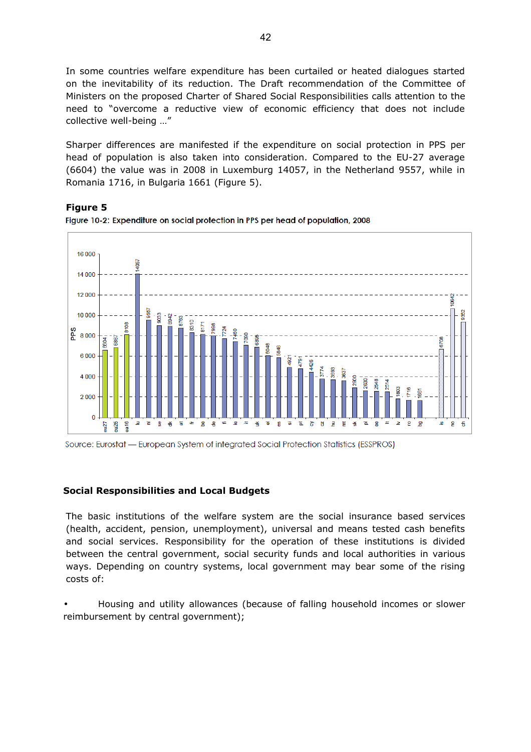In some countries welfare expenditure has been curtailed or heated dialogues started on the inevitability of its reduction. The Draft recommendation of the Committee of Ministers on the proposed Charter of Shared Social Responsibilities calls attention to the need to "overcome a reductive view of economic efficiency that does not include collective well-being …"

Sharper differences are manifested if the expenditure on social protection in PPS per head of population is also taken into consideration. Compared to the EU-27 average (6604) the value was in 2008 in Luxemburg 14057, in the Netherland 9557, while in Romania 1716, in Bulgaria 1661 (Figure 5).

**Figure 5**

**Figure 10-2: Expenditure on social protection in PPS per head of population, 2008**

| | eu27 | eu25 | ea16 | lu | nl | se | dk | at | fr | be | de | fi | ie | it | uk | el | es | si | pt | cy | cz | hu | mt | sk | pl | ee | lt | lv | ro | bg | is | no | ch |
|---|---|---|---|---|---|---|---|---|---|---|---|---|---|---|---|---|---|---|---|---|---|---|---|---|---|---|---|---|---|---|---|---|---|
| PPS | 6604 | 6867 | 8108 | 14057 | 9557 | 9033 | 8942 | 8783 | 8310 | 8171 | 7998 | 7724 | 7460 | 7080 | 6895 | 6048 | 5846 | 4921 | 4791 | 4426 | 3774 | 3693 | 3637 | 2900 | 2630 | 2548 | 2514 | 1803 | 1716 | 1661 | 6708 | 10642 | 9352 |

Source: Eurostat — European System of integrated Social Protection Statistics (ESSPROS)

## Social Responsibilities and Local Budgets

The basic institutions of the welfare system are the social insurance based services (health, accident, pension, unemployment), universal and means tested cash benefits and social services. Responsibility for the operation of these institutions is divided between the central government, social security funds and local authorities in various ways. Depending on country systems, local government may bear some of the rising costs of:

- Housing and utility allowances (because of falling household incomes or slower reimbursement by central government);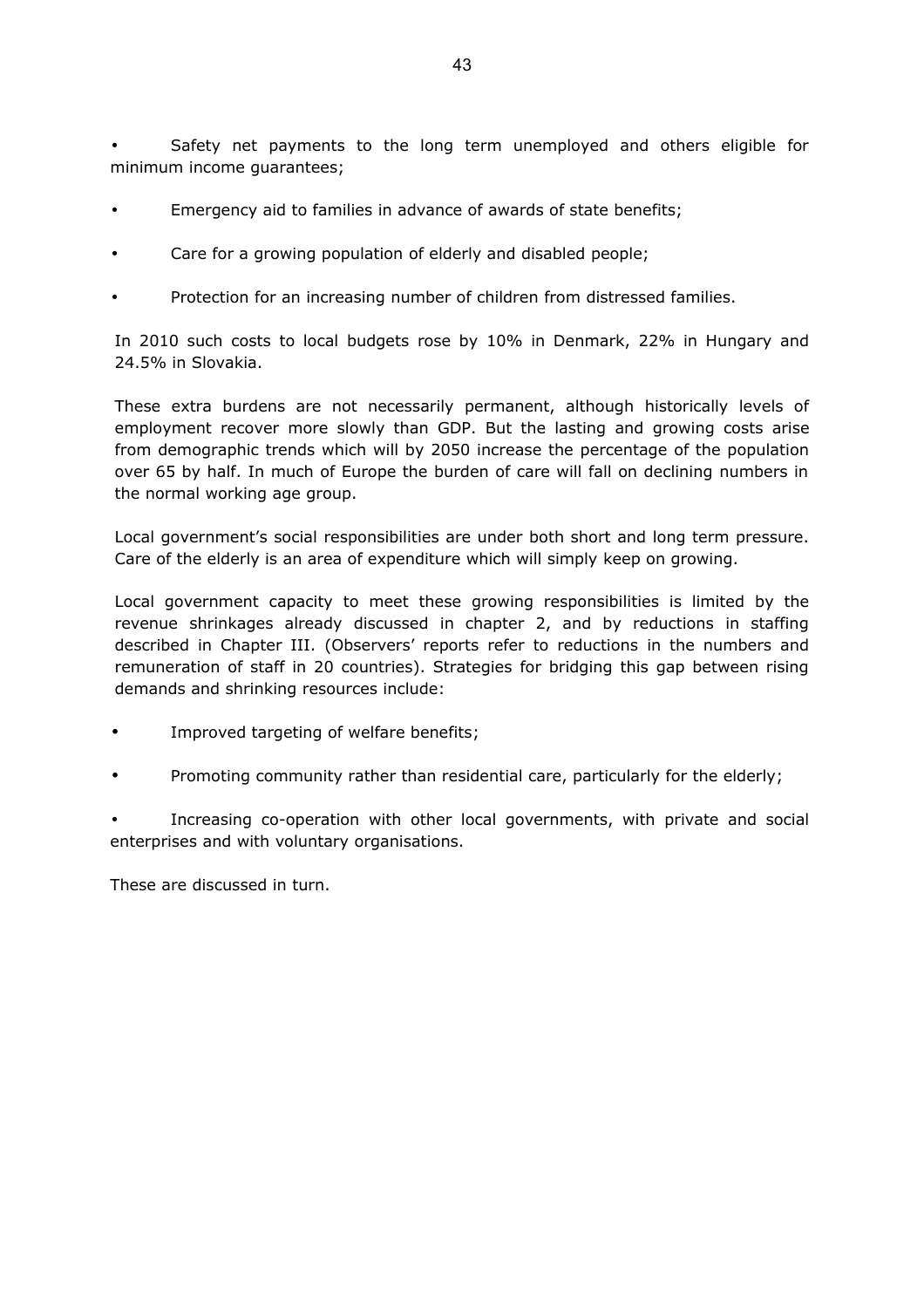- Safety net payments to the long term unemployed and others eligible for minimum income guarantees;
- Emergency aid to families in advance of awards of state benefits;
- Care for a growing population of elderly and disabled people;
- Protection for an increasing number of children from distressed families.

In 2010 such costs to local budgets rose by 10% in Denmark, 22% in Hungary and 24.5% in Slovakia.

These extra burdens are not necessarily permanent, although historically levels of employment recover more slowly than GDP. But the lasting and growing costs arise from demographic trends which will by 2050 increase the percentage of the population over 65 by half. In much of Europe the burden of care will fall on declining numbers in the normal working age group.

Local government's social responsibilities are under both short and long term pressure. Care of the elderly is an area of expenditure which will simply keep on growing.

Local government capacity to meet these growing responsibilities is limited by the revenue shrinkages already discussed in chapter 2, and by reductions in staffing described in Chapter III. (Observers' reports refer to reductions in the numbers and remuneration of staff in 20 countries). Strategies for bridging this gap between rising demands and shrinking resources include:

- Improved targeting of welfare benefits;
- Promoting community rather than residential care, particularly for the elderly;
- Increasing co-operation with other local governments, with private and social enterprises and with voluntary organisations.

These are discussed in turn.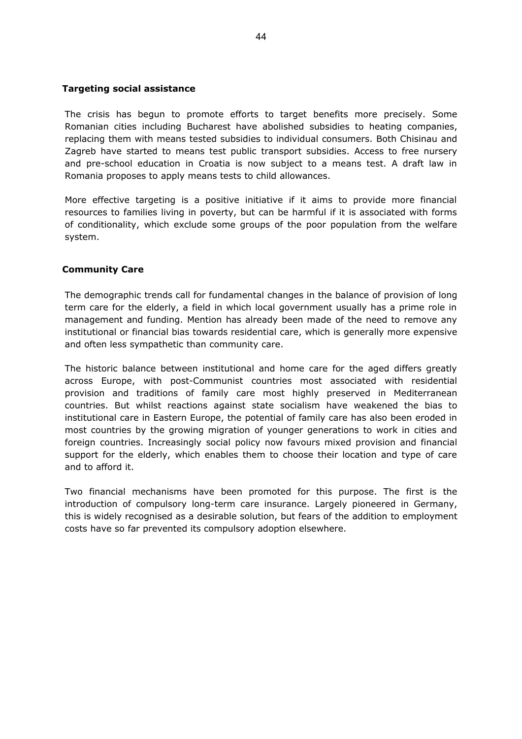### Targeting social assistance

The crisis has begun to promote efforts to target benefits more precisely. Some Romanian cities including Bucharest have abolished subsidies to heating companies, replacing them with means tested subsidies to individual consumers. Both Chisinau and Zagreb have started to means test public transport subsidies. Access to free nursery and pre-school education in Croatia is now subject to a means test. A draft law in Romania proposes to apply means tests to child allowances.

More effective targeting is a positive initiative if it aims to provide more financial resources to families living in poverty, but can be harmful if it is associated with forms of conditionality, which exclude some groups of the poor population from the welfare system.

### Community Care

The demographic trends call for fundamental changes in the balance of provision of long term care for the elderly, a field in which local government usually has a prime role in management and funding. Mention has already been made of the need to remove any institutional or financial bias towards residential care, which is generally more expensive and often less sympathetic than community care.

The historic balance between institutional and home care for the aged differs greatly across Europe, with post-Communist countries most associated with residential provision and traditions of family care most highly preserved in Mediterranean countries. But whilst reactions against state socialism have weakened the bias to institutional care in Eastern Europe, the potential of family care has also been eroded in most countries by the growing migration of younger generations to work in cities and foreign countries. Increasingly social policy now favours mixed provision and financial support for the elderly, which enables them to choose their location and type of care and to afford it.

Two financial mechanisms have been promoted for this purpose. The first is the introduction of compulsory long-term care insurance. Largely pioneered in Germany, this is widely recognised as a desirable solution, but fears of the addition to employment costs have so far prevented its compulsory adoption elsewhere.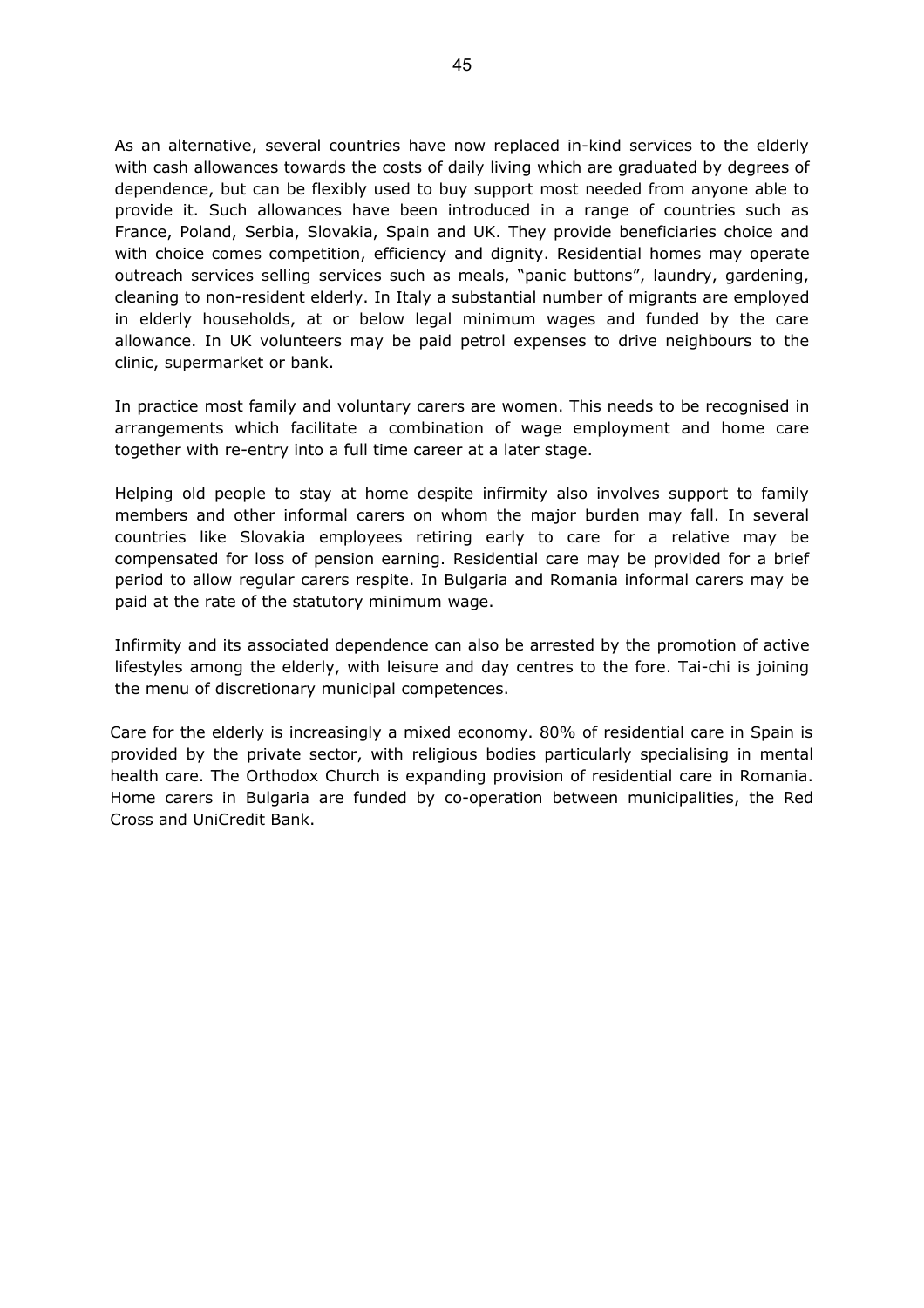As an alternative, several countries have now replaced in-kind services to the elderly with cash allowances towards the costs of daily living which are graduated by degrees of dependence, but can be flexibly used to buy support most needed from anyone able to provide it. Such allowances have been introduced in a range of countries such as France, Poland, Serbia, Slovakia, Spain and UK. They provide beneficiaries choice and with choice comes competition, efficiency and dignity. Residential homes may operate outreach services selling services such as meals, "panic buttons", laundry, gardening, cleaning to non-resident elderly. In Italy a substantial number of migrants are employed in elderly households, at or below legal minimum wages and funded by the care allowance. In UK volunteers may be paid petrol expenses to drive neighbours to the clinic, supermarket or bank.

In practice most family and voluntary carers are women. This needs to be recognised in arrangements which facilitate a combination of wage employment and home care together with re-entry into a full time career at a later stage.

Helping old people to stay at home despite infirmity also involves support to family members and other informal carers on whom the major burden may fall. In several countries like Slovakia employees retiring early to care for a relative may be compensated for loss of pension earning. Residential care may be provided for a brief period to allow regular carers respite. In Bulgaria and Romania informal carers may be paid at the rate of the statutory minimum wage.

Infirmity and its associated dependence can also be arrested by the promotion of active lifestyles among the elderly, with leisure and day centres to the fore. Tai-chi is joining the menu of discretionary municipal competences.

Care for the elderly is increasingly a mixed economy. 80% of residential care in Spain is provided by the private sector, with religious bodies particularly specialising in mental health care. The Orthodox Church is expanding provision of residential care in Romania. Home carers in Bulgaria are funded by co-operation between municipalities, the Red Cross and UniCredit Bank.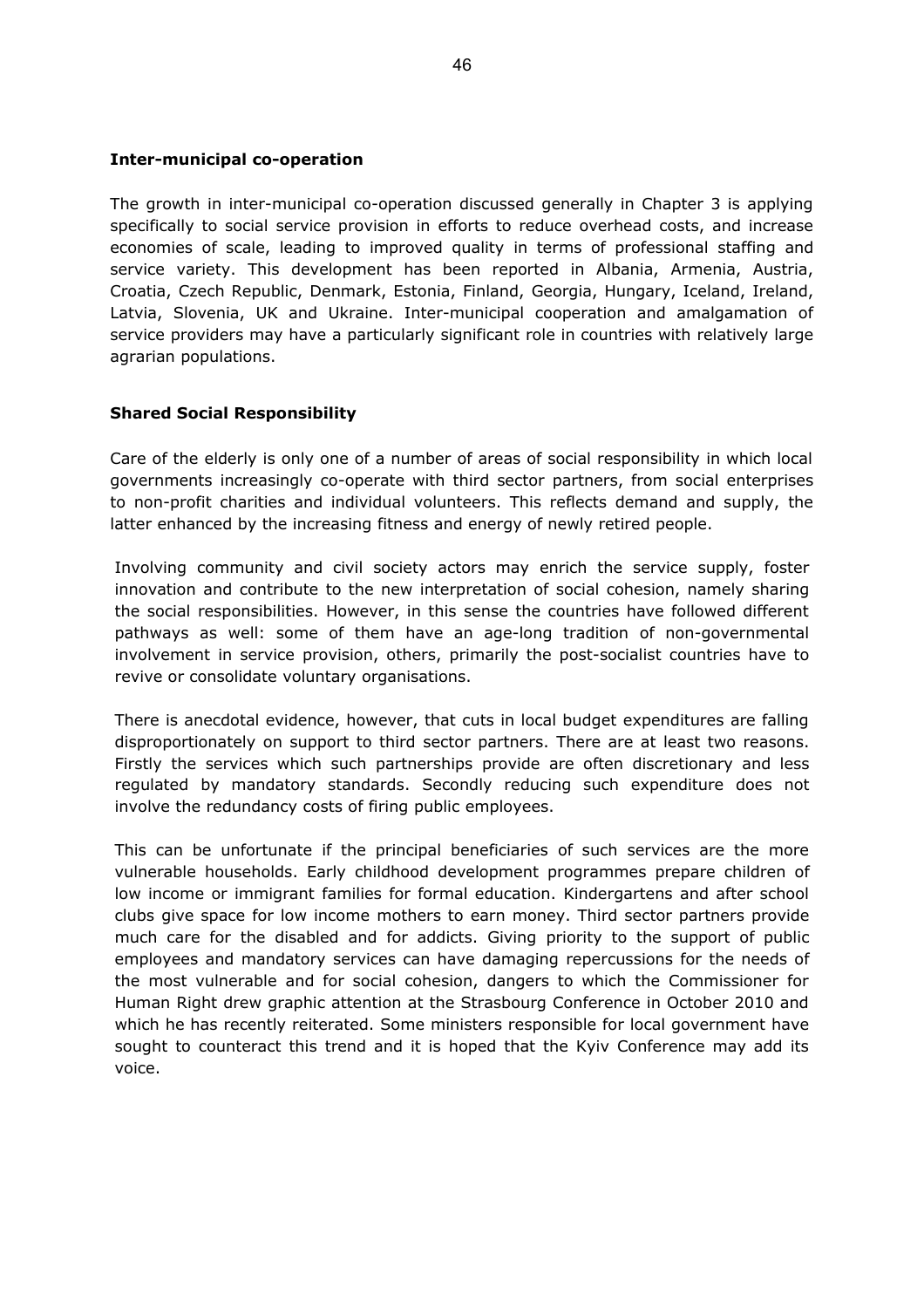**Inter-municipal co-operation**

The growth in inter-municipal co-operation discussed generally in Chapter 3 is applying specifically to social service provision in efforts to reduce overhead costs, and increase economies of scale, leading to improved quality in terms of professional staffing and service variety. This development has been reported in Albania, Armenia, Austria, Croatia, Czech Republic, Denmark, Estonia, Finland, Georgia, Hungary, Iceland, Ireland, Latvia, Slovenia, UK and Ukraine. Inter-municipal cooperation and amalgamation of service providers may have a particularly significant role in countries with relatively large agrarian populations.

**Shared Social Responsibility**

Care of the elderly is only one of a number of areas of social responsibility in which local governments increasingly co-operate with third sector partners, from social enterprises to non-profit charities and individual volunteers. This reflects demand and supply, the latter enhanced by the increasing fitness and energy of newly retired people.

Involving community and civil society actors may enrich the service supply, foster innovation and contribute to the new interpretation of social cohesion, namely sharing the social responsibilities. However, in this sense the countries have followed different pathways as well: some of them have an age-long tradition of non-governmental involvement in service provision, others, primarily the post-socialist countries have to revive or consolidate voluntary organisations.

There is anecdotal evidence, however, that cuts in local budget expenditures are falling disproportionately on support to third sector partners. There are at least two reasons. Firstly the services which such partnerships provide are often discretionary and less regulated by mandatory standards. Secondly reducing such expenditure does not involve the redundancy costs of firing public employees.

This can be unfortunate if the principal beneficiaries of such services are the more vulnerable households. Early childhood development programmes prepare children of low income or immigrant families for formal education. Kindergartens and after school clubs give space for low income mothers to earn money. Third sector partners provide much care for the disabled and for addicts. Giving priority to the support of public employees and mandatory services can have damaging repercussions for the needs of the most vulnerable and for social cohesion, dangers to which the Commissioner for Human Right drew graphic attention at the Strasbourg Conference in October 2010 and which he has recently reiterated. Some ministers responsible for local government have sought to counteract this trend and it is hoped that the Kyiv Conference may add its voice.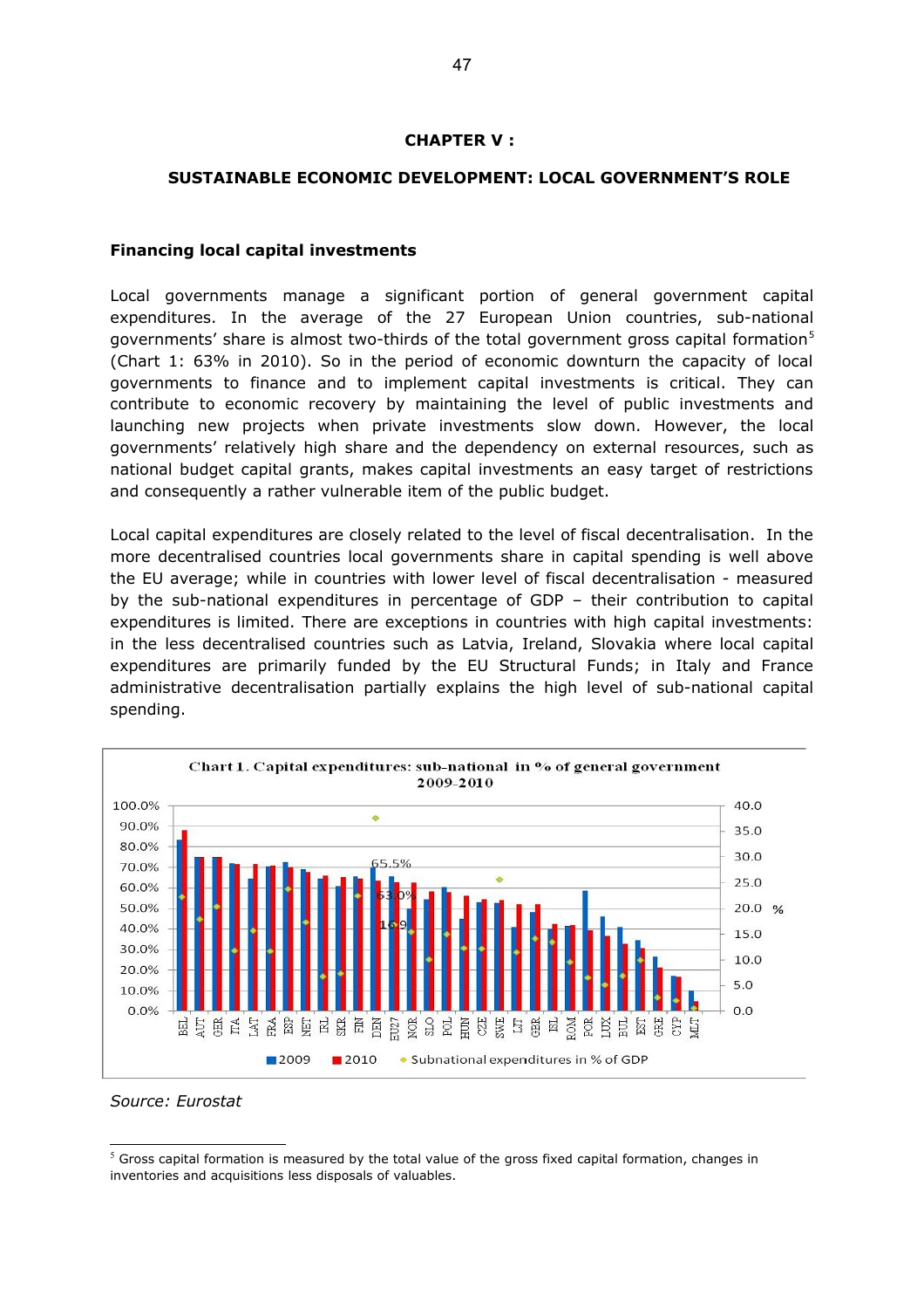## CHAPTER V :

## SUSTAINABLE ECONOMIC DEVELOPMENT: LOCAL GOVERNMENT'S ROLE

### Financing local capital investments

Local governments manage a significant portion of general government capital expenditures. In the average of the 27 European Union countries, sub-national governments' share is almost two-thirds of the total government gross capital formation[5] (Chart 1: 63% in 2010). So in the period of economic downturn the capacity of local governments to finance and to implement capital investments is critical. They can contribute to economic recovery by maintaining the level of public investments and launching new projects when private investments slow down. However, the local governments' relatively high share and the dependency on external resources, such as national budget capital grants, makes capital investments an easy target of restrictions and consequently a rather vulnerable item of the public budget.

Local capital expenditures are closely related to the level of fiscal decentralisation. In the more decentralised countries local governments share in capital spending is well above the EU average; while in countries with lower level of fiscal decentralisation - measured by the sub-national expenditures in percentage of GDP – their contribution to capital expenditures is limited. There are exceptions in countries with high capital investments: in the less decentralised countries such as Latvia, Ireland, Slovakia where local capital expenditures are primarily funded by the EU Structural Funds; in Italy and France administrative decentralisation partially explains the high level of sub-national capital spending.

**Chart 1. Capital expenditures: sub-national in % of general government 2009-2010**

*Source: Eurostat*

---

[5] Gross capital formation is measured by the total value of the gross fixed capital formation, changes in inventories and acquisitions less disposals of valuables.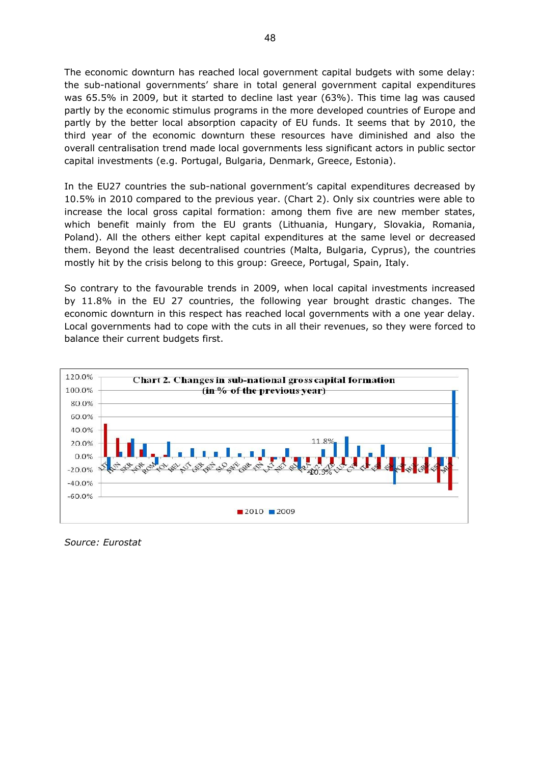The economic downturn has reached local government capital budgets with some delay: the sub-national governments' share in total general government capital expenditures was 65.5% in 2009, but it started to decline last year (63%). This time lag was caused partly by the economic stimulus programs in the more developed countries of Europe and partly by the better local absorption capacity of EU funds. It seems that by 2010, the third year of the economic downturn these resources have diminished and also the overall centralisation trend made local governments less significant actors in public sector capital investments (e.g. Portugal, Bulgaria, Denmark, Greece, Estonia).

In the EU27 countries the sub-national government's capital expenditures decreased by 10.5% in 2010 compared to the previous year. (Chart 2). Only six countries were able to increase the local gross capital formation: among them five are new member states, which benefit mainly from the EU grants (Lithuania, Hungary, Slovakia, Romania, Poland). All the others either kept capital expenditures at the same level or decreased them. Beyond the least decentralised countries (Malta, Bulgaria, Cyprus), the countries mostly hit by the crisis belong to this group: Greece, Portugal, Spain, Italy.

So contrary to the favourable trends in 2009, when local capital investments increased by 11.8% in the EU 27 countries, the following year brought drastic changes. The economic downturn in this respect has reached local governments with a one year delay. Local governments had to cope with the cuts in all their revenues, so they were forced to balance their current budgets first.

**Chart 2. Changes in sub-national gross capital formation (in % of the previous year)**

*Source: Eurostat*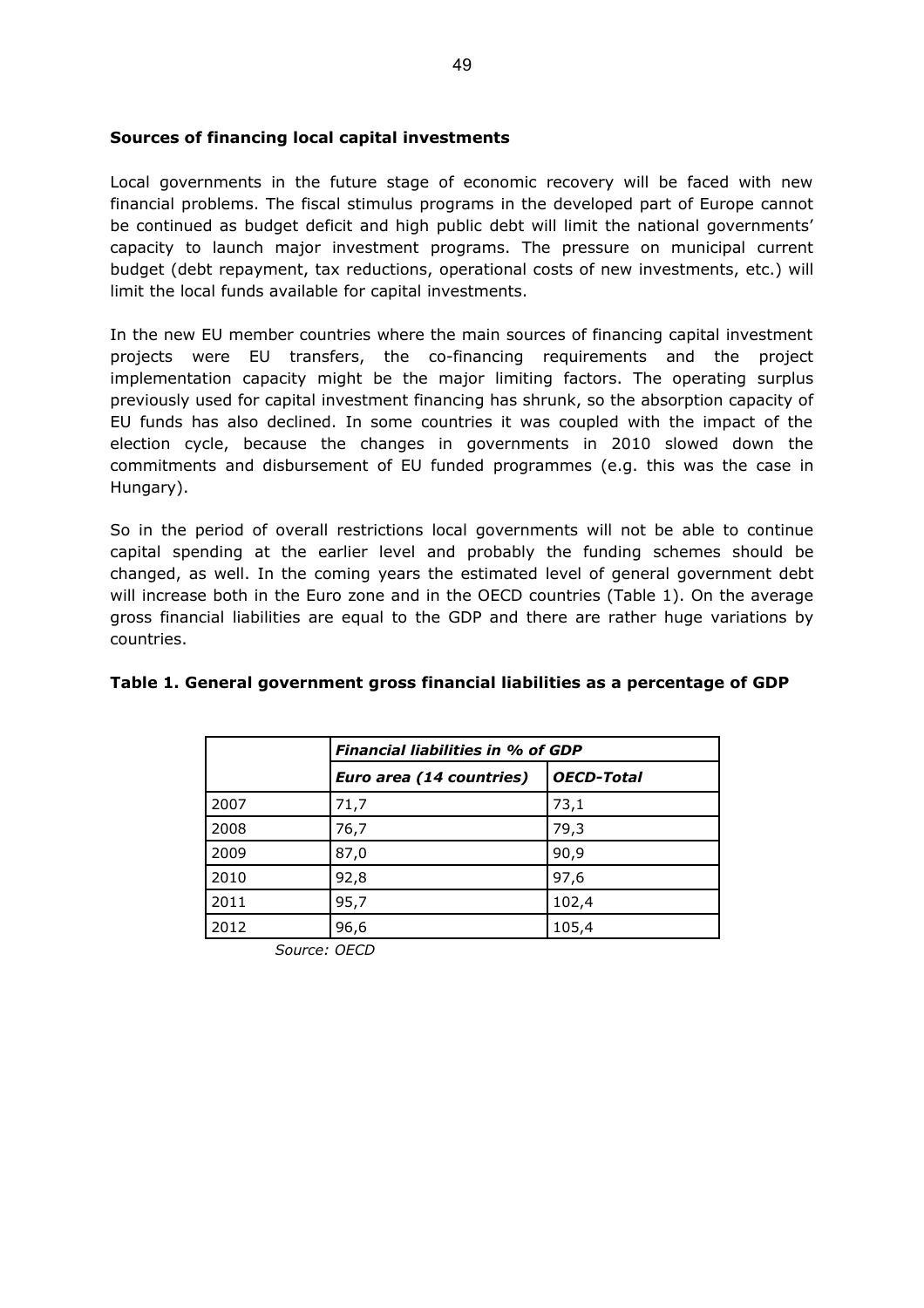### Sources of financing local capital investments

Local governments in the future stage of economic recovery will be faced with new financial problems. The fiscal stimulus programs in the developed part of Europe cannot be continued as budget deficit and high public debt will limit the national governments' capacity to launch major investment programs. The pressure on municipal current budget (debt repayment, tax reductions, operational costs of new investments, etc.) will limit the local funds available for capital investments.

In the new EU member countries where the main sources of financing capital investment projects were EU transfers, the co-financing requirements and the project implementation capacity might be the major limiting factors. The operating surplus previously used for capital investment financing has shrunk, so the absorption capacity of EU funds has also declined. In some countries it was coupled with the impact of the election cycle, because the changes in governments in 2010 slowed down the commitments and disbursement of EU funded programmes (e.g. this was the case in Hungary).

So in the period of overall restrictions local governments will not be able to continue capital spending at the earlier level and probably the funding schemes should be changed, as well. In the coming years the estimated level of general government debt will increase both in the Euro zone and in the OECD countries (Table 1). On the average gross financial liabilities are equal to the GDP and there are rather huge variations by countries.

**Table 1. General government gross financial liabilities as a percentage of GDP**

| | *Financial liabilities in % of GDP* | |
|---|---|---|
| | *Euro area (14 countries)* | *OECD-Total* |
| 2007 | 71,7 | 73,1 |
| 2008 | 76,7 | 79,3 |
| 2009 | 87,0 | 90,9 |
| 2010 | 92,8 | 97,6 |
| 2011 | 95,7 | 102,4 |
| 2012 | 96,6 | 105,4 |

*Source: OECD*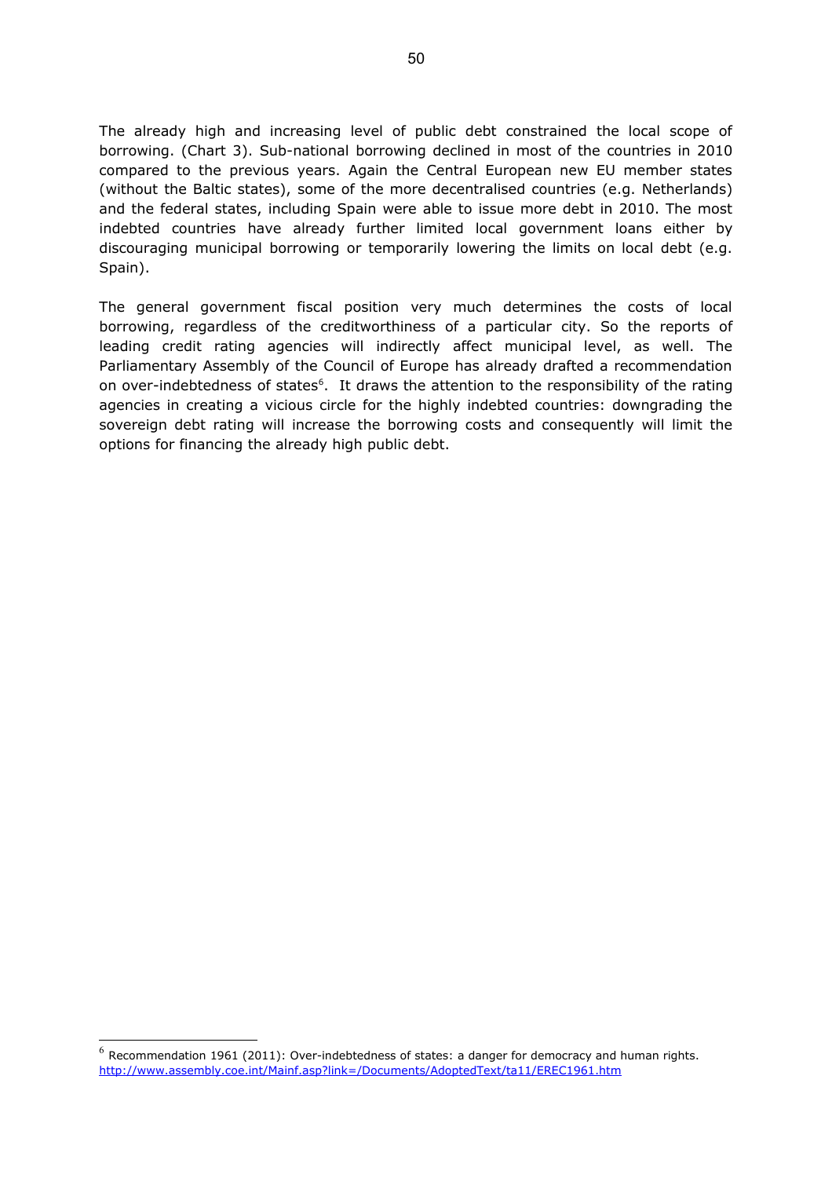The already high and increasing level of public debt constrained the local scope of borrowing. (Chart 3). Sub-national borrowing declined in most of the countries in 2010 compared to the previous years. Again the Central European new EU member states (without the Baltic states), some of the more decentralised countries (e.g. Netherlands) and the federal states, including Spain were able to issue more debt in 2010. The most indebted countries have already further limited local government loans either by discouraging municipal borrowing or temporarily lowering the limits on local debt (e.g. Spain).

The general government fiscal position very much determines the costs of local borrowing, regardless of the creditworthiness of a particular city. So the reports of leading credit rating agencies will indirectly affect municipal level, as well. The Parliamentary Assembly of the Council of Europe has already drafted a recommendation on over-indebtedness of states[6]. It draws the attention to the responsibility of the rating agencies in creating a vicious circle for the highly indebted countries: downgrading the sovereign debt rating will increase the borrowing costs and consequently will limit the options for financing the already high public debt.

---

[6] Recommendation 1961 (2011): Over-indebtedness of states: a danger for democracy and human rights. http://www.assembly.coe.int/Mainf.asp?link=/Documents/AdoptedText/ta11/EREC1961.htm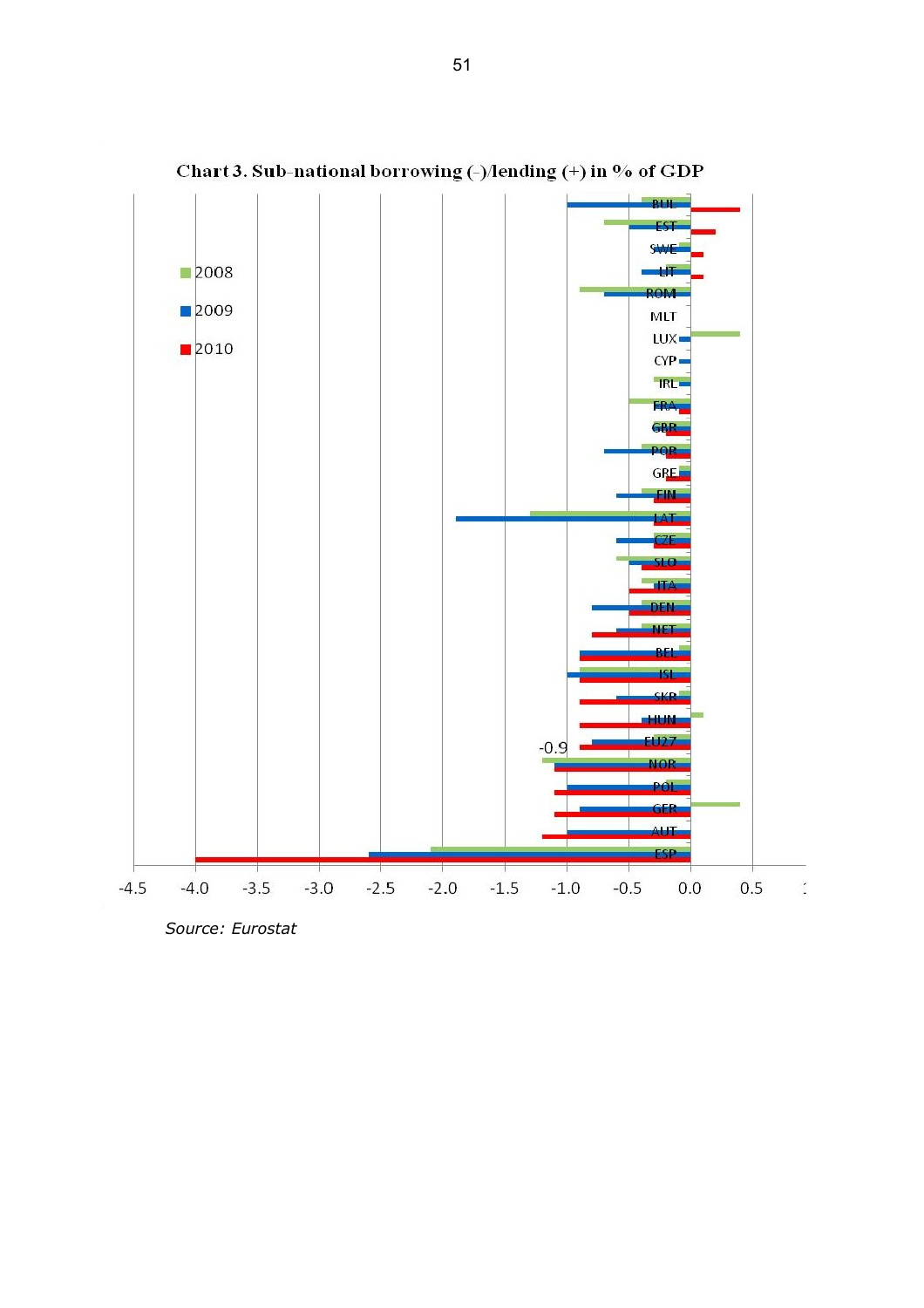**Chart 3. Sub-national borrowing (-)/lending (+) in % of GDP**

*Source: Eurostat*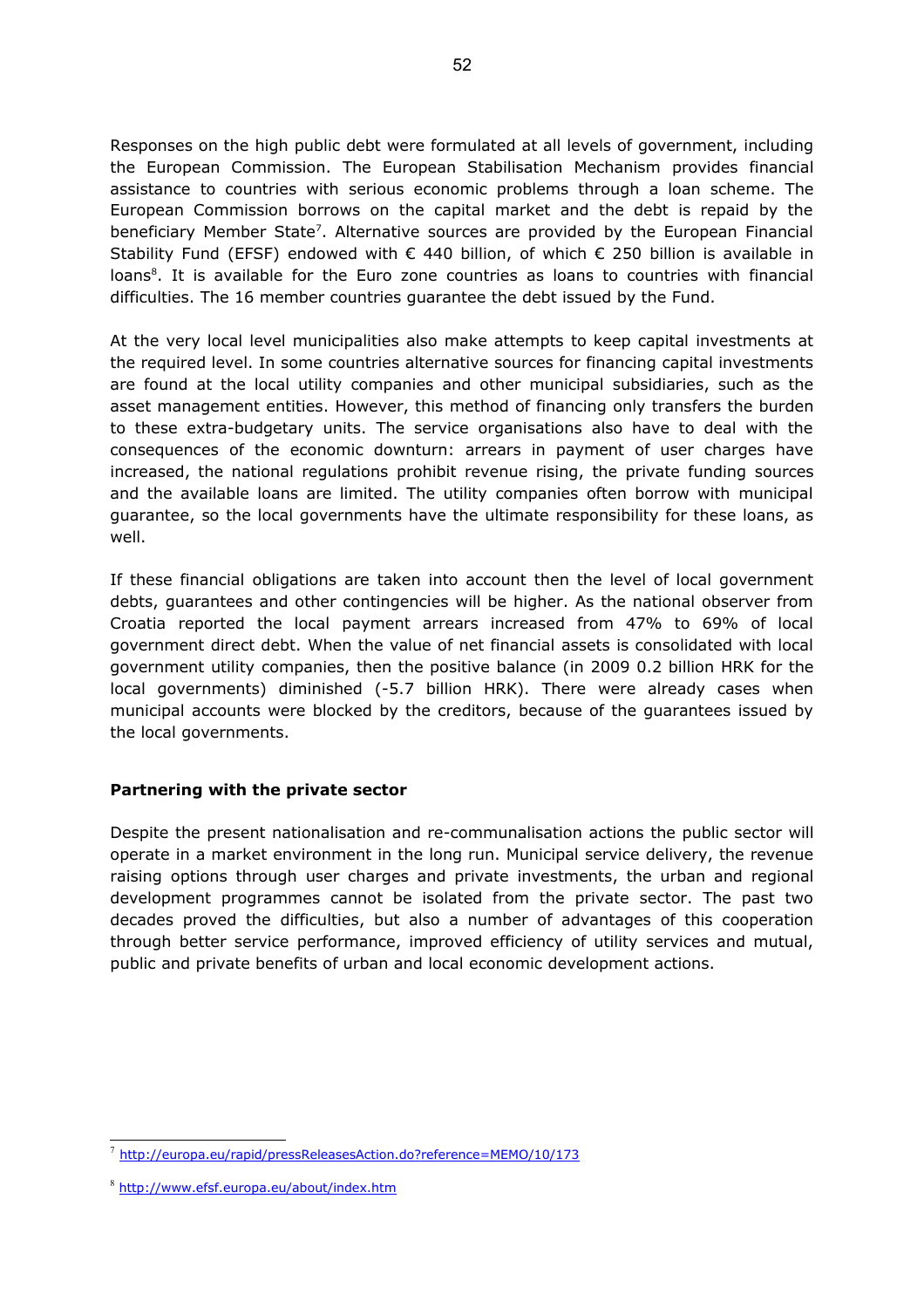Responses on the high public debt were formulated at all levels of government, including the European Commission. The European Stabilisation Mechanism provides financial assistance to countries with serious economic problems through a loan scheme. The European Commission borrows on the capital market and the debt is repaid by the beneficiary Member State[7]. Alternative sources are provided by the European Financial Stability Fund (EFSF) endowed with € 440 billion, of which € 250 billion is available in loans[8]. It is available for the Euro zone countries as loans to countries with financial difficulties. The 16 member countries guarantee the debt issued by the Fund.

At the very local level municipalities also make attempts to keep capital investments at the required level. In some countries alternative sources for financing capital investments are found at the local utility companies and other municipal subsidiaries, such as the asset management entities. However, this method of financing only transfers the burden to these extra-budgetary units. The service organisations also have to deal with the consequences of the economic downturn: arrears in payment of user charges have increased, the national regulations prohibit revenue rising, the private funding sources and the available loans are limited. The utility companies often borrow with municipal guarantee, so the local governments have the ultimate responsibility for these loans, as well.

If these financial obligations are taken into account then the level of local government debts, guarantees and other contingencies will be higher. As the national observer from Croatia reported the local payment arrears increased from 47% to 69% of local government direct debt. When the value of net financial assets is consolidated with local government utility companies, then the positive balance (in 2009 0.2 billion HRK for the local governments) diminished (-5.7 billion HRK). There were already cases when municipal accounts were blocked by the creditors, because of the guarantees issued by the local governments.

**Partnering with the private sector**

Despite the present nationalisation and re-communalisation actions the public sector will operate in a market environment in the long run. Municipal service delivery, the revenue raising options through user charges and private investments, the urban and regional development programmes cannot be isolated from the private sector. The past two decades proved the difficulties, but also a number of advantages of this cooperation through better service performance, improved efficiency of utility services and mutual, public and private benefits of urban and local economic development actions.

[7] http://europa.eu/rapid/pressReleasesAction.do?reference=MEMO/10/173

[8] http://www.efsf.europa.eu/about/index.htm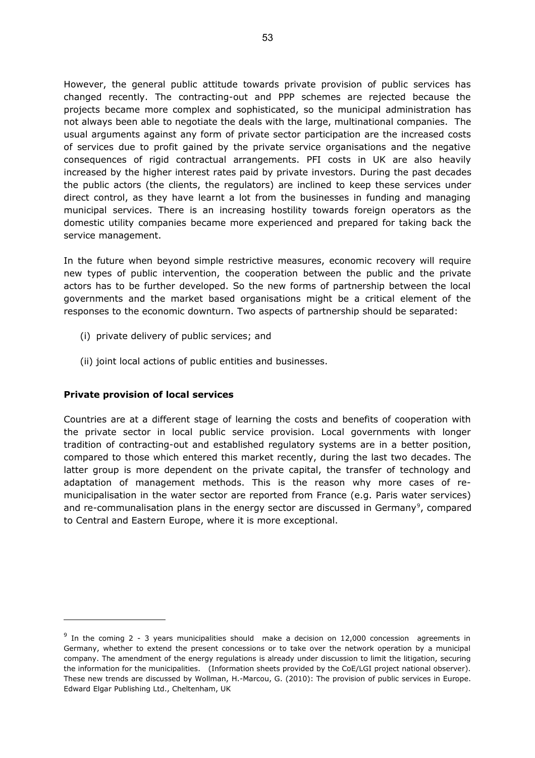However, the general public attitude towards private provision of public services has changed recently. The contracting-out and PPP schemes are rejected because the projects became more complex and sophisticated, so the municipal administration has not always been able to negotiate the deals with the large, multinational companies. The usual arguments against any form of private sector participation are the increased costs of services due to profit gained by the private service organisations and the negative consequences of rigid contractual arrangements. PFI costs in UK are also heavily increased by the higher interest rates paid by private investors. During the past decades the public actors (the clients, the regulators) are inclined to keep these services under direct control, as they have learnt a lot from the businesses in funding and managing municipal services. There is an increasing hostility towards foreign operators as the domestic utility companies became more experienced and prepared for taking back the service management.

In the future when beyond simple restrictive measures, economic recovery will require new types of public intervention, the cooperation between the public and the private actors has to be further developed. So the new forms of partnership between the local governments and the market based organisations might be a critical element of the responses to the economic downturn. Two aspects of partnership should be separated:

(i) private delivery of public services; and

(ii) joint local actions of public entities and businesses.

**Private provision of local services**

Countries are at a different stage of learning the costs and benefits of cooperation with the private sector in local public service provision. Local governments with longer tradition of contracting-out and established regulatory systems are in a better position, compared to those which entered this market recently, during the last two decades. The latter group is more dependent on the private capital, the transfer of technology and adaptation of management methods. This is the reason why more cases of re-municipalisation in the water sector are reported from France (e.g. Paris water services) and re-communalisation plans in the energy sector are discussed in Germany[9], compared to Central and Eastern Europe, where it is more exceptional.

---

[9] In the coming 2 - 3 years municipalities should make a decision on 12,000 concession agreements in Germany, whether to extend the present concessions or to take over the network operation by a municipal company. The amendment of the energy regulations is already under discussion to limit the litigation, securing the information for the municipalities. (Information sheets provided by the CoE/LGI project national observer). These new trends are discussed by Wollman, H.-Marcou, G. (2010): The provision of public services in Europe. Edward Elgar Publishing Ltd., Cheltenham, UK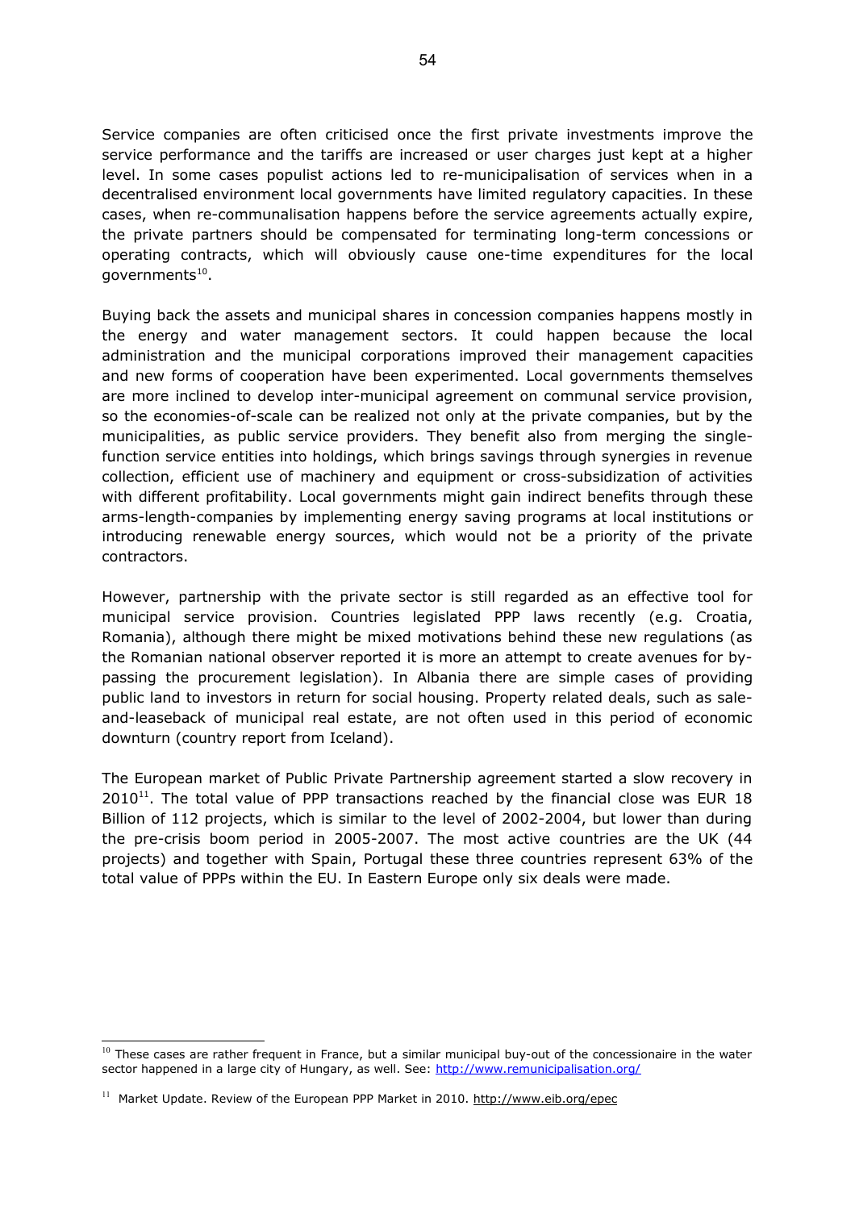Service companies are often criticised once the first private investments improve the service performance and the tariffs are increased or user charges just kept at a higher level. In some cases populist actions led to re-municipalisation of services when in a decentralised environment local governments have limited regulatory capacities. In these cases, when re-communalisation happens before the service agreements actually expire, the private partners should be compensated for terminating long-term concessions or operating contracts, which will obviously cause one-time expenditures for the local governments[10].

Buying back the assets and municipal shares in concession companies happens mostly in the energy and water management sectors. It could happen because the local administration and the municipal corporations improved their management capacities and new forms of cooperation have been experimented. Local governments themselves are more inclined to develop inter-municipal agreement on communal service provision, so the economies-of-scale can be realized not only at the private companies, but by the municipalities, as public service providers. They benefit also from merging the single-function service entities into holdings, which brings savings through synergies in revenue collection, efficient use of machinery and equipment or cross-subsidization of activities with different profitability. Local governments might gain indirect benefits through these arms-length-companies by implementing energy saving programs at local institutions or introducing renewable energy sources, which would not be a priority of the private contractors.

However, partnership with the private sector is still regarded as an effective tool for municipal service provision. Countries legislated PPP laws recently (e.g. Croatia, Romania), although there might be mixed motivations behind these new regulations (as the Romanian national observer reported it is more an attempt to create avenues for by-passing the procurement legislation). In Albania there are simple cases of providing public land to investors in return for social housing. Property related deals, such as sale-and-leaseback of municipal real estate, are not often used in this period of economic downturn (country report from Iceland).

The European market of Public Private Partnership agreement started a slow recovery in 2010[11]. The total value of PPP transactions reached by the financial close was EUR 18 Billion of 112 projects, which is similar to the level of 2002-2004, but lower than during the pre-crisis boom period in 2005-2007. The most active countries are the UK (44 projects) and together with Spain, Portugal these three countries represent 63% of the total value of PPPs within the EU. In Eastern Europe only six deals were made.

---

[10] These cases are rather frequent in France, but a similar municipal buy-out of the concessionaire in the water sector happened in a large city of Hungary, as well. See: http://www.remunicipalisation.org/

[11] Market Update. Review of the European PPP Market in 2010. http://www.eib.org/epec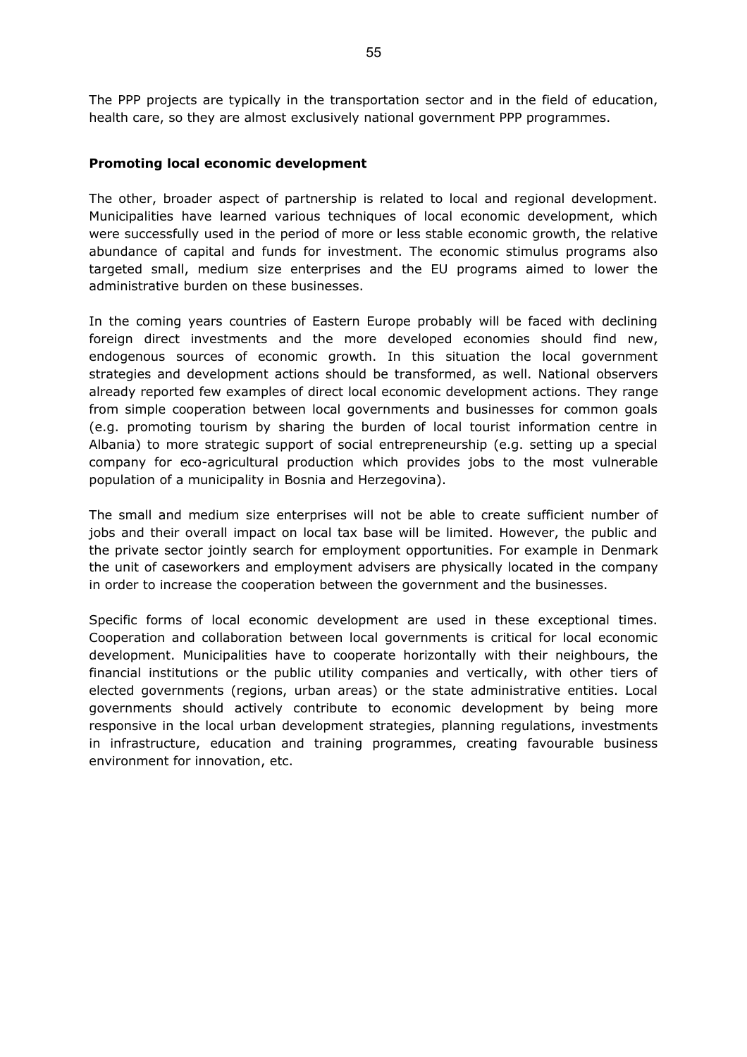The PPP projects are typically in the transportation sector and in the field of education, health care, so they are almost exclusively national government PPP programmes.

**Promoting local economic development**

The other, broader aspect of partnership is related to local and regional development. Municipalities have learned various techniques of local economic development, which were successfully used in the period of more or less stable economic growth, the relative abundance of capital and funds for investment. The economic stimulus programs also targeted small, medium size enterprises and the EU programs aimed to lower the administrative burden on these businesses.

In the coming years countries of Eastern Europe probably will be faced with declining foreign direct investments and the more developed economies should find new, endogenous sources of economic growth. In this situation the local government strategies and development actions should be transformed, as well. National observers already reported few examples of direct local economic development actions. They range from simple cooperation between local governments and businesses for common goals (e.g. promoting tourism by sharing the burden of local tourist information centre in Albania) to more strategic support of social entrepreneurship (e.g. setting up a special company for eco-agricultural production which provides jobs to the most vulnerable population of a municipality in Bosnia and Herzegovina).

The small and medium size enterprises will not be able to create sufficient number of jobs and their overall impact on local tax base will be limited. However, the public and the private sector jointly search for employment opportunities. For example in Denmark the unit of caseworkers and employment advisers are physically located in the company in order to increase the cooperation between the government and the businesses.

Specific forms of local economic development are used in these exceptional times. Cooperation and collaboration between local governments is critical for local economic development. Municipalities have to cooperate horizontally with their neighbours, the financial institutions or the public utility companies and vertically, with other tiers of elected governments (regions, urban areas) or the state administrative entities. Local governments should actively contribute to economic development by being more responsive in the local urban development strategies, planning regulations, investments in infrastructure, education and training programmes, creating favourable business environment for innovation, etc.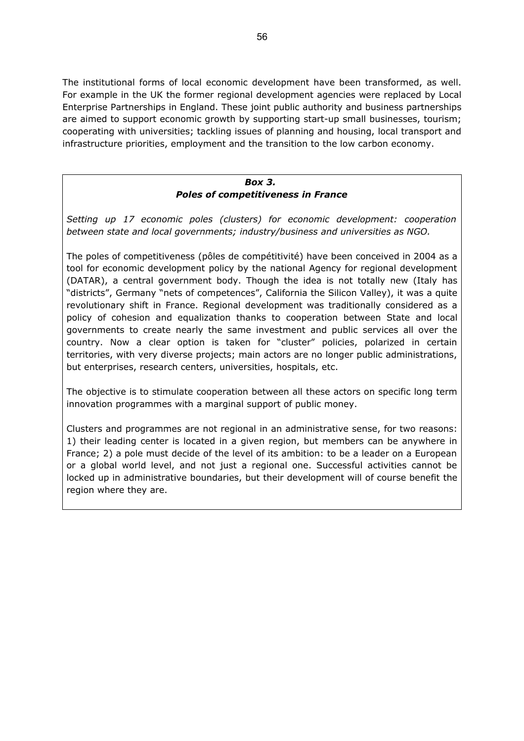The institutional forms of local economic development have been transformed, as well. For example in the UK the former regional development agencies were replaced by Local Enterprise Partnerships in England. These joint public authority and business partnerships are aimed to support economic growth by supporting start-up small businesses, tourism; cooperating with universities; tackling issues of planning and housing, local transport and infrastructure priorities, employment and the transition to the low carbon economy.

### *Box 3.*
### *Poles of competitiveness in France*

*Setting up 17 economic poles (clusters) for economic development: cooperation between state and local governments; industry/business and universities as NGO.*

The poles of competitiveness (pôles de compétitivité) have been conceived in 2004 as a tool for economic development policy by the national Agency for regional development (DATAR), a central government body. Though the idea is not totally new (Italy has "districts", Germany "nets of competences", California the Silicon Valley), it was a quite revolutionary shift in France. Regional development was traditionally considered as a policy of cohesion and equalization thanks to cooperation between State and local governments to create nearly the same investment and public services all over the country. Now a clear option is taken for "cluster" policies, polarized in certain territories, with very diverse projects; main actors are no longer public administrations, but enterprises, research centers, universities, hospitals, etc.

The objective is to stimulate cooperation between all these actors on specific long term innovation programmes with a marginal support of public money.

Clusters and programmes are not regional in an administrative sense, for two reasons: 1) their leading center is located in a given region, but members can be anywhere in France; 2) a pole must decide of the level of its ambition: to be a leader on a European or a global world level, and not just a regional one. Successful activities cannot be locked up in administrative boundaries, but their development will of course benefit the region where they are.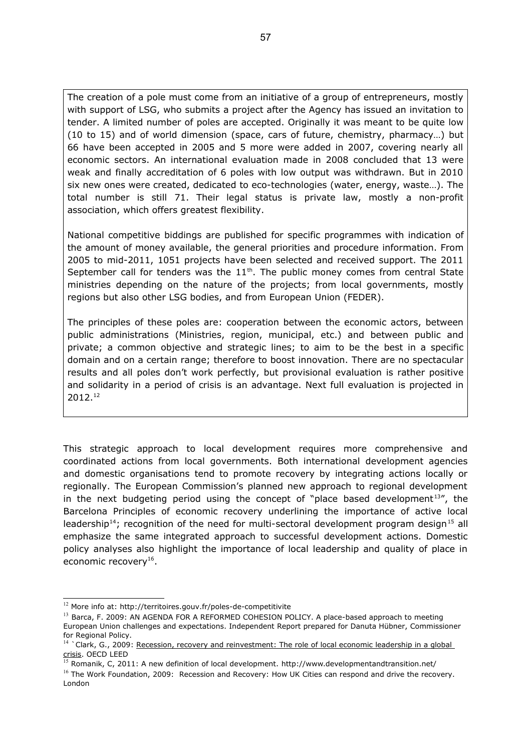The creation of a pole must come from an initiative of a group of entrepreneurs, mostly with support of LSG, who submits a project after the Agency has issued an invitation to tender. A limited number of poles are accepted. Originally it was meant to be quite low (10 to 15) and of world dimension (space, cars of future, chemistry, pharmacy…) but 66 have been accepted in 2005 and 5 more were added in 2007, covering nearly all economic sectors. An international evaluation made in 2008 concluded that 13 were weak and finally accreditation of 6 poles with low output was withdrawn. But in 2010 six new ones were created, dedicated to eco-technologies (water, energy, waste…). The total number is still 71. Their legal status is private law, mostly a non-profit association, which offers greatest flexibility.

National competitive biddings are published for specific programmes with indication of the amount of money available, the general priorities and procedure information. From 2005 to mid-2011, 1051 projects have been selected and received support. The 2011 September call for tenders was the 11th. The public money comes from central State ministries depending on the nature of the projects; from local governments, mostly regions but also other LSG bodies, and from European Union (FEDER).

The principles of these poles are: cooperation between the economic actors, between public administrations (Ministries, region, municipal, etc.) and between public and private; a common objective and strategic lines; to aim to be the best in a specific domain and on a certain range; therefore to boost innovation. There are no spectacular results and all poles don't work perfectly, but provisional evaluation is rather positive and solidarity in a period of crisis is an advantage. Next full evaluation is projected in 2012.[12]

This strategic approach to local development requires more comprehensive and coordinated actions from local governments. Both international development agencies and domestic organisations tend to promote recovery by integrating actions locally or regionally. The European Commission's planned new approach to regional development in the next budgeting period using the concept of "place based development[13]", the Barcelona Principles of economic recovery underlining the importance of active local leadership[14]; recognition of the need for multi-sectoral development program design[15] all emphasize the same integrated approach to successful development actions. Domestic policy analyses also highlight the importance of local leadership and quality of place in economic recovery[16].

---

[12] More info at: http://territoires.gouv.fr/poles-de-competitivite

[13] Barca, F. 2009: AN AGENDA FOR A REFORMED COHESION POLICY. A place-based approach to meeting European Union challenges and expectations. Independent Report prepared for Danuta Hübner, Commissioner for Regional Policy.

[14] `Clark, G., 2009: Recession, recovery and reinvestment: The role of local economic leadership in a global crisis. OECD LEED

[15] Romanik, C, 2011: A new definition of local development. http://www.developmentandtransition.net/

[16] The Work Foundation, 2009: Recession and Recovery: How UK Cities can respond and drive the recovery. London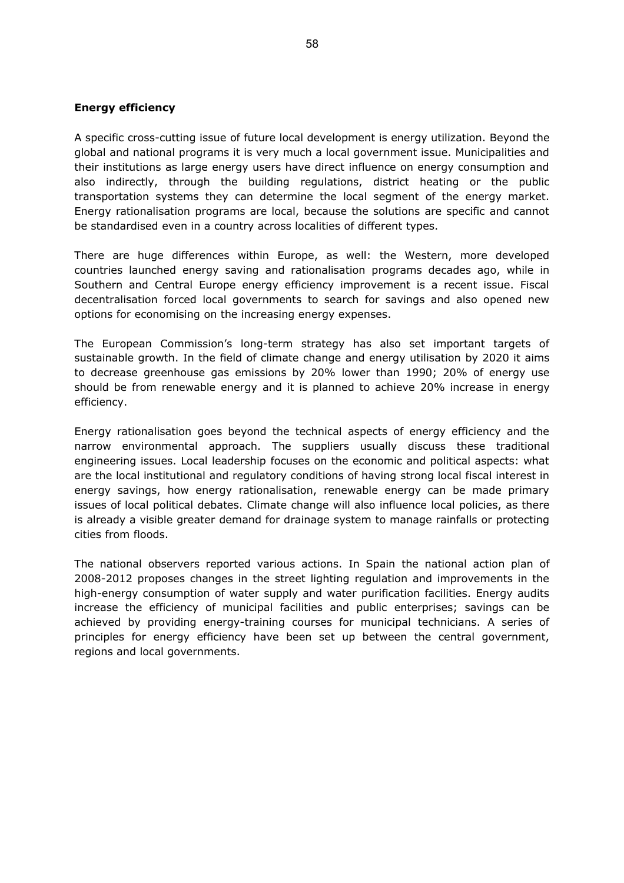**Energy efficiency**

A specific cross-cutting issue of future local development is energy utilization. Beyond the global and national programs it is very much a local government issue. Municipalities and their institutions as large energy users have direct influence on energy consumption and also indirectly, through the building regulations, district heating or the public transportation systems they can determine the local segment of the energy market. Energy rationalisation programs are local, because the solutions are specific and cannot be standardised even in a country across localities of different types.

There are huge differences within Europe, as well: the Western, more developed countries launched energy saving and rationalisation programs decades ago, while in Southern and Central Europe energy efficiency improvement is a recent issue. Fiscal decentralisation forced local governments to search for savings and also opened new options for economising on the increasing energy expenses.

The European Commission's long-term strategy has also set important targets of sustainable growth. In the field of climate change and energy utilisation by 2020 it aims to decrease greenhouse gas emissions by 20% lower than 1990; 20% of energy use should be from renewable energy and it is planned to achieve 20% increase in energy efficiency.

Energy rationalisation goes beyond the technical aspects of energy efficiency and the narrow environmental approach. The suppliers usually discuss these traditional engineering issues. Local leadership focuses on the economic and political aspects: what are the local institutional and regulatory conditions of having strong local fiscal interest in energy savings, how energy rationalisation, renewable energy can be made primary issues of local political debates. Climate change will also influence local policies, as there is already a visible greater demand for drainage system to manage rainfalls or protecting cities from floods.

The national observers reported various actions. In Spain the national action plan of 2008-2012 proposes changes in the street lighting regulation and improvements in the high-energy consumption of water supply and water purification facilities. Energy audits increase the efficiency of municipal facilities and public enterprises; savings can be achieved by providing energy-training courses for municipal technicians. A series of principles for energy efficiency have been set up between the central government, regions and local governments.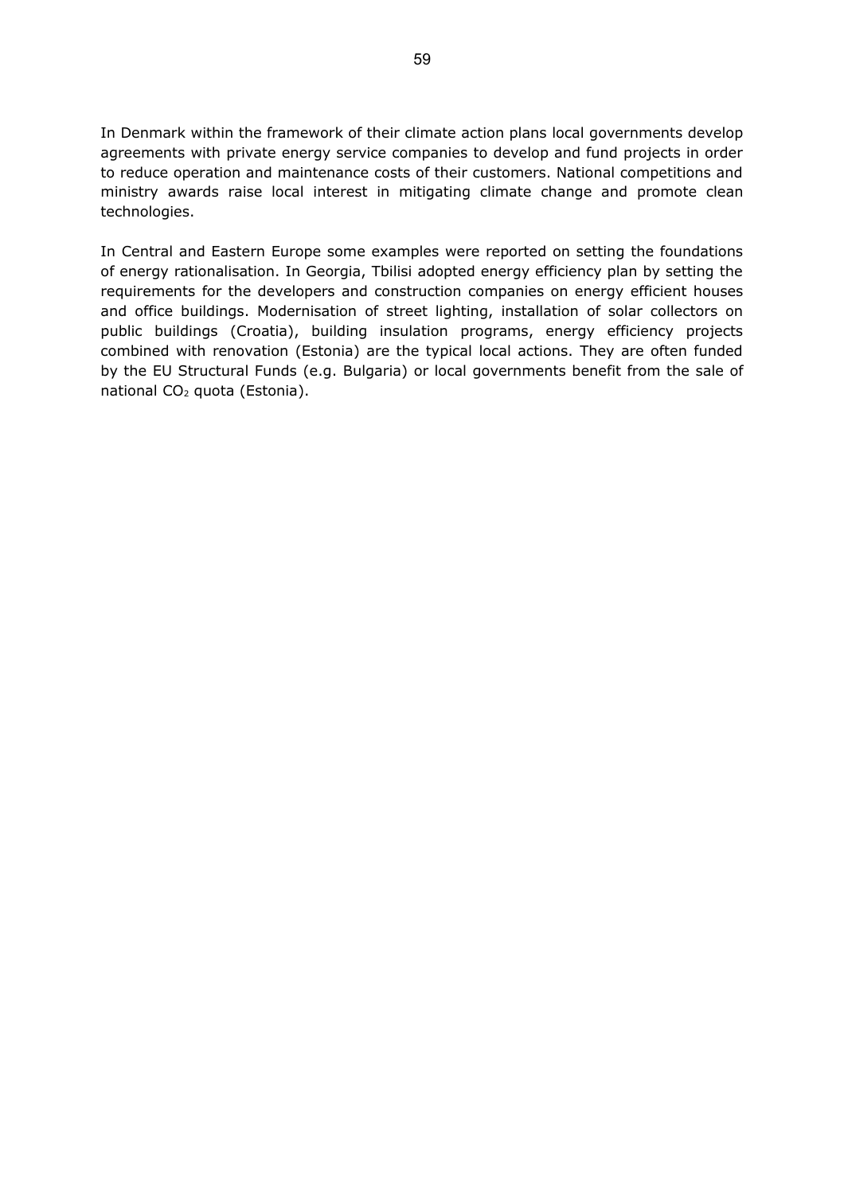In Denmark within the framework of their climate action plans local governments develop agreements with private energy service companies to develop and fund projects in order to reduce operation and maintenance costs of their customers. National competitions and ministry awards raise local interest in mitigating climate change and promote clean technologies.

In Central and Eastern Europe some examples were reported on setting the foundations of energy rationalisation. In Georgia, Tbilisi adopted energy efficiency plan by setting the requirements for the developers and construction companies on energy efficient houses and office buildings. Modernisation of street lighting, installation of solar collectors on public buildings (Croatia), building insulation programs, energy efficiency projects combined with renovation (Estonia) are the typical local actions. They are often funded by the EU Structural Funds (e.g. Bulgaria) or local governments benefit from the sale of national $CO_2$ quota (Estonia).